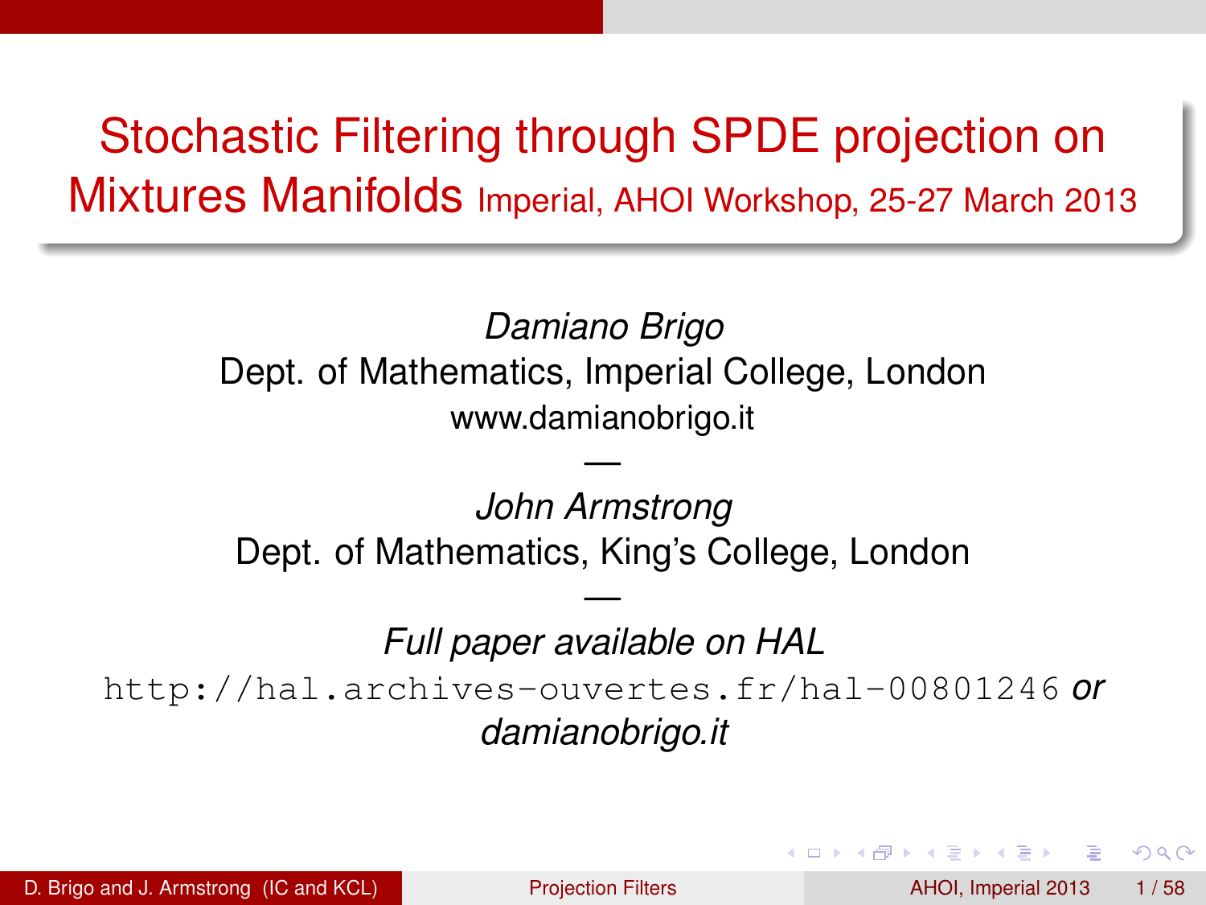# Stochastic Filtering through SPDE projection on Mixtures Manifolds Imperial, AHOI Workshop, 25-27 March 2013

*Damiano Brigo*

Dept. of Mathematics, Imperial College, London

www.damianobrigo.it

—

*John Armstrong*

Dept. of Mathematics, King's College, London

—

*Full paper available on HAL*

`http://hal.archives-ouvertes.fr/hal-00801246` *or damianobrigo.it*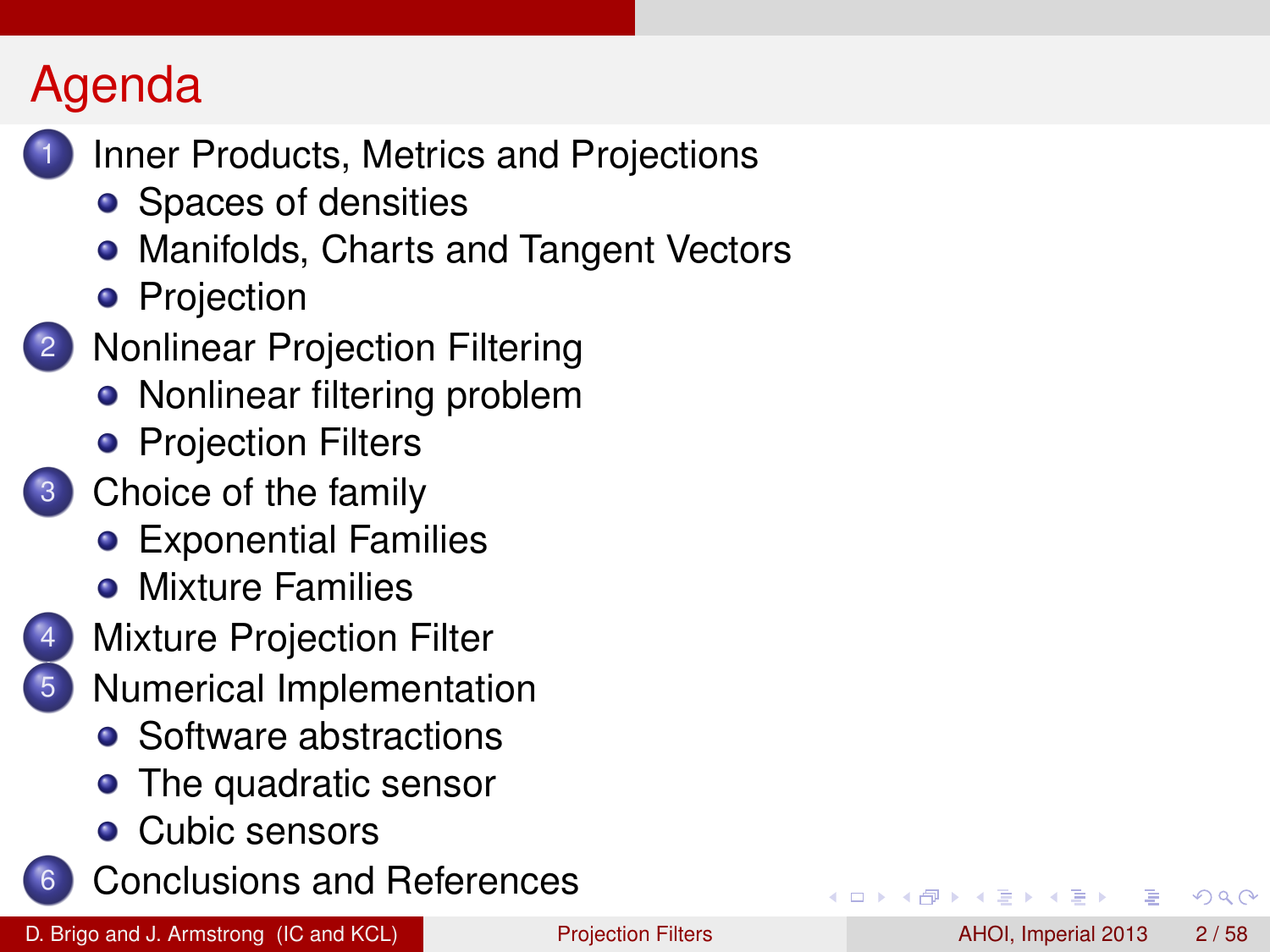# Agenda

1. Inner Products, Metrics and Projections
   - Spaces of densities
   - Manifolds, Charts and Tangent Vectors
   - Projection
2. Nonlinear Projection Filtering
   - Nonlinear filtering problem
   - Projection Filters
3. Choice of the family
   - Exponential Families
   - Mixture Families
4. Mixture Projection Filter
5. Numerical Implementation
   - Software abstractions
   - The quadratic sensor
   - Cubic sensors
6. Conclusions and References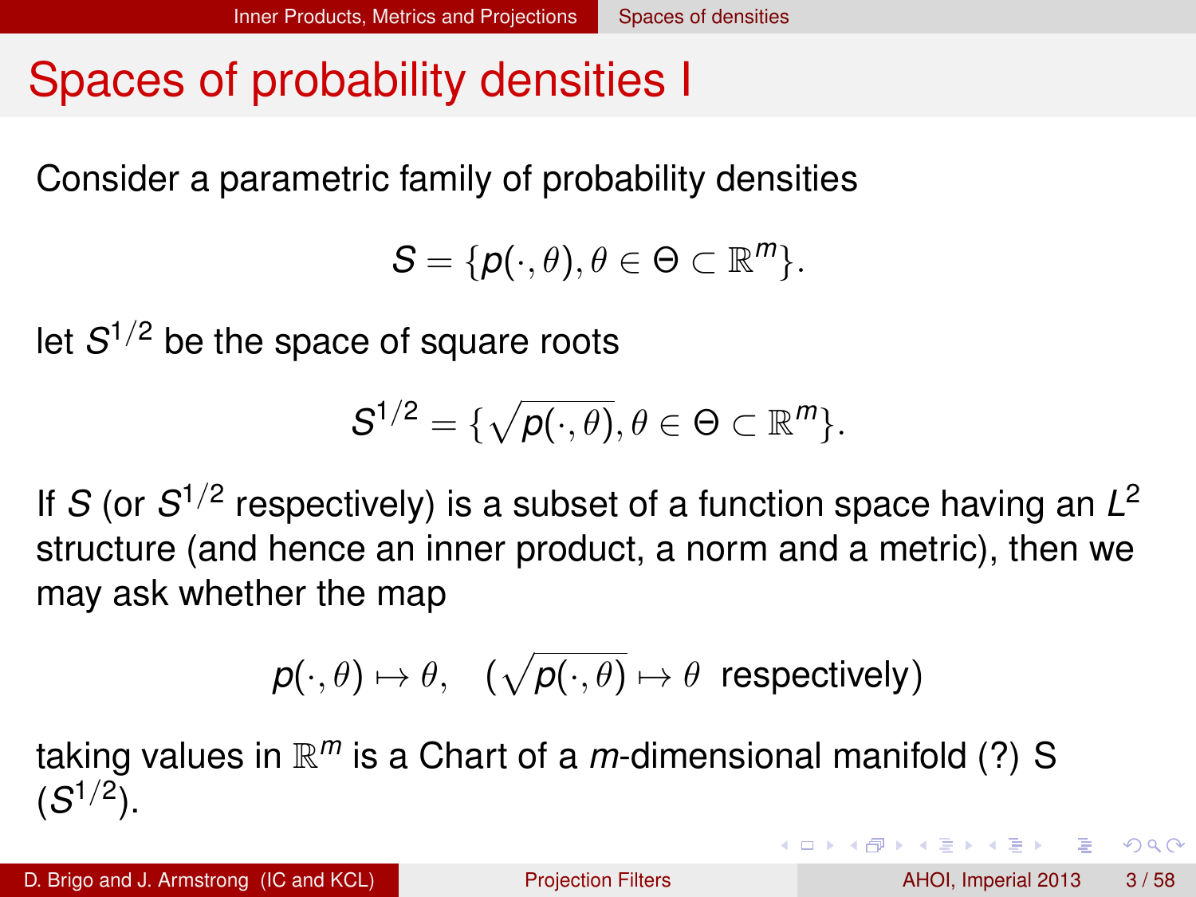# Spaces of probability densities I

Consider a parametric family of probability densities

$$S = \{p(\cdot, \theta), \theta \in \Theta \subset \mathbb{R}^m\}.$$

let $S^{1/2}$ be the space of square roots

$$S^{1/2} = \{\sqrt{p(\cdot, \theta)}, \theta \in \Theta \subset \mathbb{R}^m\}.$$

If $S$ (or $S^{1/2}$ respectively) is a subset of a function space having an $L^2$ structure (and hence an inner product, a norm and a metric), then we may ask whether the map

$$p(\cdot, \theta) \mapsto \theta, \quad (\sqrt{p(\cdot, \theta)} \mapsto \theta \text{ respectively})$$

taking values in $\mathbb{R}^m$ is a Chart of a $m$-dimensional manifold (?) S ($S^{1/2}$).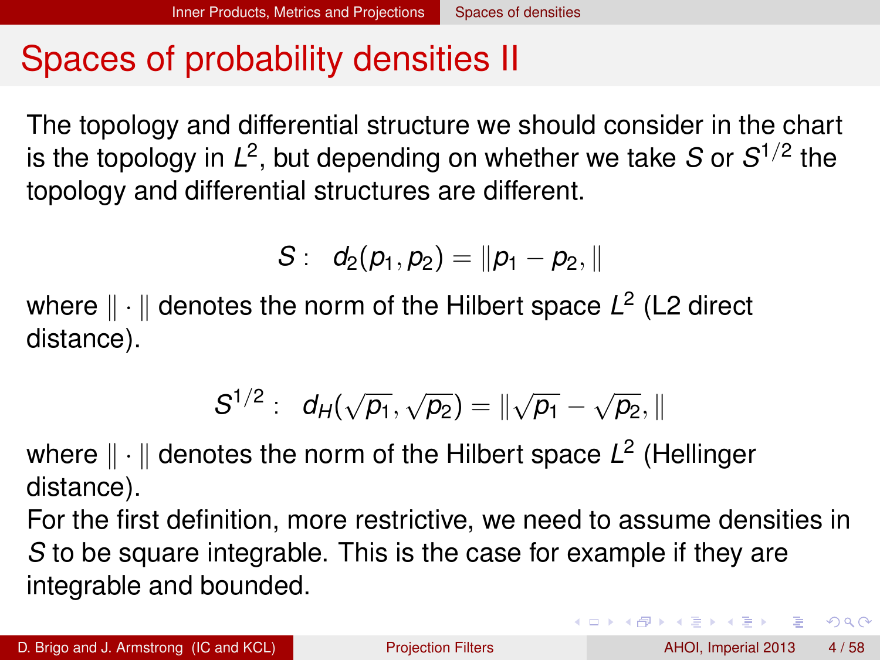# Spaces of probability densities II

The topology and differential structure we should consider in the chart is the topology in $L^2$, but depending on whether we take $S$ or $S^{1/2}$ the topology and differential structures are different.

$$S: \quad d_2(p_1, p_2) = \|p_1 - p_2, \|$$

where $\|\cdot\|$ denotes the norm of the Hilbert space $L^2$ (L2 direct distance).

$$S^{1/2}: \quad d_H(\sqrt{p_1}, \sqrt{p_2}) = \|\sqrt{p_1} - \sqrt{p_2}, \|$$

where $\|\cdot\|$ denotes the norm of the Hilbert space $L^2$ (Hellinger distance).

For the first definition, more restrictive, we need to assume densities in $S$ to be square integrable. This is the case for example if they are integrable and bounded.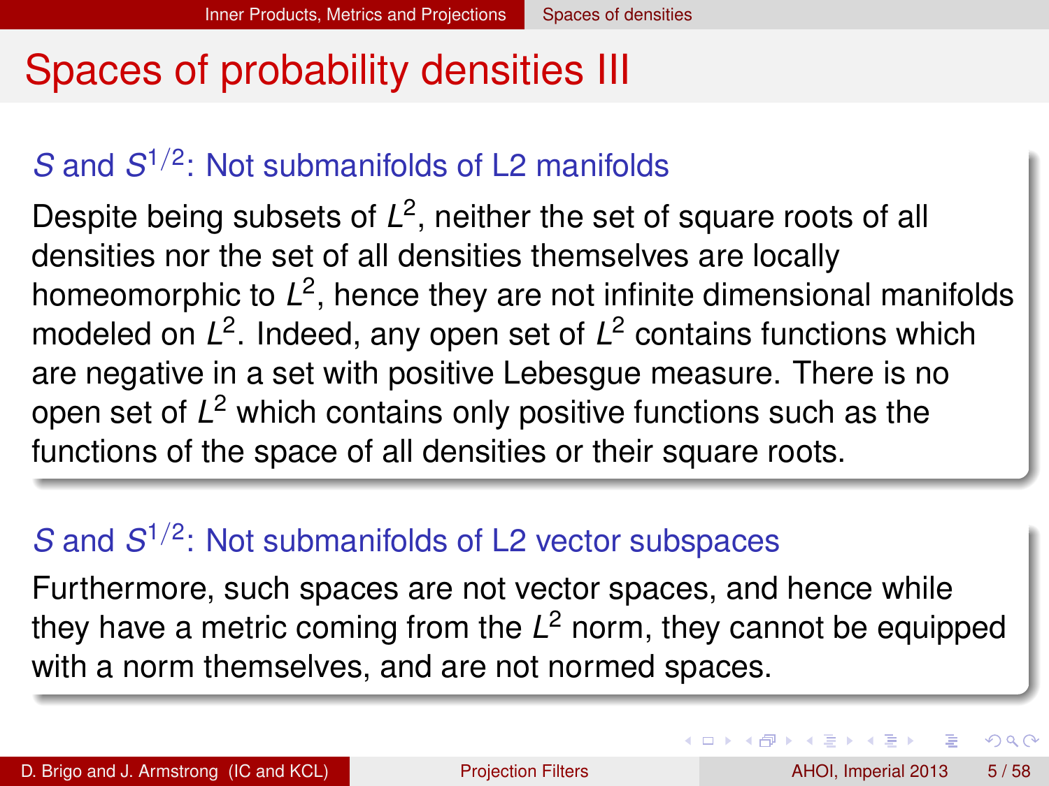# Spaces of probability densities III

### $S$ and $S^{1/2}$: Not submanifolds of L2 manifolds

Despite being subsets of $L^2$, neither the set of square roots of all densities nor the set of all densities themselves are locally homeomorphic to $L^2$, hence they are not infinite dimensional manifolds modeled on $L^2$. Indeed, any open set of $L^2$ contains functions which are negative in a set with positive Lebesgue measure. There is no open set of $L^2$ which contains only positive functions such as the functions of the space of all densities or their square roots.

### $S$ and $S^{1/2}$: Not submanifolds of L2 vector subspaces

Furthermore, such spaces are not vector spaces, and hence while they have a metric coming from the $L^2$ norm, they cannot be equipped with a norm themselves, and are not normed spaces.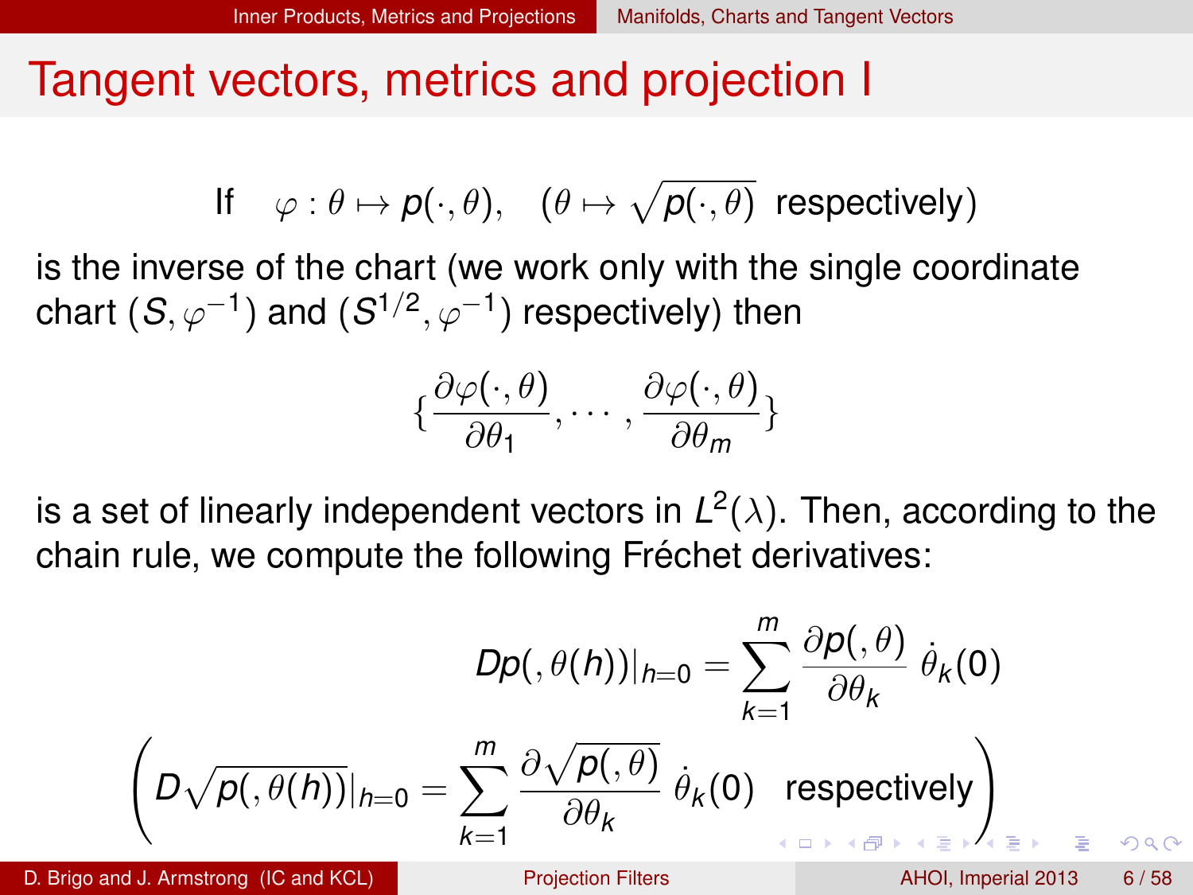# Tangent vectors, metrics and projection I

$$\text{If} \quad \varphi : \theta \mapsto p(\cdot, \theta), \quad (\theta \mapsto \sqrt{p(\cdot, \theta)} \text{ respectively})$$

is the inverse of the chart (we work only with the single coordinate chart $(S, \varphi^{-1})$ and $(S^{1/2}, \varphi^{-1})$ respectively) then

$$\{\frac{\partial \varphi(\cdot, \theta)}{\partial \theta_1}, \cdots, \frac{\partial \varphi(\cdot, \theta)}{\partial \theta_m}\}$$

is a set of linearly independent vectors in $L^2(\lambda)$. Then, according to the chain rule, we compute the following Fréchet derivatives:

$$Dp(, \theta(h))|_{h=0} = \sum_{k=1}^{m} \frac{\partial p(, \theta)}{\partial \theta_k} \; \dot{\theta}_k(0)$$

$$\left( D\sqrt{p(, \theta(h))}|_{h=0} = \sum_{k=1}^{m} \frac{\partial \sqrt{p(, \theta)}}{\partial \theta_k} \; \dot{\theta}_k(0) \quad \text{respectively} \right)$$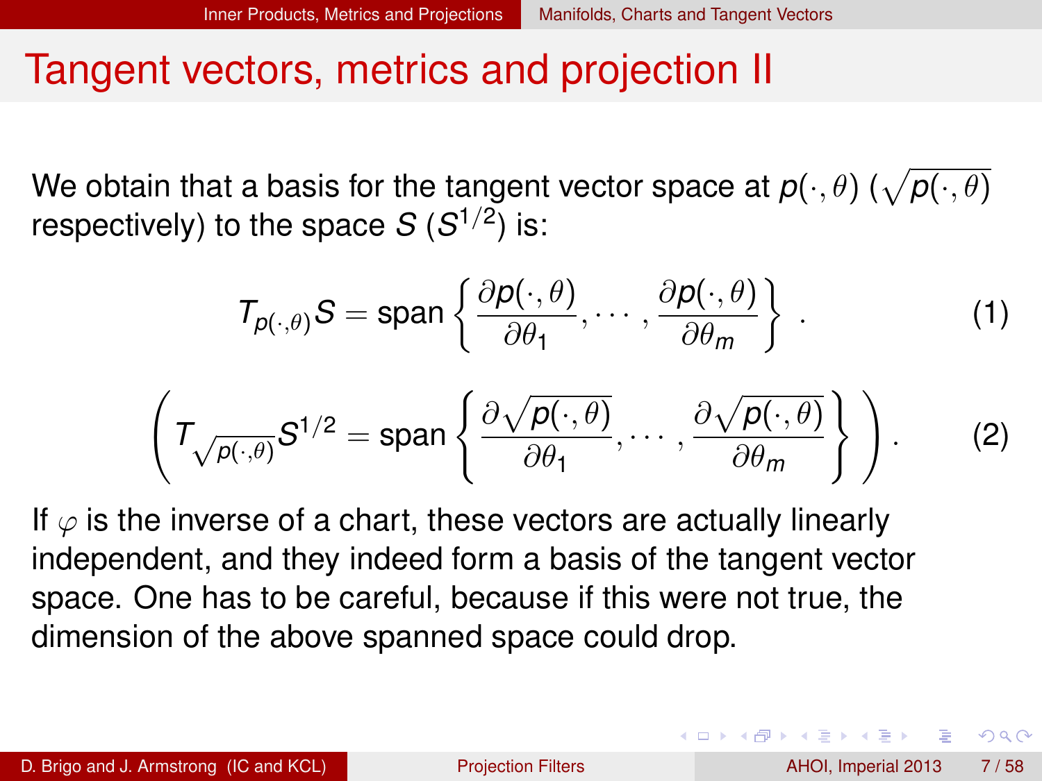# Tangent vectors, metrics and projection II

We obtain that a basis for the tangent vector space at $p(\cdot, \theta)$ ($\sqrt{p(\cdot, \theta)}$ respectively) to the space $S$ ($S^{1/2}$) is:

$$T_{p(\cdot,\theta)} S = \text{span} \left\{ \frac{\partial p(\cdot, \theta)}{\partial \theta_1}, \cdots, \frac{\partial p(\cdot, \theta)}{\partial \theta_m} \right\} . \tag{1}$$

$$\left( T_{\sqrt{p(\cdot,\theta)}} S^{1/2} = \text{span} \left\{ \frac{\partial \sqrt{p(\cdot, \theta)}}{\partial \theta_1}, \cdots, \frac{\partial \sqrt{p(\cdot, \theta)}}{\partial \theta_m} \right\} \right) . \tag{2}$$

If $\varphi$ is the inverse of a chart, these vectors are actually linearly independent, and they indeed form a basis of the tangent vector space. One has to be careful, because if this were not true, the dimension of the above spanned space could drop.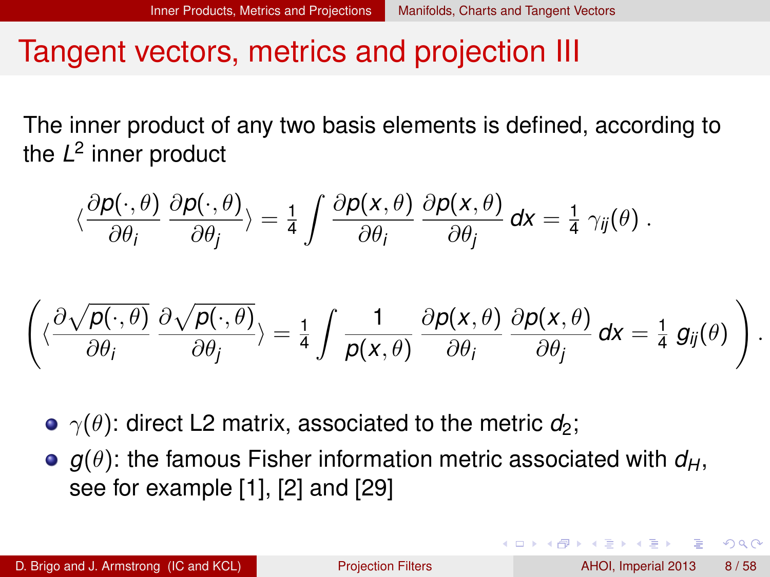# Tangent vectors, metrics and projection III

The inner product of any two basis elements is defined, according to the $L^2$ inner product

$$\langle \frac{\partial p(\cdot,\theta)}{\partial \theta_i} \; \frac{\partial p(\cdot,\theta)}{\partial \theta_j} \rangle = \tfrac{1}{4} \int \frac{\partial p(x,\theta)}{\partial \theta_i} \; \frac{\partial p(x,\theta)}{\partial \theta_j} \, dx = \tfrac{1}{4} \, \gamma_{ij}(\theta) \; .$$

$$\left( \langle \frac{\partial \sqrt{p(\cdot,\theta)}}{\partial \theta_i} \; \frac{\partial \sqrt{p(\cdot,\theta)}}{\partial \theta_j} \rangle = \tfrac{1}{4} \int \frac{1}{p(x,\theta)} \; \frac{\partial p(x,\theta)}{\partial \theta_i} \; \frac{\partial p(x,\theta)}{\partial \theta_j} \, dx = \tfrac{1}{4} \, g_{ij}(\theta) \right) .$$

- $\gamma(\theta)$: direct L2 matrix, associated to the metric $d_2$;
- $g(\theta)$: the famous Fisher information metric associated with $d_H$, see for example [1], [2] and [29]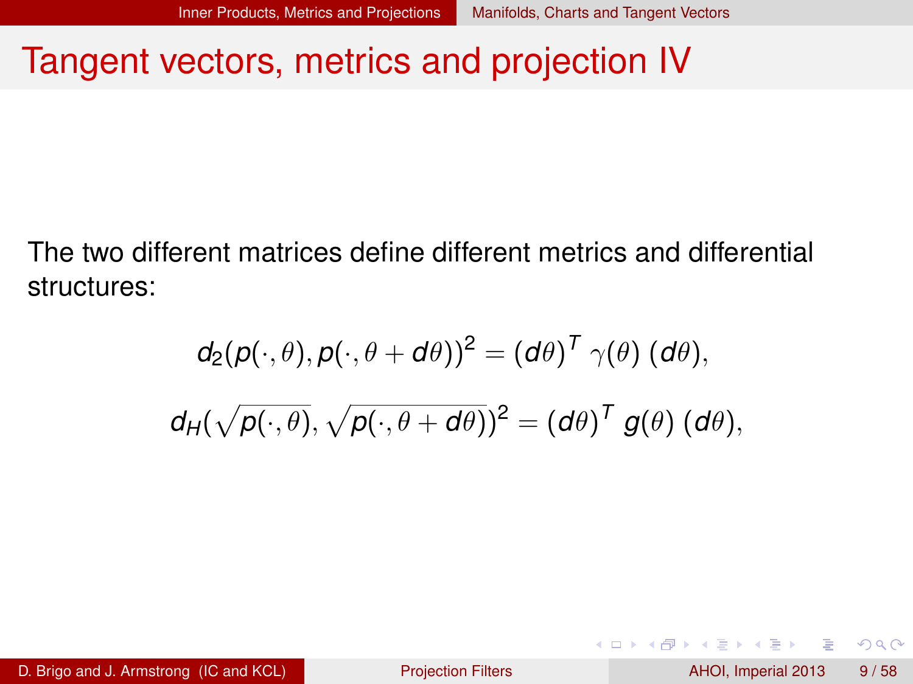# Tangent vectors, metrics and projection IV

The two different matrices define different metrics and differential structures:

$$d_2(p(\cdot,\theta), p(\cdot,\theta + d\theta))^2 = (d\theta)^T \, \gamma(\theta) \, (d\theta),$$

$$d_H(\sqrt{p(\cdot,\theta)}, \sqrt{p(\cdot,\theta + d\theta)})^2 = (d\theta)^T \, g(\theta) \, (d\theta),$$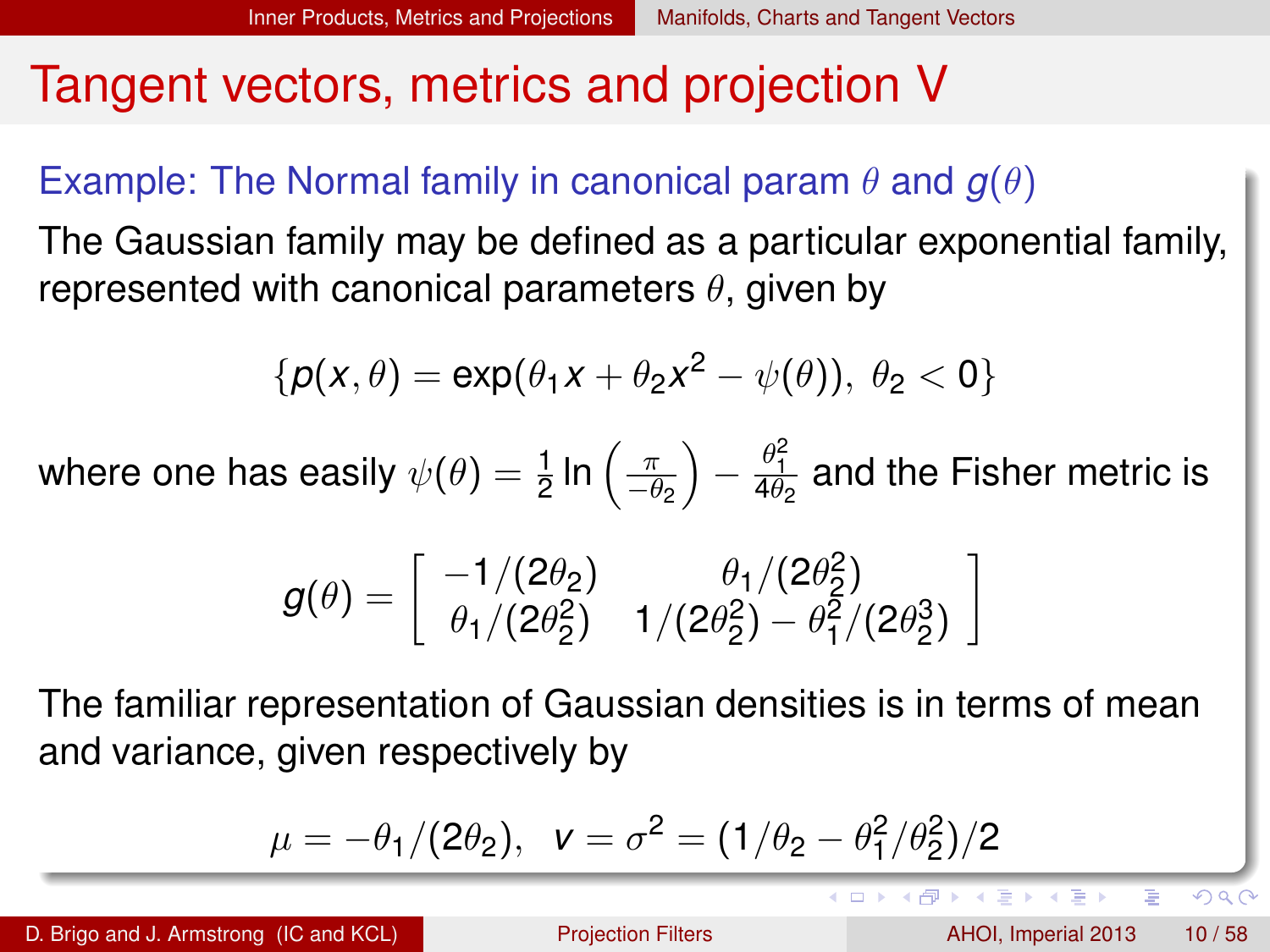# Tangent vectors, metrics and projection V

### Example: The Normal family in canonical param $\theta$ and $g(\theta)$

The Gaussian family may be defined as a particular exponential family, represented with canonical parameters $\theta$, given by

$$\{p(x,\theta) = \exp(\theta_1 x + \theta_2 x^2 - \psi(\theta)),\ \theta_2 < 0\}$$

where one has easily $\psi(\theta) = \frac{1}{2}\ln\left(\frac{\pi}{-\theta_2}\right) - \frac{\theta_1^2}{4\theta_2}$ and the Fisher metric is

$$g(\theta) = \begin{bmatrix} -1/(2\theta_2) & \theta_1/(2\theta_2^2) \\ \theta_1/(2\theta_2^2) & 1/(2\theta_2^2) - \theta_1^2/(2\theta_2^3) \end{bmatrix}$$

The familiar representation of Gaussian densities is in terms of mean and variance, given respectively by

$$\mu = -\theta_1/(2\theta_2), \quad v = \sigma^2 = (1/\theta_2 - \theta_1^2/\theta_2^2)/2$$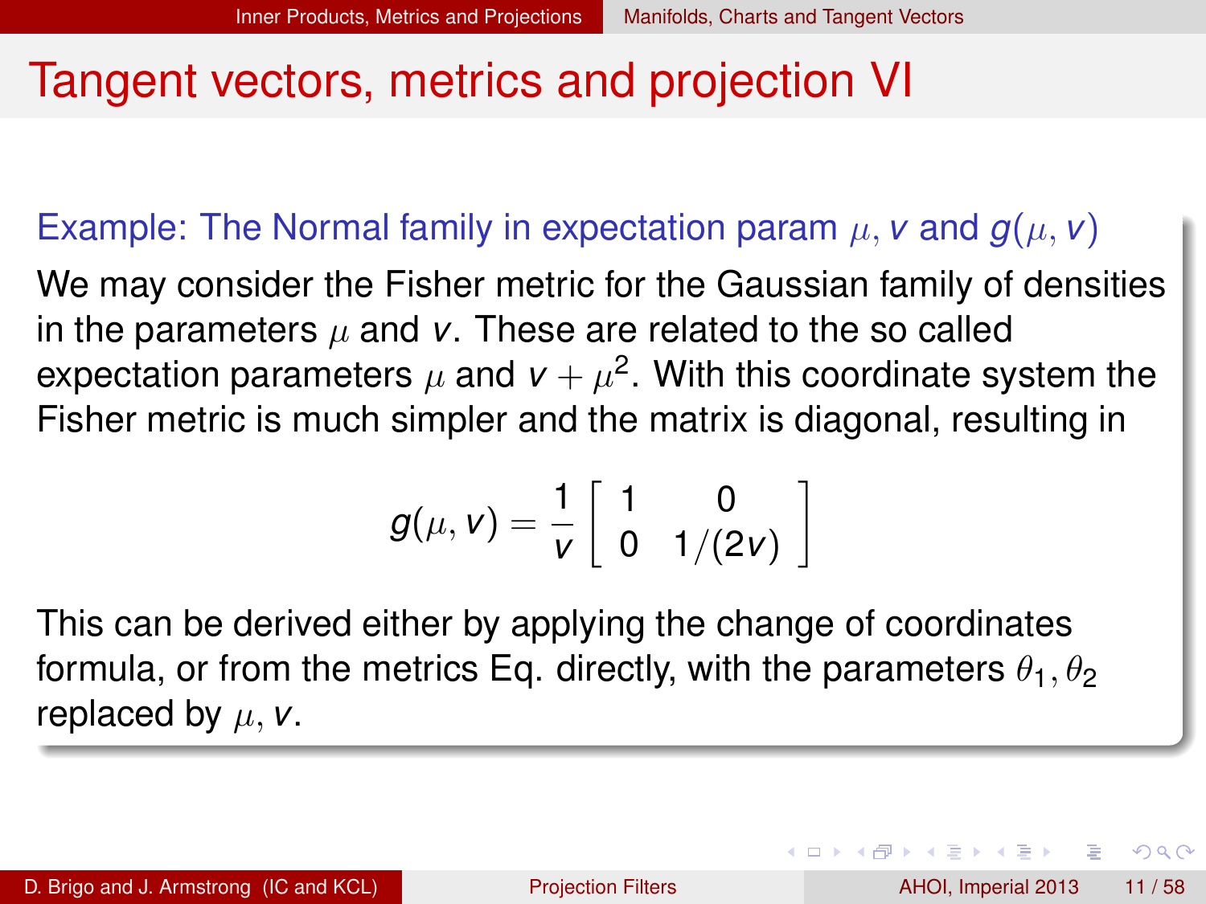# Tangent vectors, metrics and projection VI

### Example: The Normal family in expectation param $\mu, v$ and $g(\mu, v)$

We may consider the Fisher metric for the Gaussian family of densities in the parameters $\mu$ and $v$. These are related to the so called expectation parameters $\mu$ and $v + \mu^2$. With this coordinate system the Fisher metric is much simpler and the matrix is diagonal, resulting in

$$g(\mu, v) = \frac{1}{v} \begin{bmatrix} 1 & 0 \\ 0 & 1/(2v) \end{bmatrix}$$

This can be derived either by applying the change of coordinates formula, or from the metrics Eq. directly, with the parameters $\theta_1, \theta_2$ replaced by $\mu, v$.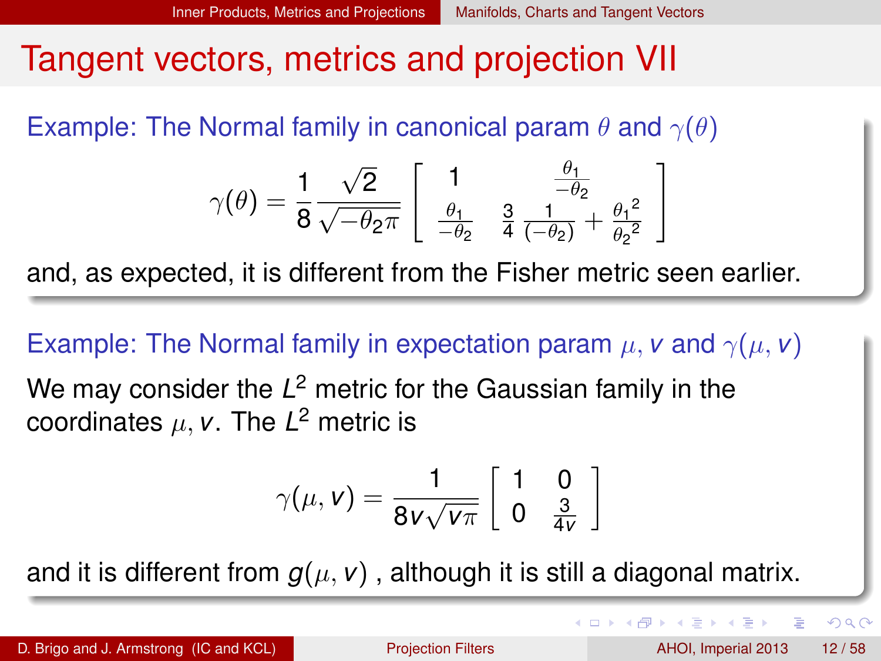# Tangent vectors, metrics and projection VII

**Example: The Normal family in canonical param $\theta$ and $\gamma(\theta)$**

$$\gamma(\theta) = \frac{1}{8} \frac{\sqrt{2}}{\sqrt{-\theta_2 \pi}} \begin{bmatrix} 1 & \frac{\theta_1}{-\theta_2} \\ \frac{\theta_1}{-\theta_2} & \frac{3}{4} \frac{1}{(-\theta_2)} + \frac{{\theta_1}^2}{{\theta_2}^2} \end{bmatrix}$$

and, as expected, it is different from the Fisher metric seen earlier.

**Example: The Normal family in expectation param $\mu, v$ and $\gamma(\mu, v)$**

We may consider the $L^2$ metric for the Gaussian family in the coordinates $\mu, v$. The $L^2$ metric is

$$\gamma(\mu, v) = \frac{1}{8v\sqrt{v\pi}} \begin{bmatrix} 1 & 0 \\ 0 & \frac{3}{4v} \end{bmatrix}$$

and it is different from $g(\mu, v)$ , although it is still a diagonal matrix.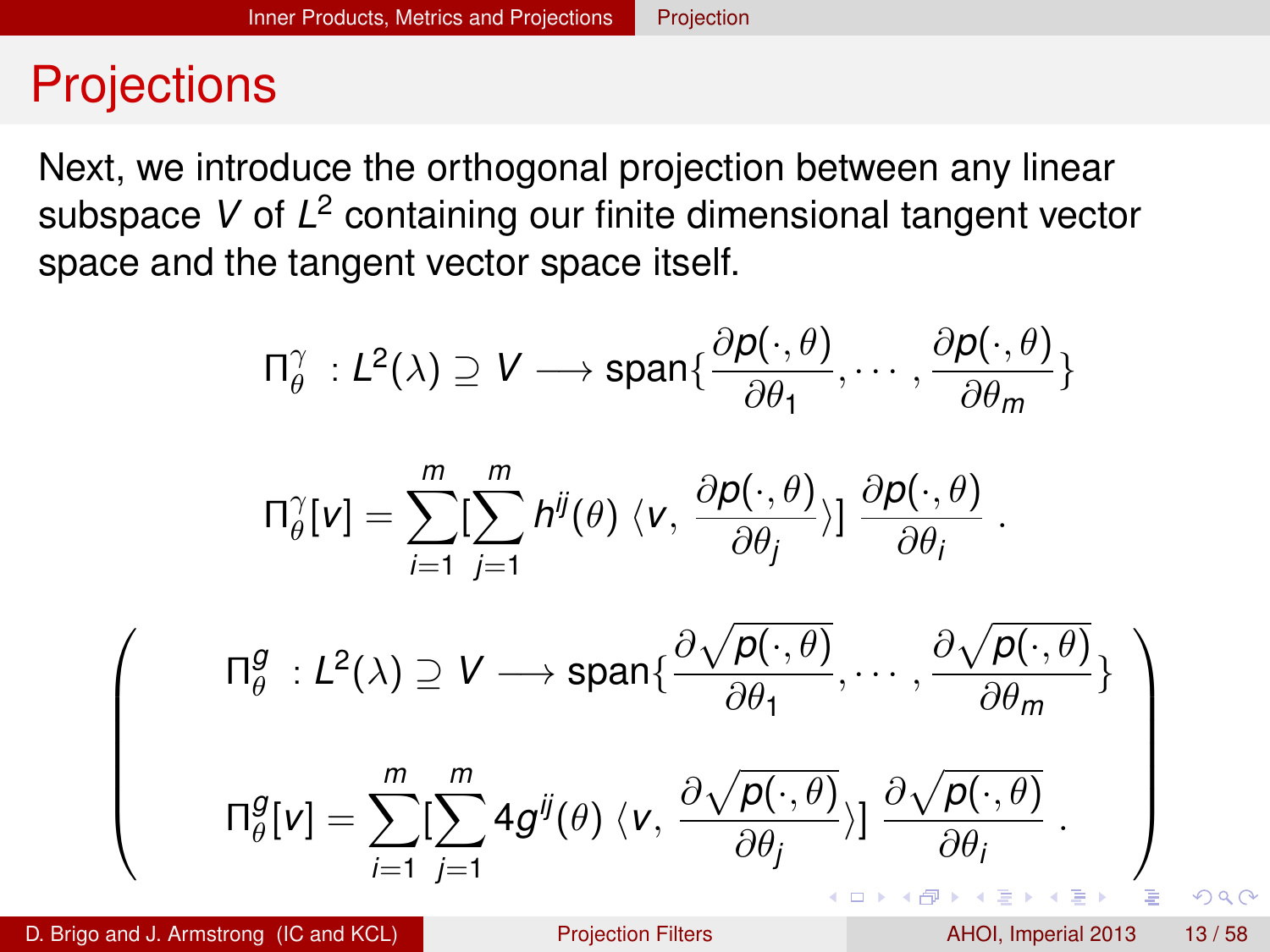# Projections

Next, we introduce the orthogonal projection between any linear subspace $V$ of $L^2$ containing our finite dimensional tangent vector space and the tangent vector space itself.

$$\Pi_\theta^\gamma \; : L^2(\lambda) \supseteq V \longrightarrow \text{span}\{\frac{\partial p(\cdot,\theta)}{\partial \theta_1}, \cdots, \frac{\partial p(\cdot,\theta)}{\partial \theta_m}\}$$

$$\Pi_\theta^\gamma[v] = \sum_{i=1}^{m} [\sum_{j=1}^{m} h^{ij}(\theta) \, \langle v, \, \frac{\partial p(\cdot,\theta)}{\partial \theta_j} \rangle] \, \frac{\partial p(\cdot,\theta)}{\partial \theta_i} \; .$$

$$\left( \begin{array}{c} \Pi_\theta^g \; : L^2(\lambda) \supseteq V \longrightarrow \text{span}\{\frac{\partial \sqrt{p(\cdot,\theta)}}{\partial \theta_1}, \cdots, \frac{\partial \sqrt{p(\cdot,\theta)}}{\partial \theta_m}\} \\ \\ \Pi_\theta^g[v] = \sum_{i=1}^{m} [\sum_{j=1}^{m} 4 g^{ij}(\theta) \, \langle v, \, \frac{\partial \sqrt{p(\cdot,\theta)}}{\partial \theta_j} \rangle] \, \frac{\partial \sqrt{p(\cdot,\theta)}}{\partial \theta_i} \; . \end{array} \right)$$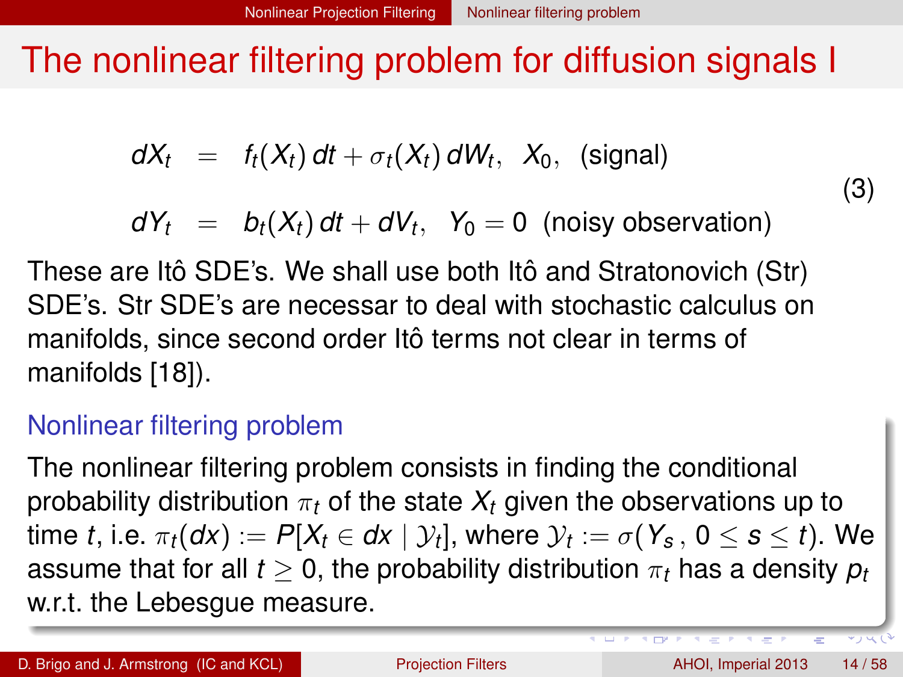# The nonlinear filtering problem for diffusion signals I

$$
\begin{aligned}
dX_t &= f_t(X_t)\,dt + \sigma_t(X_t)\,dW_t, \quad X_0, \quad \text{(signal)} \\
dY_t &= b_t(X_t)\,dt + dV_t, \quad Y_0 = 0 \quad \text{(noisy observation)}
\end{aligned} \tag{3}
$$

These are Itô SDE's. We shall use both Itô and Stratonovich (Str) SDE's. Str SDE's are necessar to deal with stochastic calculus on manifolds, since second order Itô terms not clear in terms of manifolds [18]).

## Nonlinear filtering problem

The nonlinear filtering problem consists in finding the conditional probability distribution $\pi_t$ of the state $X_t$ given the observations up to time $t$, i.e. $\pi_t(dx) := P[X_t \in dx \mid \mathcal{Y}_t]$, where $\mathcal{Y}_t := \sigma(Y_s\,,\, 0 \leq s \leq t)$. We assume that for all $t \geq 0$, the probability distribution $\pi_t$ has a density $p_t$ w.r.t. the Lebesgue measure.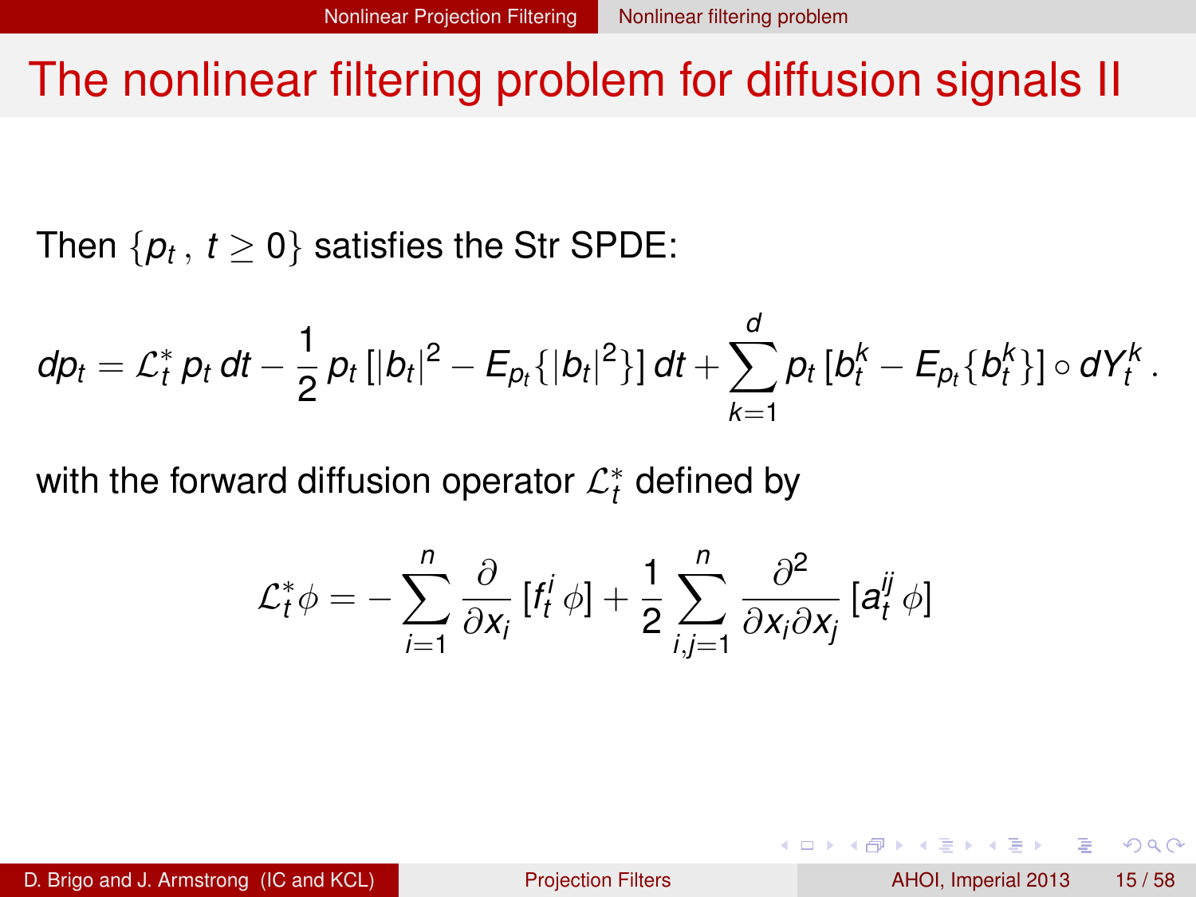# The nonlinear filtering problem for diffusion signals II

Then $\{p_t\,,\, t \geq 0\}$ satisfies the Str SPDE:

$$dp_t = \mathcal{L}_t^* \, p_t \, dt - \frac{1}{2}\, p_t \, [|b_t|^2 - E_{p_t}\{|b_t|^2\}] \, dt + \sum_{k=1}^{d} p_t \, [b_t^k - E_{p_t}\{b_t^k\}] \circ dY_t^k \, .$$

with the forward diffusion operator $\mathcal{L}_t^*$ defined by

$$\mathcal{L}_t^* \phi = -\sum_{i=1}^{n} \frac{\partial}{\partial x_i} \, [f_t^i \, \phi] + \frac{1}{2} \sum_{i,j=1}^{n} \frac{\partial^2}{\partial x_i \partial x_j} \, [a_t^{ij} \, \phi]$$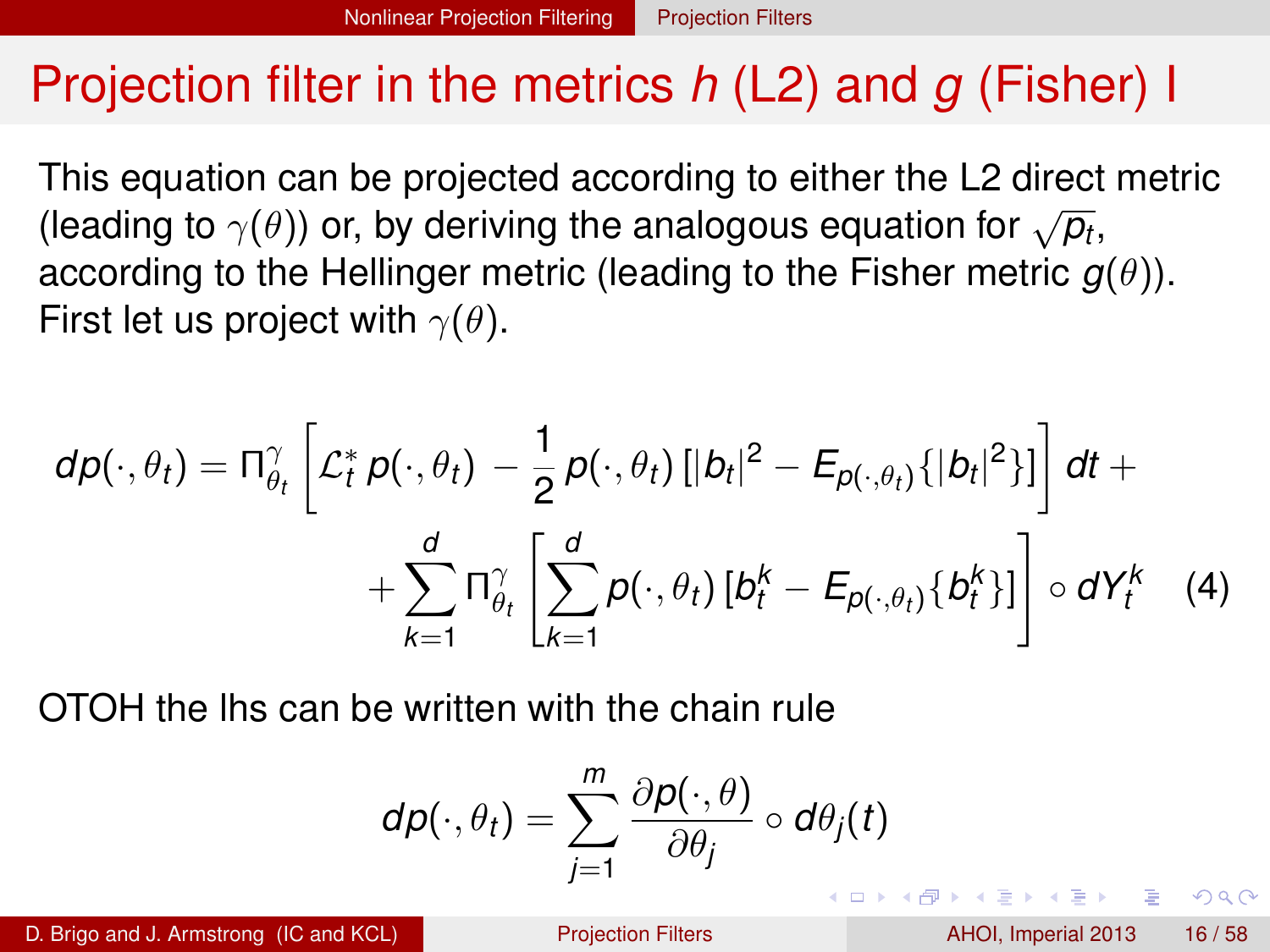# Projection filter in the metrics $h$ (L2) and $g$ (Fisher) I

This equation can be projected according to either the L2 direct metric (leading to $\gamma(\theta)$) or, by deriving the analogous equation for $\sqrt{p_t}$, according to the Hellinger metric (leading to the Fisher metric $g(\theta)$). First let us project with $\gamma(\theta)$.

$$
\begin{aligned}
dp(\cdot,\theta_t) = \Pi^{\gamma}_{\theta_t} \left[ \mathcal{L}^*_t \, p(\cdot,\theta_t) \; - \frac{1}{2} p(\cdot,\theta_t) \left[ |b_t|^2 - E_{p(\cdot,\theta_t)}\{|b_t|^2\} \right] \right] dt \; + \\
+ \sum_{k=1}^{d} \Pi^{\gamma}_{\theta_t} \left[ \sum_{k=1}^{d} p(\cdot,\theta_t) \left[ b^k_t - E_{p(\cdot,\theta_t)}\{b^k_t\} \right] \right] \circ dY^k_t \qquad (4)
\end{aligned}
$$

OTOH the lhs can be written with the chain rule

$$
dp(\cdot,\theta_t) = \sum_{j=1}^{m} \frac{\partial p(\cdot,\theta)}{\partial \theta_j} \circ d\theta_j(t)
$$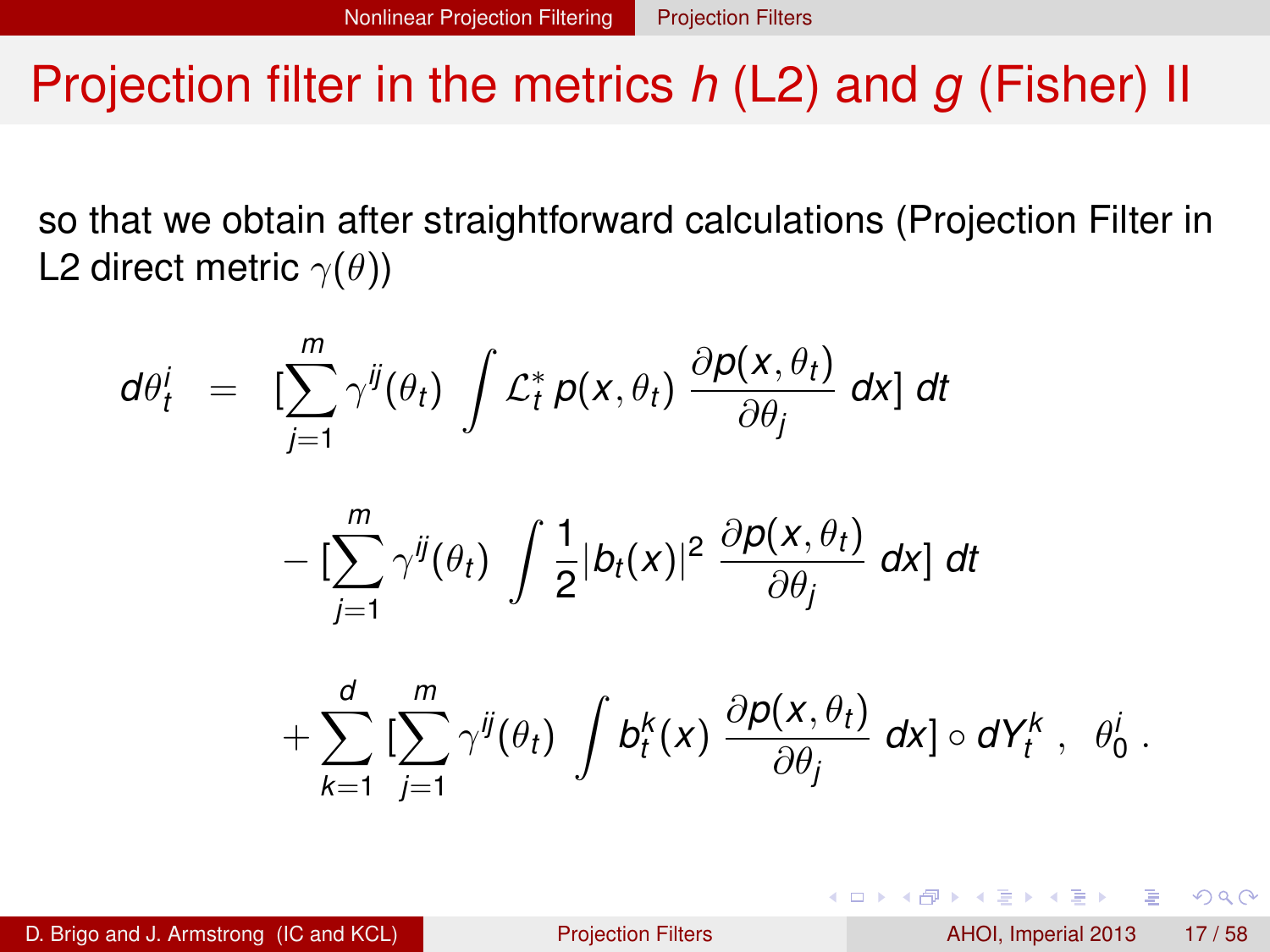# Projection filter in the metrics $h$ (L2) and $g$ (Fisher) II

so that we obtain after straightforward calculations (Projection Filter in L2 direct metric $\gamma(\theta)$)

$$
\begin{aligned}
d\theta_t^i \;=\; & [\sum_{j=1}^{m} \gamma^{ij}(\theta_t) \int \mathcal{L}_t^* \, p(x,\theta_t) \, \frac{\partial p(x,\theta_t)}{\partial \theta_j} \, dx] \, dt \\
& - [\sum_{j=1}^{m} \gamma^{ij}(\theta_t) \int \frac{1}{2} |b_t(x)|^2 \, \frac{\partial p(x,\theta_t)}{\partial \theta_j} \, dx] \, dt \\
& + \sum_{k=1}^{d} [\sum_{j=1}^{m} \gamma^{ij}(\theta_t) \int b_t^k(x) \, \frac{\partial p(x,\theta_t)}{\partial \theta_j} \, dx] \circ dY_t^k \; , \quad \theta_0^i \; .
\end{aligned}
$$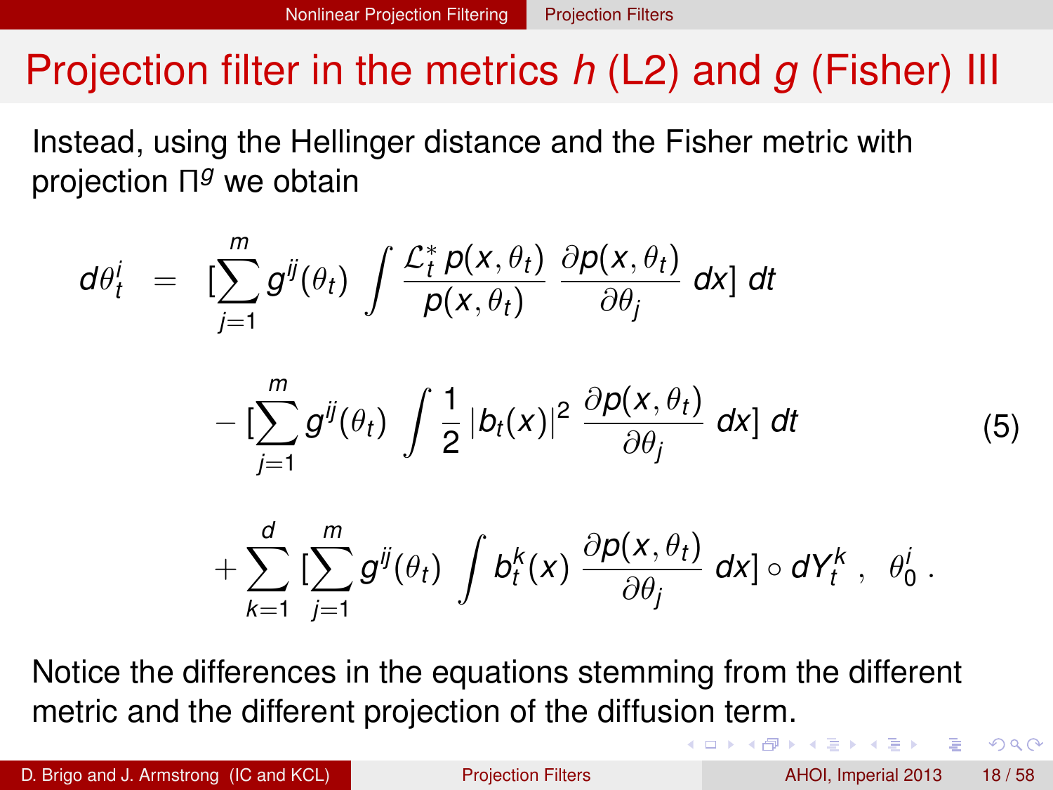# Projection filter in the metrics $h$ (L2) and $g$ (Fisher) III

Instead, using the Hellinger distance and the Fisher metric with projection $\Pi^g$ we obtain

$$
\begin{aligned}
d\theta^i_t \;=\; & [\sum_{j=1}^m g^{ij}(\theta_t) \int \frac{\mathcal{L}^*_t\, p(x,\theta_t)}{p(x,\theta_t)} \, \frac{\partial p(x,\theta_t)}{\partial \theta_j} \, dx] \, dt \\
& - [\sum_{j=1}^m g^{ij}(\theta_t) \int \frac{1}{2} \, |b_t(x)|^2 \, \frac{\partial p(x,\theta_t)}{\partial \theta_j} \, dx] \, dt \\
& + \sum_{k=1}^d [\sum_{j=1}^m g^{ij}(\theta_t) \int b^k_t(x) \, \frac{\partial p(x,\theta_t)}{\partial \theta_j} \, dx] \circ dY^k_t \,, \;\; \theta^i_0 \,.
\end{aligned}
\tag{5}
$$

Notice the differences in the equations stemming from the different metric and the different projection of the diffusion term.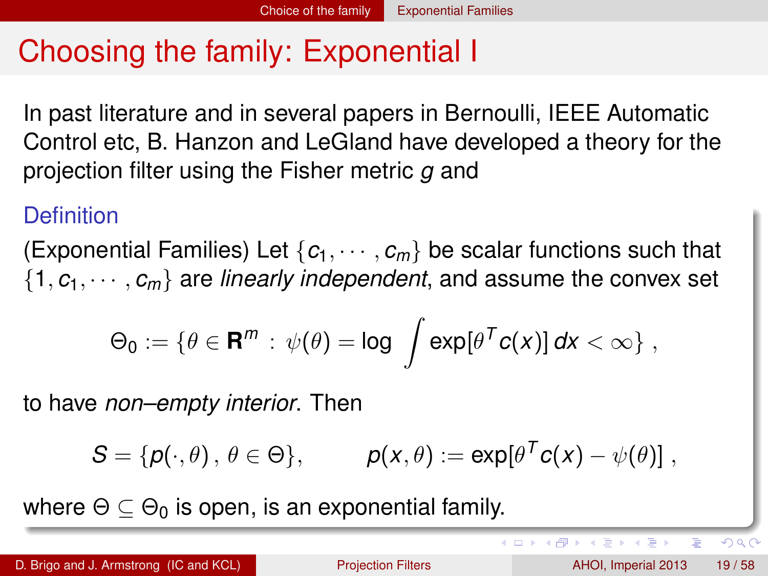# Choosing the family: Exponential I

In past literature and in several papers in Bernoulli, IEEE Automatic Control etc, B. Hanzon and LeGland have developed a theory for the projection filter using the Fisher metric $g$ and

**Definition**

(Exponential Families) Let $\{c_1, \cdots, c_m\}$ be scalar functions such that $\{1, c_1, \cdots, c_m\}$ are *linearly independent*, and assume the convex set

$$\Theta_0 := \{\theta \in \mathbf{R}^m \,:\, \psi(\theta) = \log \int \exp[\theta^T c(x)]\, dx < \infty\} \,,$$

to have *non–empty interior*. Then

$$S = \{p(\cdot, \theta)\,,\, \theta \in \Theta\}, \qquad p(x, \theta) := \exp[\theta^T c(x) - \psi(\theta)] \,,$$

where $\Theta \subseteq \Theta_0$ is open, is an exponential family.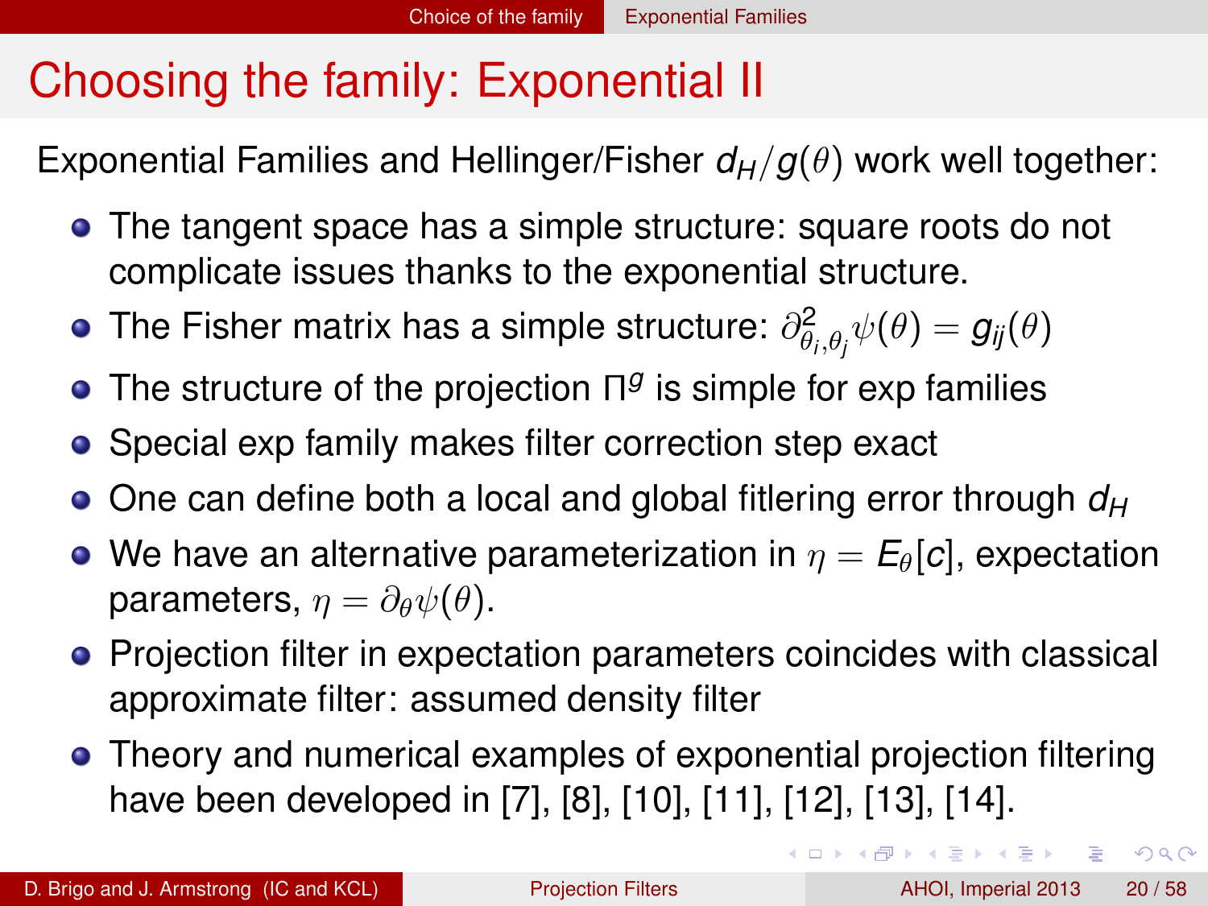# Choosing the family: Exponential II

Exponential Families and Hellinger/Fisher $d_H/g(\theta)$ work well together:

- The tangent space has a simple structure: square roots do not complicate issues thanks to the exponential structure.
- The Fisher matrix has a simple structure: $\partial^2_{\theta_i,\theta_j}\psi(\theta) = g_{ij}(\theta)$
- The structure of the projection $\Pi^g$ is simple for exp families
- Special exp family makes filter correction step exact
- One can define both a local and global fitlering error through $d_H$
- We have an alternative parameterization in $\eta = E_\theta[c]$, expectation parameters, $\eta = \partial_\theta \psi(\theta)$.
- Projection filter in expectation parameters coincides with classical approximate filter: assumed density filter
- Theory and numerical examples of exponential projection filtering have been developed in [7], [8], [10], [11], [12], [13], [14].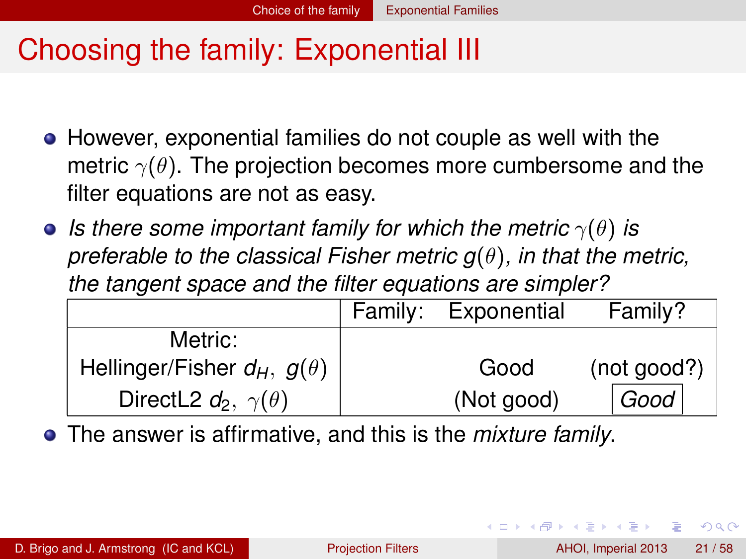# Choosing the family: Exponential III

- However, exponential families do not couple as well with the metric $\gamma(\theta)$. The projection becomes more cumbersome and the filter equations are not as easy.
- *Is there some important family for which the metric $\gamma(\theta)$ is preferable to the classical Fisher metric $g(\theta)$, in that the metric, the tangent space and the filter equations are simpler?*

| | Family: Exponential | Family? |
|---|---|---|
| Metric: | | |
| Hellinger/Fisher $d_H,\ g(\theta)$ | Good | (not good?) |
| DirectL2 $d_2,\ \gamma(\theta)$ | (Not good) | *Good* |

- The answer is affirmative, and this is the *mixture family*.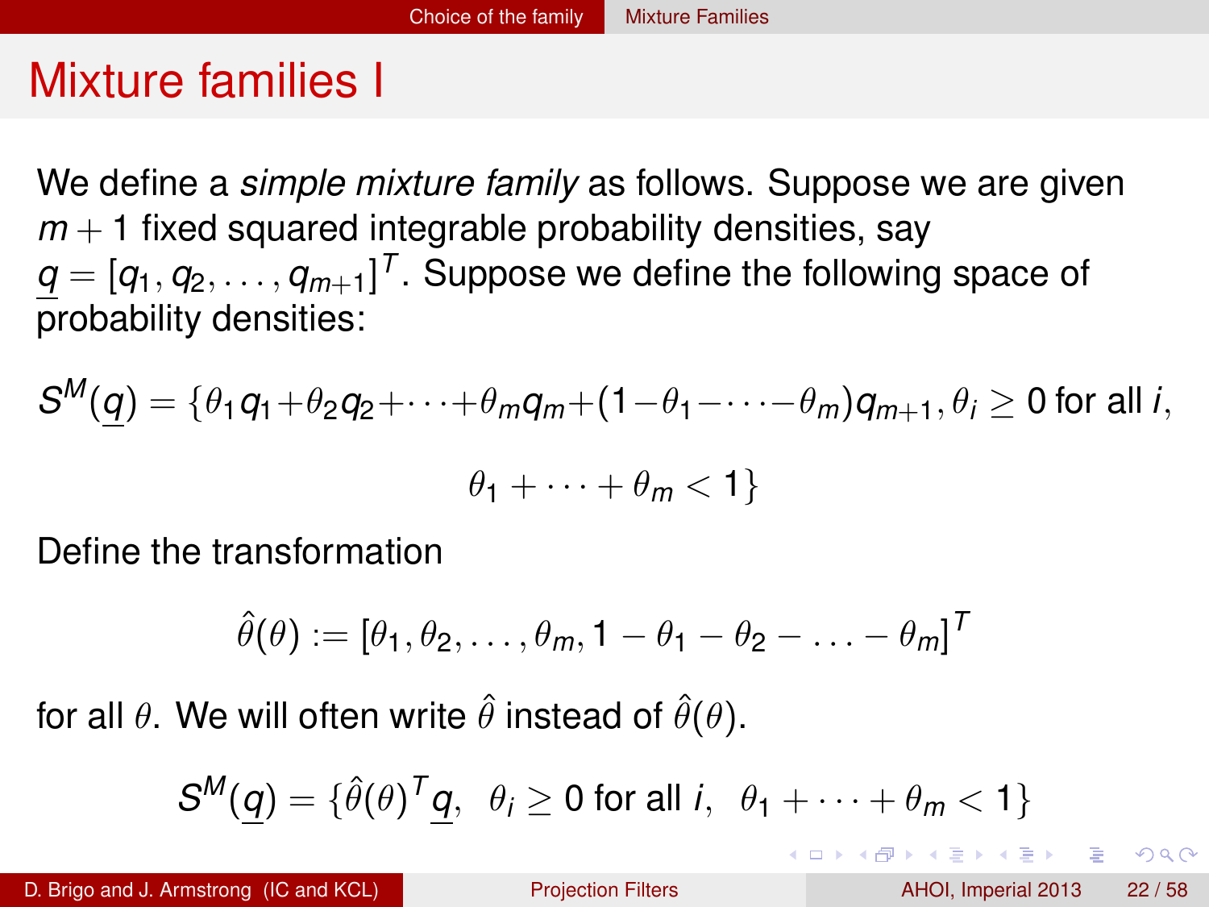# Mixture families I

We define a *simple mixture family* as follows. Suppose we are given $m + 1$ fixed squared integrable probability densities, say $\underline{q} = [q_1, q_2, \ldots, q_{m+1}]^T$. Suppose we define the following space of probability densities:

$$S^M(\underline{q}) = \{\theta_1 q_1 + \theta_2 q_2 + \cdots + \theta_m q_m + (1 - \theta_1 - \cdots - \theta_m) q_{m+1}, \theta_i \geq 0 \text{ for all } i,$$

$$\theta_1 + \cdots + \theta_m < 1\}$$

Define the transformation

$$\hat{\theta}(\theta) := [\theta_1, \theta_2, \ldots, \theta_m, 1 - \theta_1 - \theta_2 - \ldots - \theta_m]^T$$

for all $\theta$. We will often write $\hat{\theta}$ instead of $\hat{\theta}(\theta)$.

$$S^M(\underline{q}) = \{\hat{\theta}(\theta)^T \underline{q}, \ \ \theta_i \geq 0 \text{ for all } i, \ \ \theta_1 + \cdots + \theta_m < 1\}$$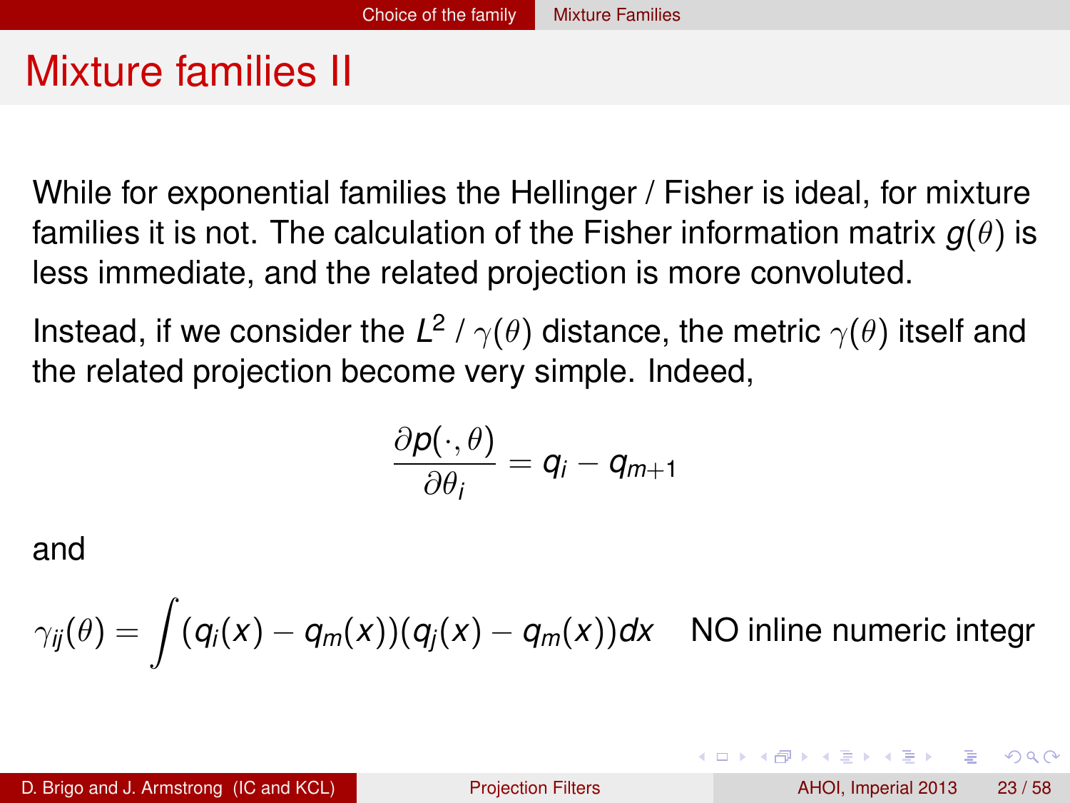# Mixture families II

While for exponential families the Hellinger / Fisher is ideal, for mixture families it is not. The calculation of the Fisher information matrix $g(\theta)$ is less immediate, and the related projection is more convoluted.

Instead, if we consider the $L^2$ / $\gamma(\theta)$ distance, the metric $\gamma(\theta)$ itself and the related projection become very simple. Indeed,

$$\frac{\partial p(\cdot, \theta)}{\partial \theta_i} = q_i - q_{m+1}$$

and

$$\gamma_{ij}(\theta) = \int (q_i(x) - q_m(x))(q_j(x) - q_m(x))dx \quad \text{NO inline numeric integr}$$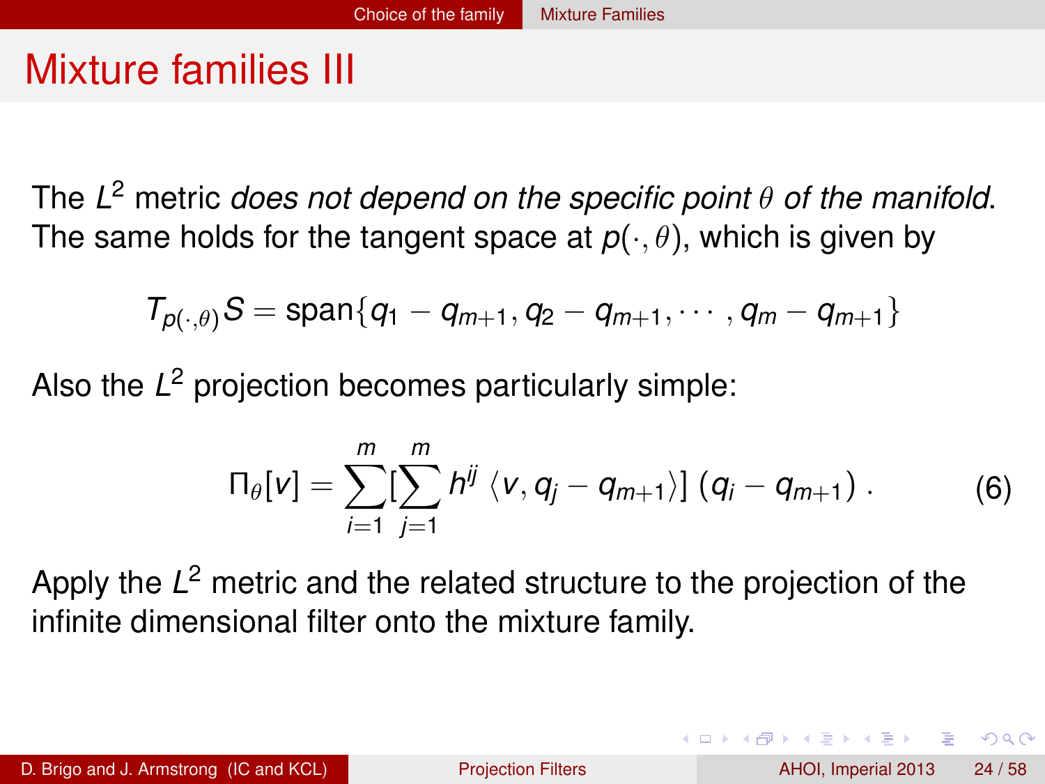# Mixture families III

The $L^2$ metric *does not depend on the specific point $\theta$ of the manifold*. The same holds for the tangent space at $p(\cdot, \theta)$, which is given by

$$T_{p(\cdot,\theta)} S = \text{span}\{q_1 - q_{m+1}, q_2 - q_{m+1}, \cdots, q_m - q_{m+1}\}$$

Also the $L^2$ projection becomes particularly simple:

$$\Pi_\theta[v] = \sum_{i=1}^{m} [\sum_{j=1}^{m} h^{ij} \langle v, q_j - q_{m+1} \rangle] (q_i - q_{m+1}) . \tag{6}$$

Apply the $L^2$ metric and the related structure to the projection of the infinite dimensional filter onto the mixture family.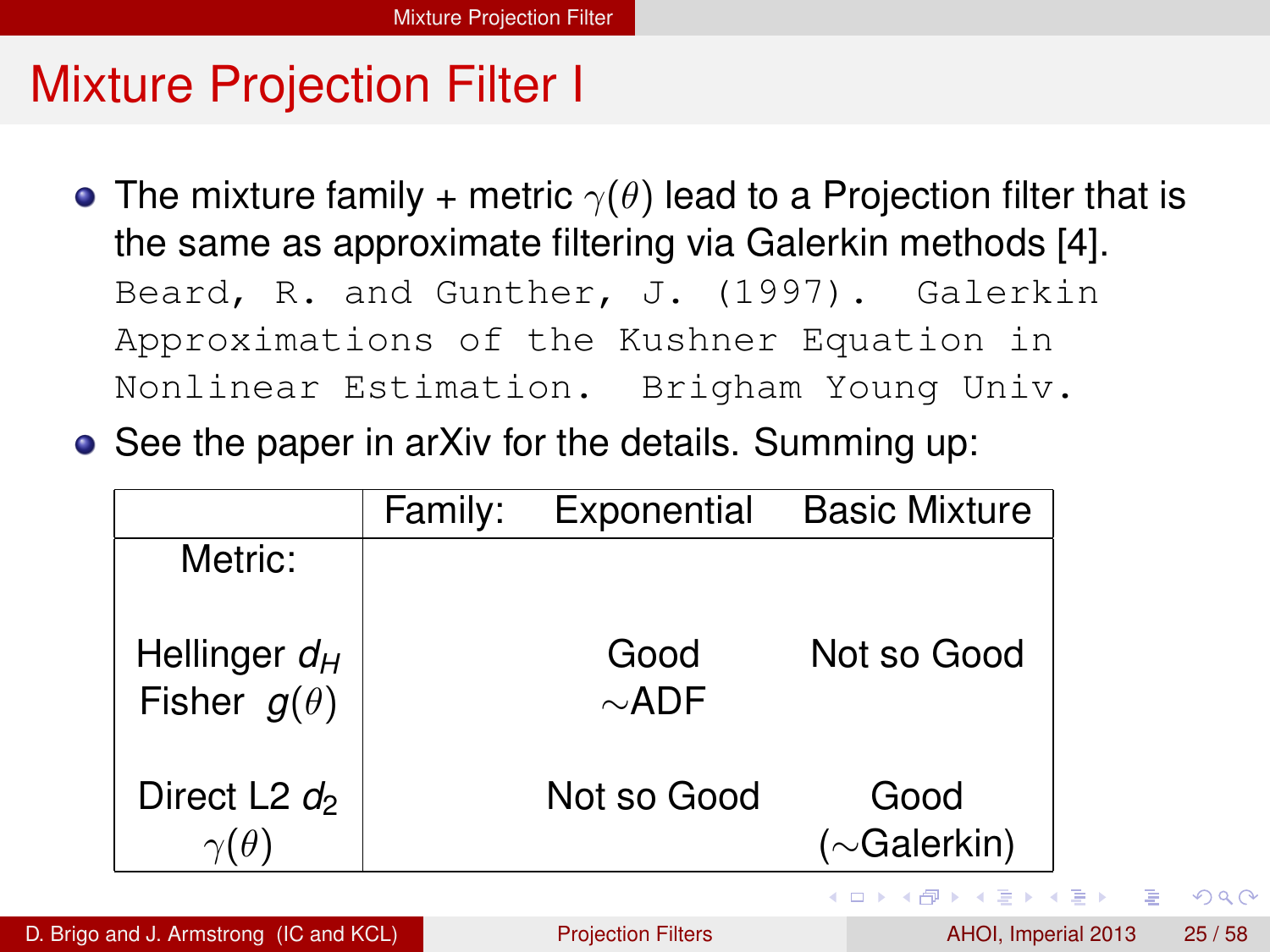# Mixture Projection Filter I

- The mixture family + metric $\gamma(\theta)$ lead to a Projection filter that is the same as approximate filtering via Galerkin methods [4].
  `Beard, R. and Gunther, J. (1997). Galerkin Approximations of the Kushner Equation in Nonlinear Estimation. Brigham Young Univ.`
- See the paper in arXiv for the details. Summing up:

| | Family: | Exponential | Basic Mixture |
|---|---|---|---|
| Metric: | | | |
| Hellinger $d_H$ Fisher $g(\theta)$ | | Good $\sim$ADF | Not so Good |
| Direct L2 $d_2$ $\gamma(\theta)$ | | Not so Good | Good ($\sim$Galerkin) |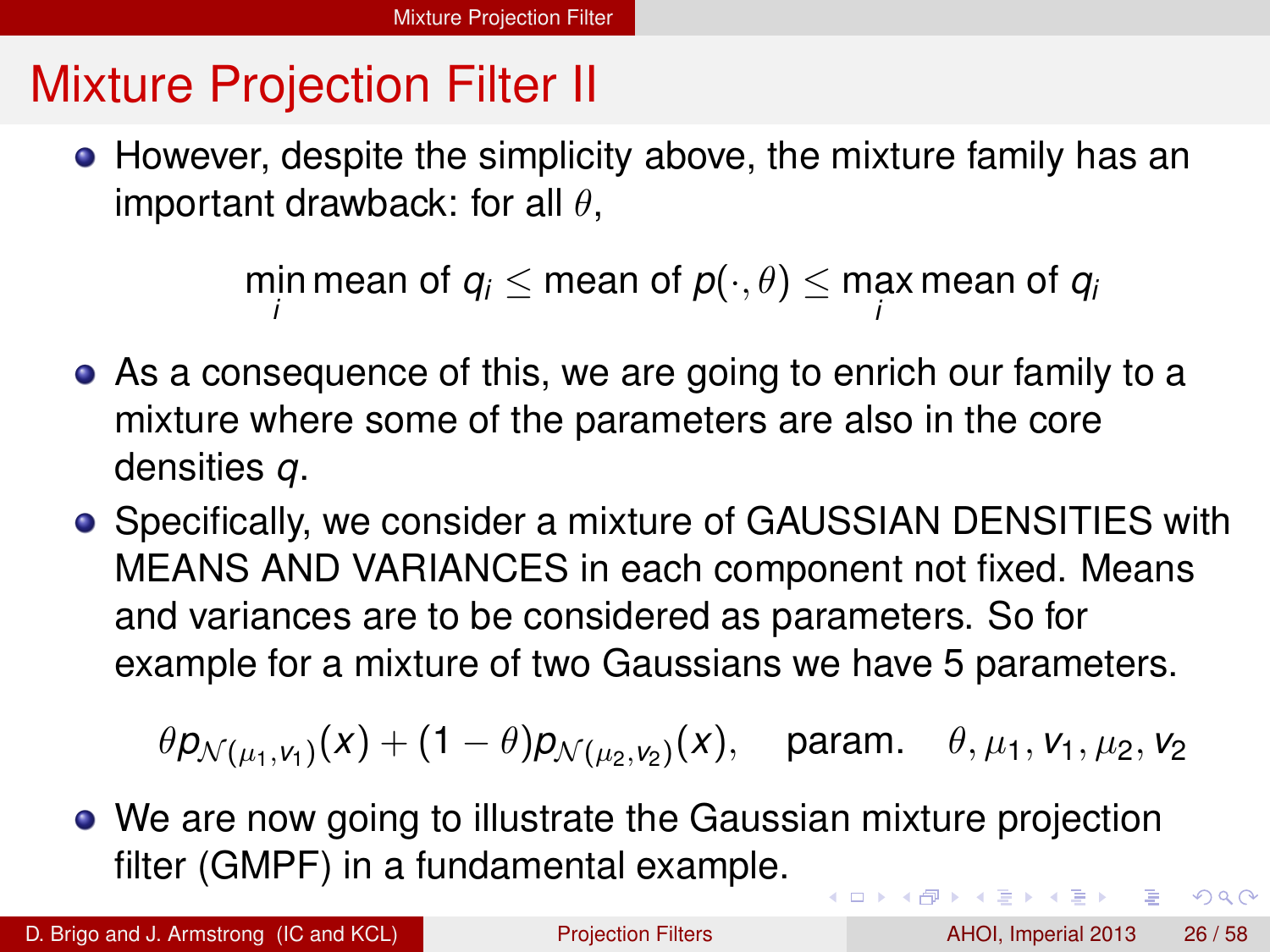# Mixture Projection Filter II

- However, despite the simplicity above, the mixture family has an important drawback: for all $\theta$,

$$\min_i \text{mean of } q_i \leq \text{mean of } p(\cdot, \theta) \leq \max_i \text{mean of } q_i$$

- As a consequence of this, we are going to enrich our family to a mixture where some of the parameters are also in the core densities $q$.
- Specifically, we consider a mixture of GAUSSIAN DENSITIES with MEANS AND VARIANCES in each component not fixed. Means and variances are to be considered as parameters. So for example for a mixture of two Gaussians we have 5 parameters.

$$\theta p_{\mathcal{N}(\mu_1, v_1)}(x) + (1-\theta) p_{\mathcal{N}(\mu_2, v_2)}(x), \quad \text{param.} \quad \theta, \mu_1, v_1, \mu_2, v_2$$

- We are now going to illustrate the Gaussian mixture projection filter (GMPF) in a fundamental example.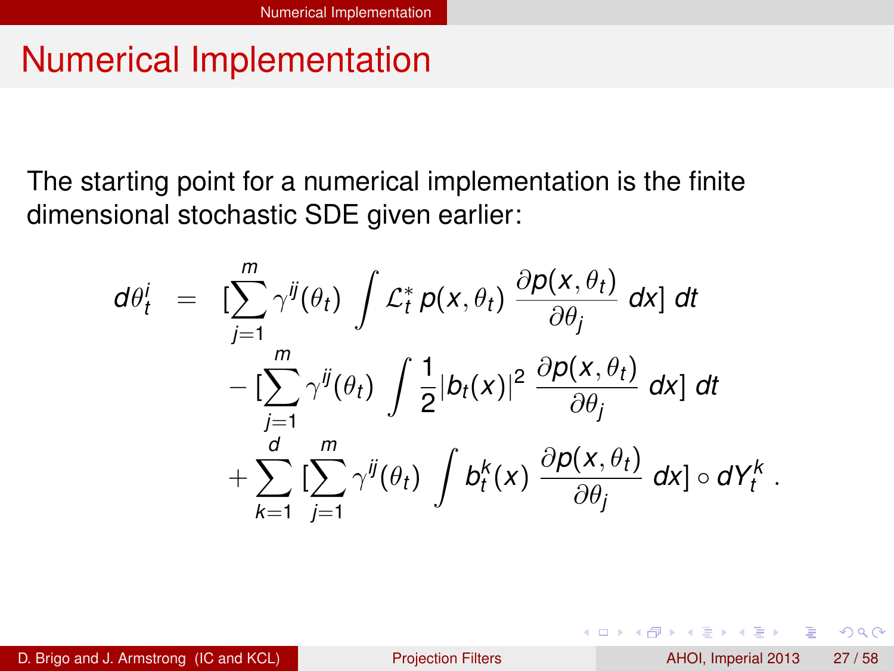# Numerical Implementation

The starting point for a numerical implementation is the finite dimensional stochastic SDE given earlier:

$$
\begin{aligned}
d\theta_t^i \;=\; & [\sum_{j=1}^{m} \gamma^{ij}(\theta_t) \int \mathcal{L}_t^* \, p(x,\theta_t) \, \frac{\partial p(x,\theta_t)}{\partial \theta_j} \, dx] \, dt \\
& - [\sum_{j=1}^{m} \gamma^{ij}(\theta_t) \int \frac{1}{2} |b_t(x)|^2 \, \frac{\partial p(x,\theta_t)}{\partial \theta_j} \, dx] \, dt \\
& + \sum_{k=1}^{d} [\sum_{j=1}^{m} \gamma^{ij}(\theta_t) \int b_t^k(x) \, \frac{\partial p(x,\theta_t)}{\partial \theta_j} \, dx] \circ dY_t^k \, .
\end{aligned}
$$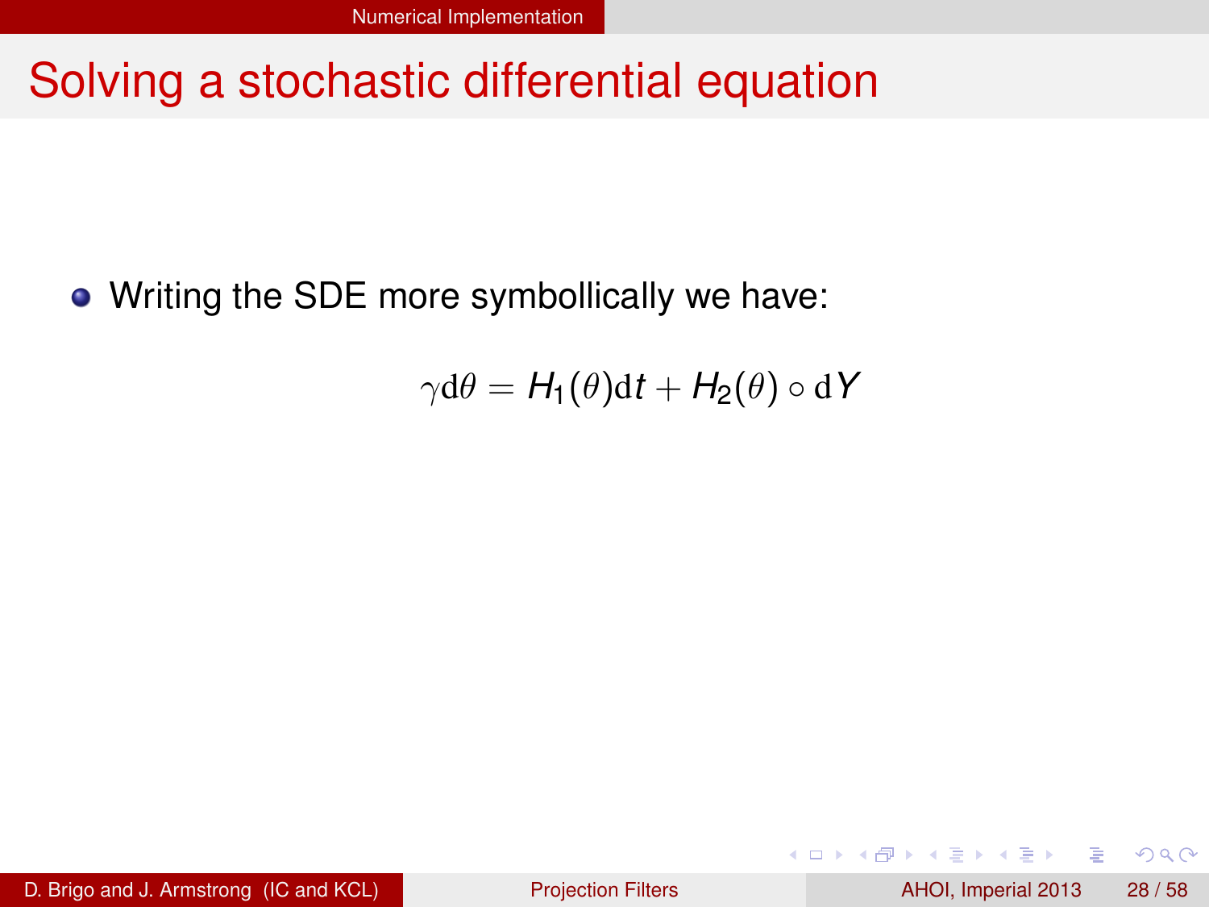# Solving a stochastic differential equation

- Writing the SDE more symbollically we have:

$$\gamma \mathrm{d}\theta = H_1(\theta)\mathrm{d}t + H_2(\theta) \circ \mathrm{d}Y$$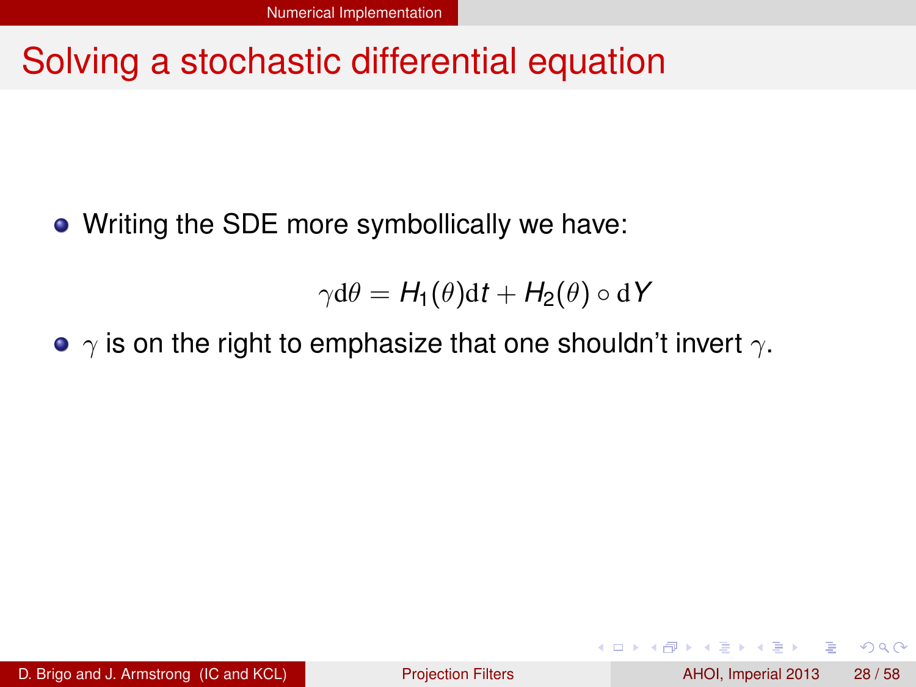# Solving a stochastic differential equation

- Writing the SDE more symbollically we have:

$$\gamma \mathrm{d}\theta = H_1(\theta)\mathrm{d}t + H_2(\theta) \circ \mathrm{d}Y$$

- $\gamma$ is on the right to emphasize that one shouldn't invert $\gamma$.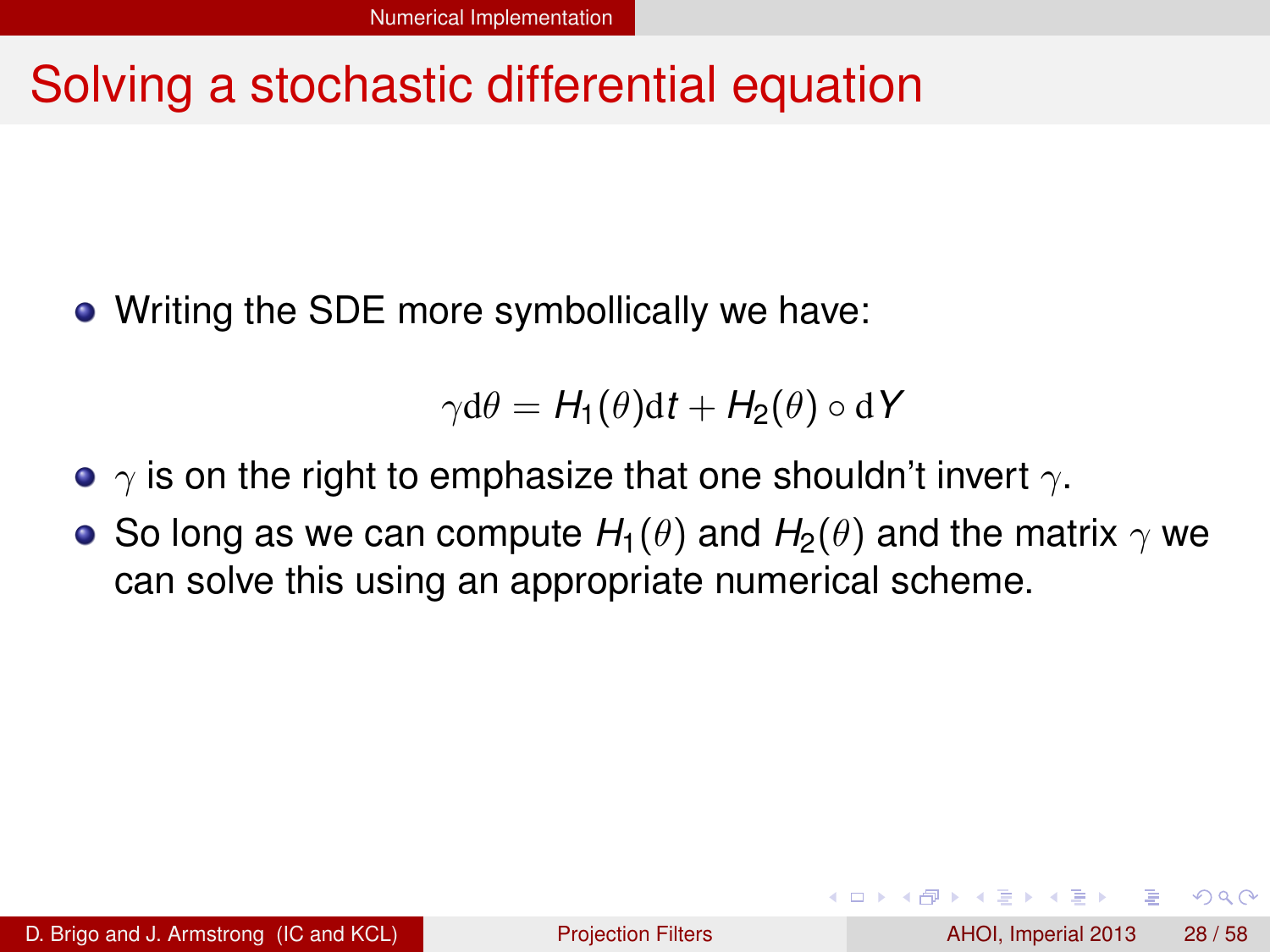# Solving a stochastic differential equation

- Writing the SDE more symbollically we have:

$$\gamma \mathrm{d}\theta = H_1(\theta)\mathrm{d}t + H_2(\theta) \circ \mathrm{d}Y$$

- $\gamma$ is on the right to emphasize that one shouldn't invert $\gamma$.
- So long as we can compute $H_1(\theta)$ and $H_2(\theta)$ and the matrix $\gamma$ we can solve this using an appropriate numerical scheme.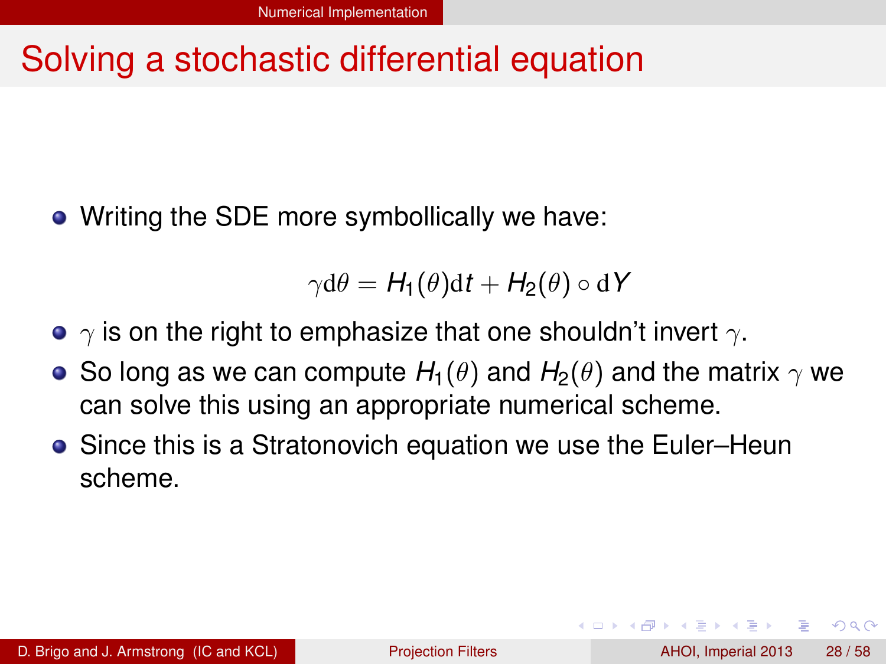# Solving a stochastic differential equation

- Writing the SDE more symbollically we have:

$$\gamma \mathrm{d}\theta = H_1(\theta)\mathrm{d}t + H_2(\theta) \circ \mathrm{d}Y$$

- $\gamma$ is on the right to emphasize that one shouldn't invert $\gamma$.
- So long as we can compute $H_1(\theta)$ and $H_2(\theta)$ and the matrix $\gamma$ we can solve this using an appropriate numerical scheme.
- Since this is a Stratonovich equation we use the Euler–Heun scheme.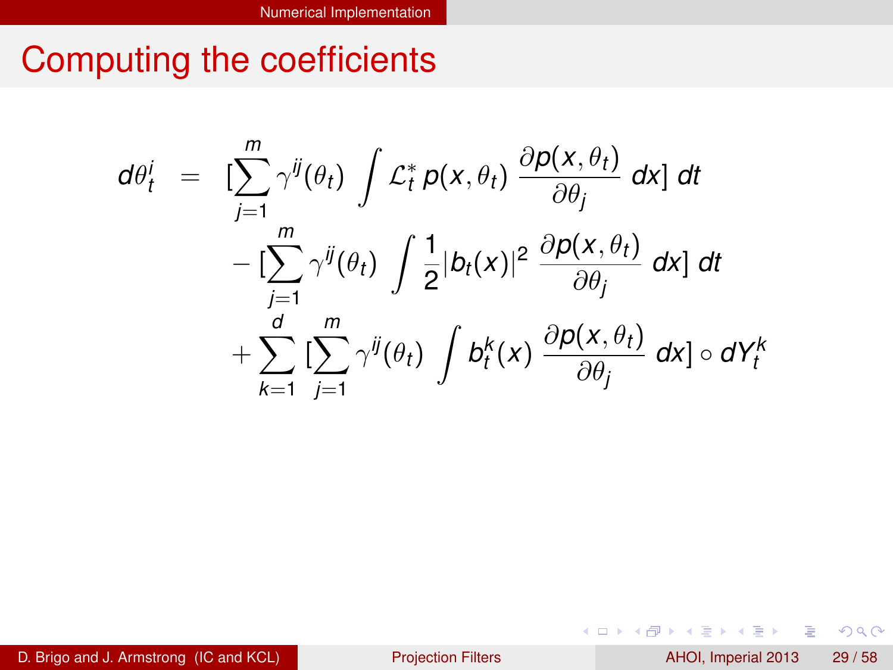# Computing the coefficients

$$
\begin{aligned}
d\theta_t^i \;=\;& [\sum_{j=1}^{m} \gamma^{ij}(\theta_t) \int \mathcal{L}_t^* \, p(x,\theta_t) \, \frac{\partial p(x,\theta_t)}{\partial \theta_j} \, dx] \, dt \\
& - [\sum_{j=1}^{m} \gamma^{ij}(\theta_t) \int \frac{1}{2} |b_t(x)|^2 \, \frac{\partial p(x,\theta_t)}{\partial \theta_j} \, dx] \, dt \\
& + \sum_{k=1}^{d} [\sum_{j=1}^{m} \gamma^{ij}(\theta_t) \int b_t^k(x) \, \frac{\partial p(x,\theta_t)}{\partial \theta_j} \, dx] \circ dY_t^k
\end{aligned}
$$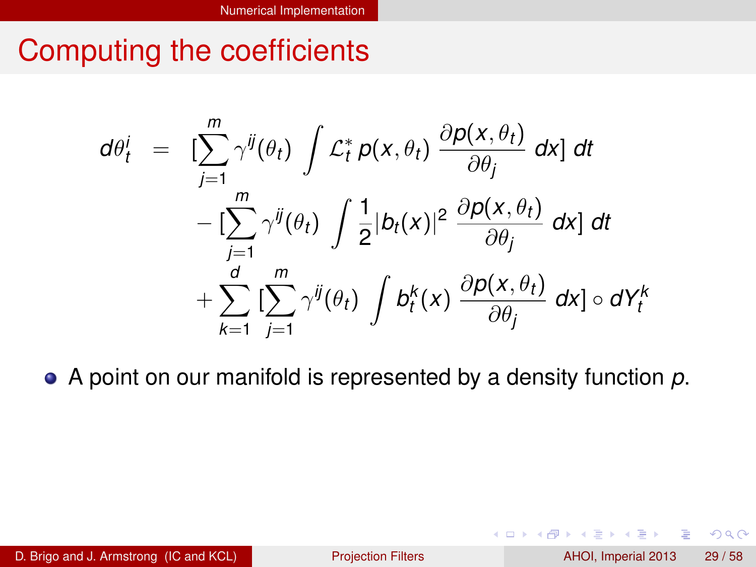# Computing the coefficients

$$
\begin{aligned}
d\theta_t^i \;=\;& [\sum_{j=1}^{m} \gamma^{ij}(\theta_t) \int \mathcal{L}_t^* \, p(x,\theta_t) \, \frac{\partial p(x,\theta_t)}{\partial \theta_j} \, dx] \, dt \\
& - [\sum_{j=1}^{m} \gamma^{ij}(\theta_t) \int \frac{1}{2} |b_t(x)|^2 \, \frac{\partial p(x,\theta_t)}{\partial \theta_j} \, dx] \, dt \\
& + \sum_{k=1}^{d} [\sum_{j=1}^{m} \gamma^{ij}(\theta_t) \int b_t^k(x) \, \frac{\partial p(x,\theta_t)}{\partial \theta_j} \, dx] \circ dY_t^k
\end{aligned}
$$

- A point on our manifold is represented by a density function $p$.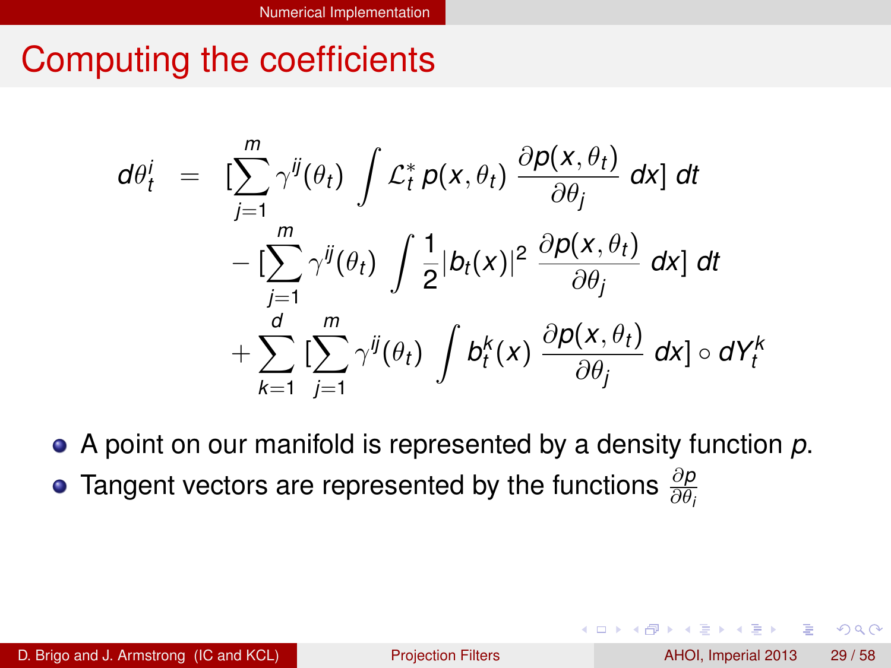# Computing the coefficients

$$
\begin{aligned}
d\theta_t^i \;=\; & [\sum_{j=1}^{m} \gamma^{ij}(\theta_t) \int \mathcal{L}_t^* \, p(x,\theta_t) \, \frac{\partial p(x,\theta_t)}{\partial \theta_j} \, dx] \, dt \\
& - [\sum_{j=1}^{m} \gamma^{ij}(\theta_t) \int \frac{1}{2} |b_t(x)|^2 \, \frac{\partial p(x,\theta_t)}{\partial \theta_j} \, dx] \, dt \\
& + \sum_{k=1}^{d} [\sum_{j=1}^{m} \gamma^{ij}(\theta_t) \int b_t^k(x) \, \frac{\partial p(x,\theta_t)}{\partial \theta_j} \, dx] \circ dY_t^k
\end{aligned}
$$

- A point on our manifold is represented by a density function $p$.
- Tangent vectors are represented by the functions $\frac{\partial p}{\partial \theta_i}$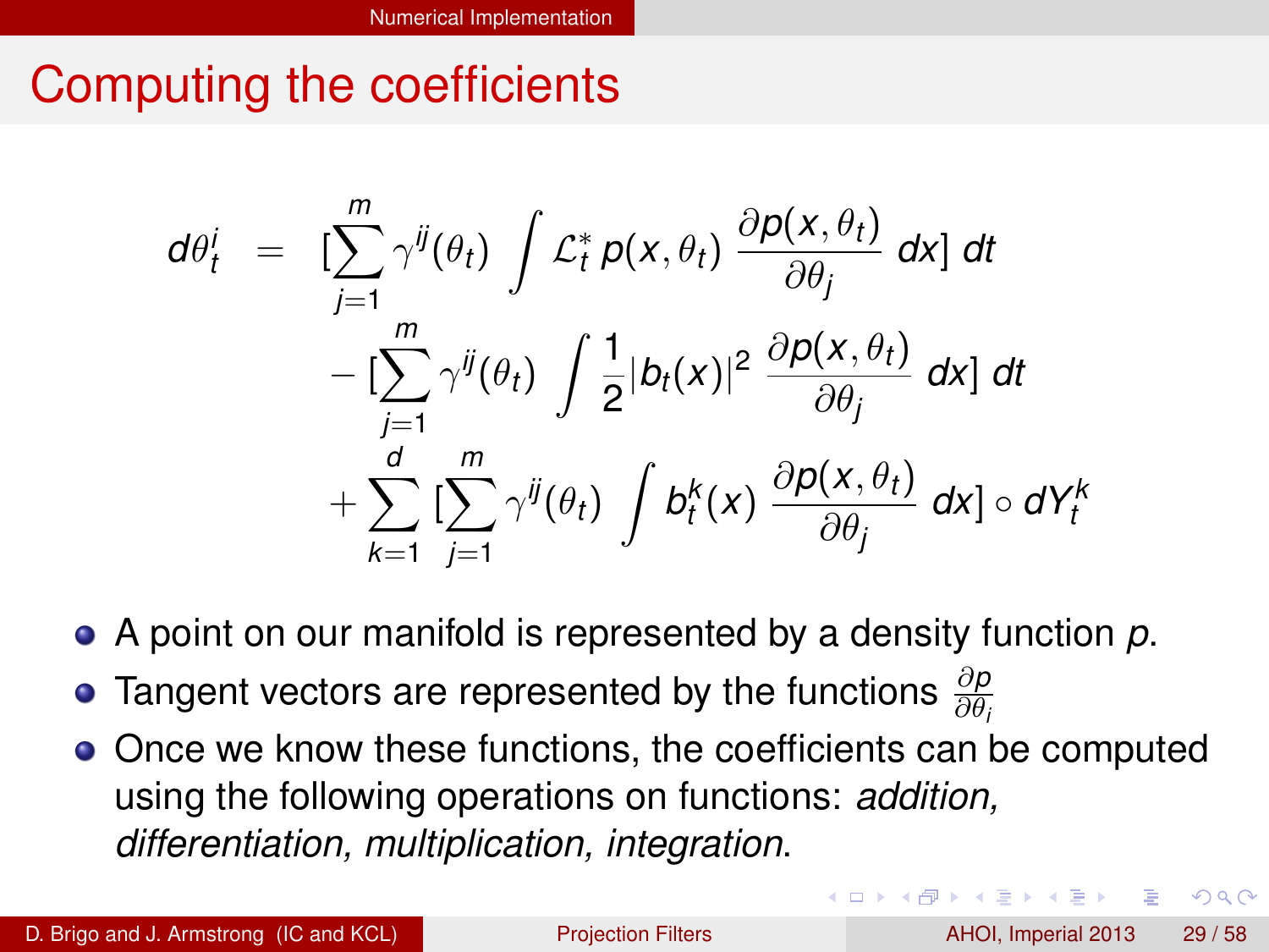# Computing the coefficients

$$
\begin{aligned}
d\theta_t^i &= [\sum_{j=1}^{m} \gamma^{ij}(\theta_t) \int \mathcal{L}_t^* \, p(x,\theta_t) \, \frac{\partial p(x,\theta_t)}{\partial \theta_j} \, dx] \, dt \\
&\quad - [\sum_{j=1}^{m} \gamma^{ij}(\theta_t) \int \frac{1}{2} |b_t(x)|^2 \, \frac{\partial p(x,\theta_t)}{\partial \theta_j} \, dx] \, dt \\
&\quad + \sum_{k=1}^{d} [\sum_{j=1}^{m} \gamma^{ij}(\theta_t) \int b_t^k(x) \, \frac{\partial p(x,\theta_t)}{\partial \theta_j} \, dx] \circ dY_t^k
\end{aligned}
$$

- A point on our manifold is represented by a density function $p$.
- Tangent vectors are represented by the functions $\frac{\partial p}{\partial \theta_i}$
- Once we know these functions, the coefficients can be computed using the following operations on functions: *addition, differentiation, multiplication, integration*.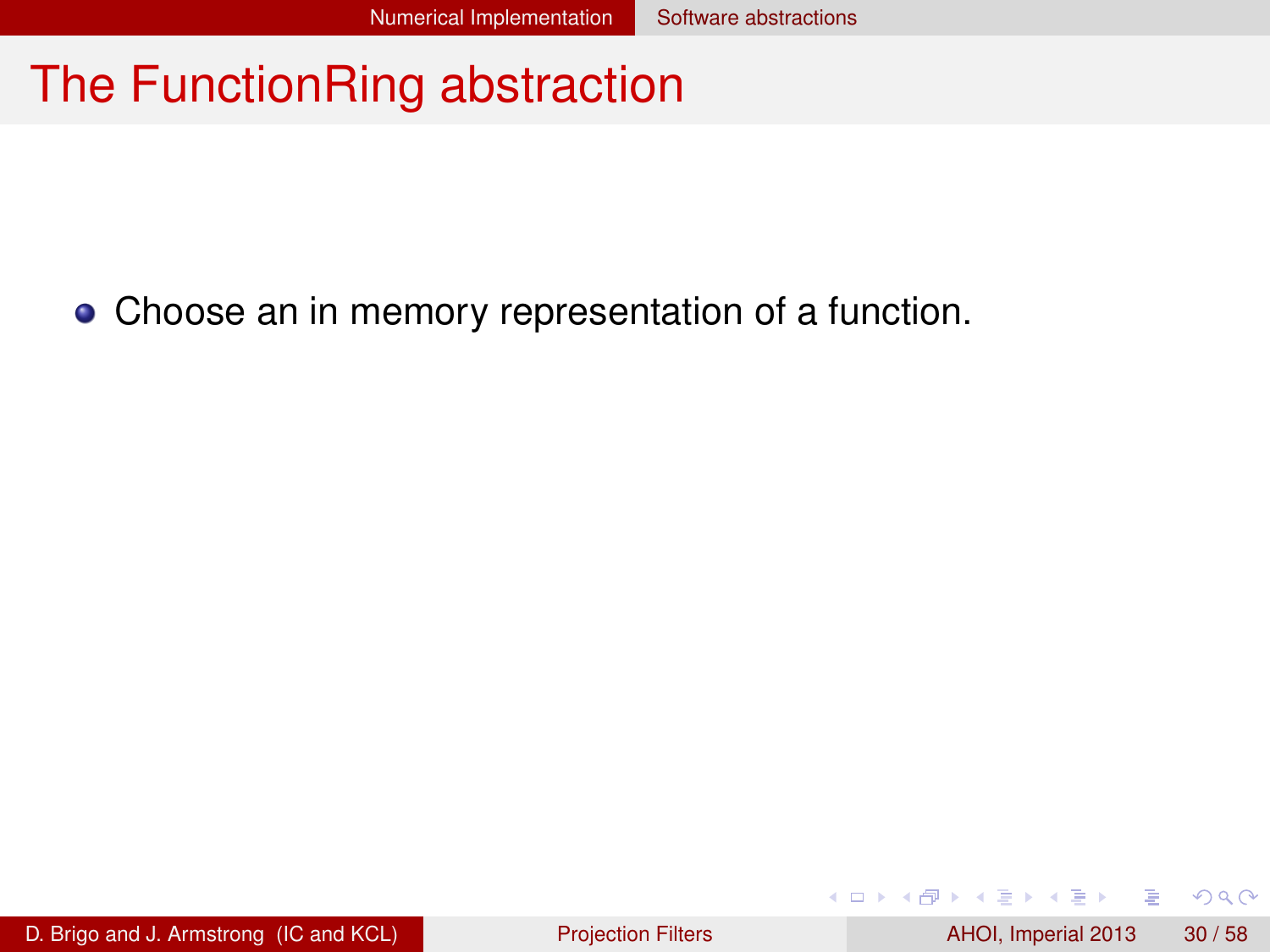# The FunctionRing abstraction

- Choose an in memory representation of a function.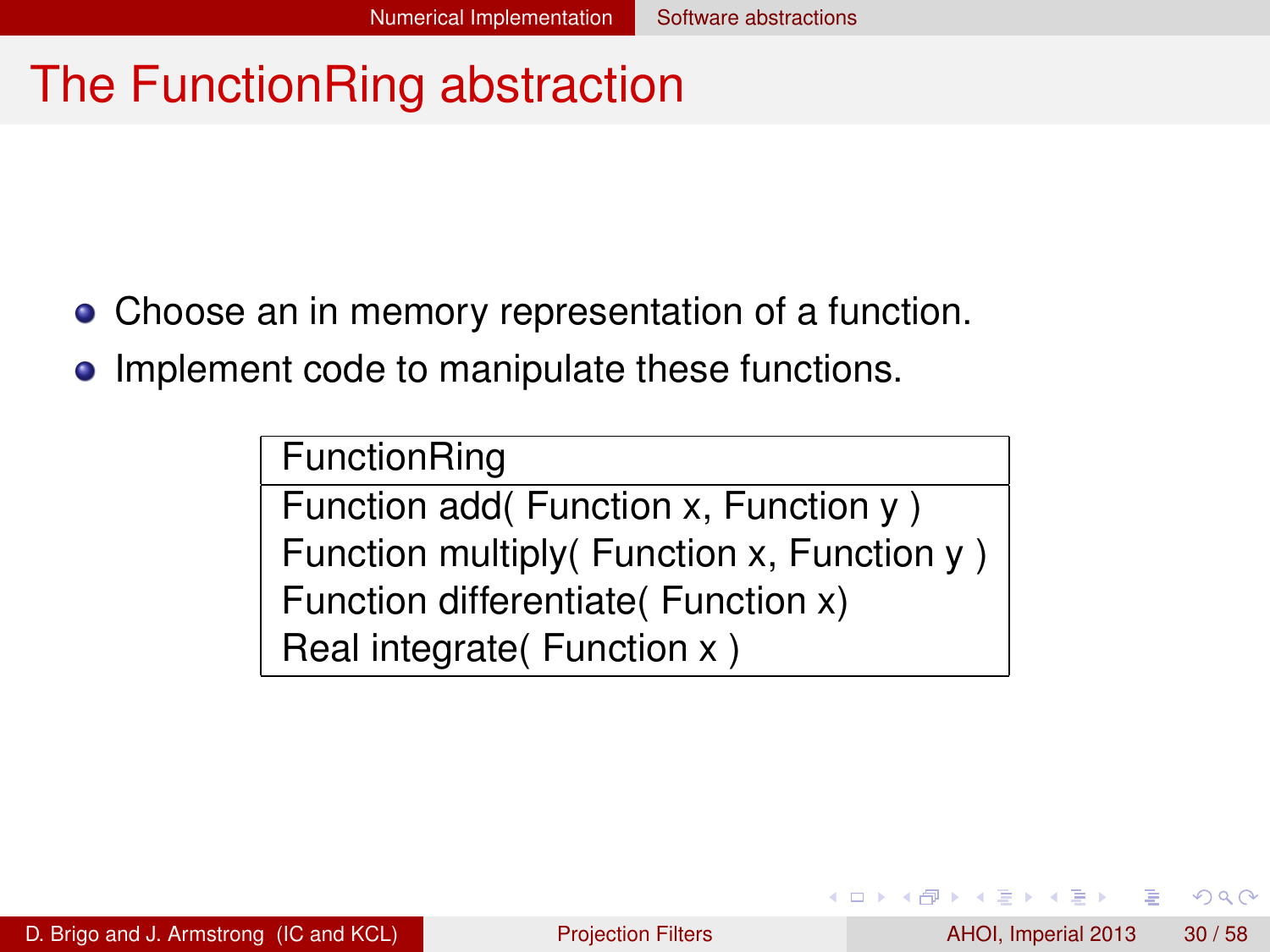# The FunctionRing abstraction

- Choose an in memory representation of a function.
- Implement code to manipulate these functions.

| FunctionRing |
|---|
| Function add( Function x, Function y ) <br> Function multiply( Function x, Function y ) <br> Function differentiate( Function x) <br> Real integrate( Function x ) |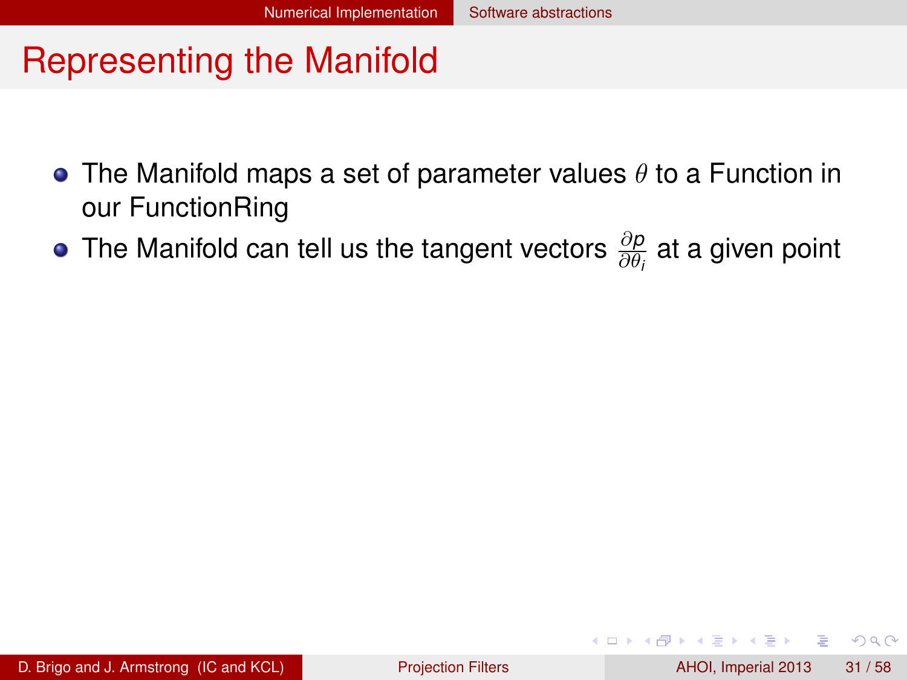# Representing the Manifold

- The Manifold maps a set of parameter values $\theta$ to a Function in our FunctionRing
- The Manifold can tell us the tangent vectors $\frac{\partial p}{\partial \theta_i}$ at a given point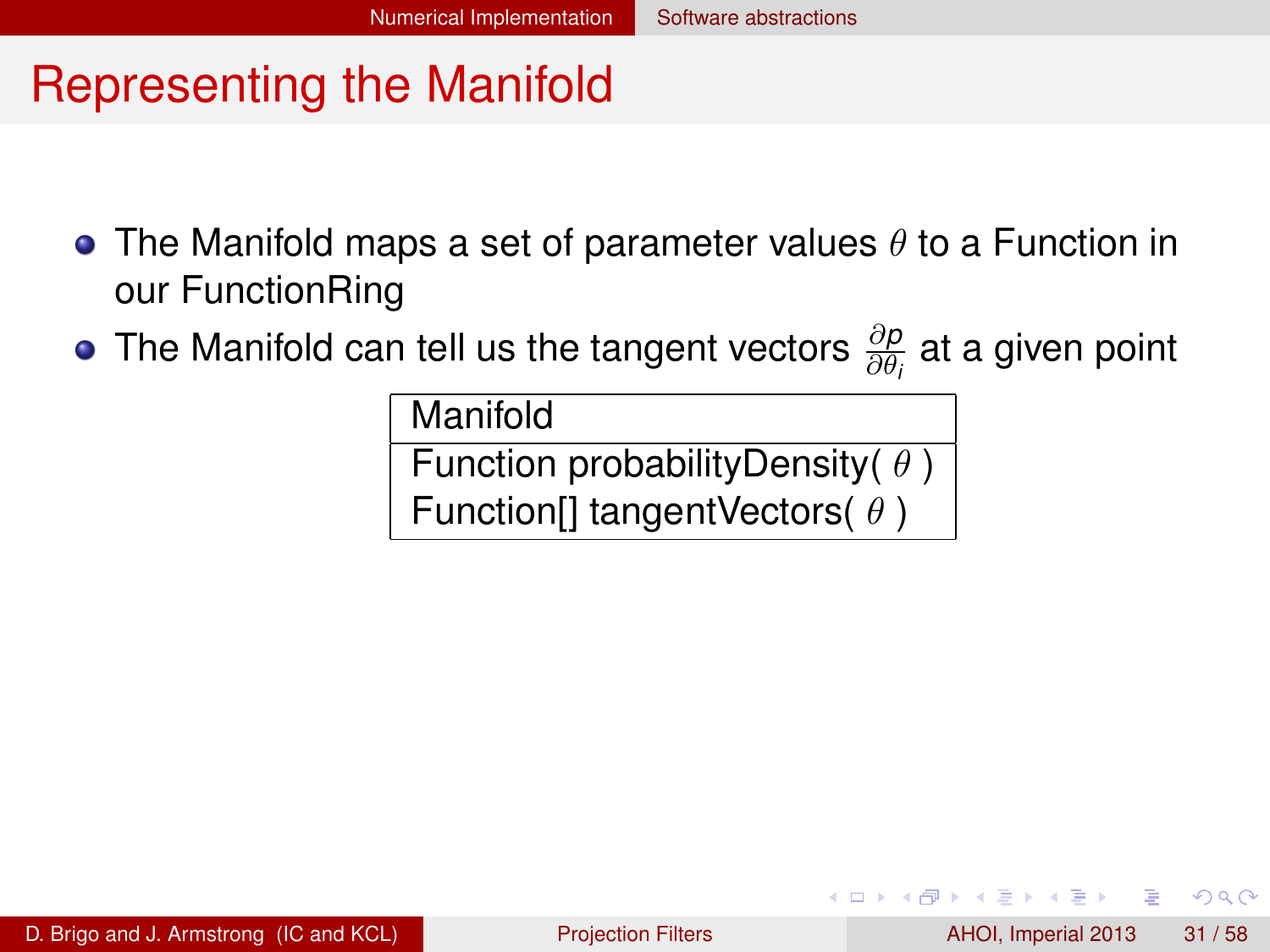# Representing the Manifold

- The Manifold maps a set of parameter values $\theta$ to a Function in our FunctionRing
- The Manifold can tell us the tangent vectors $\frac{\partial p}{\partial \theta_i}$ at a given point

| Manifold |
|---|
| Function probabilityDensity( $\theta$ )<br>Function[] tangentVectors( $\theta$ ) |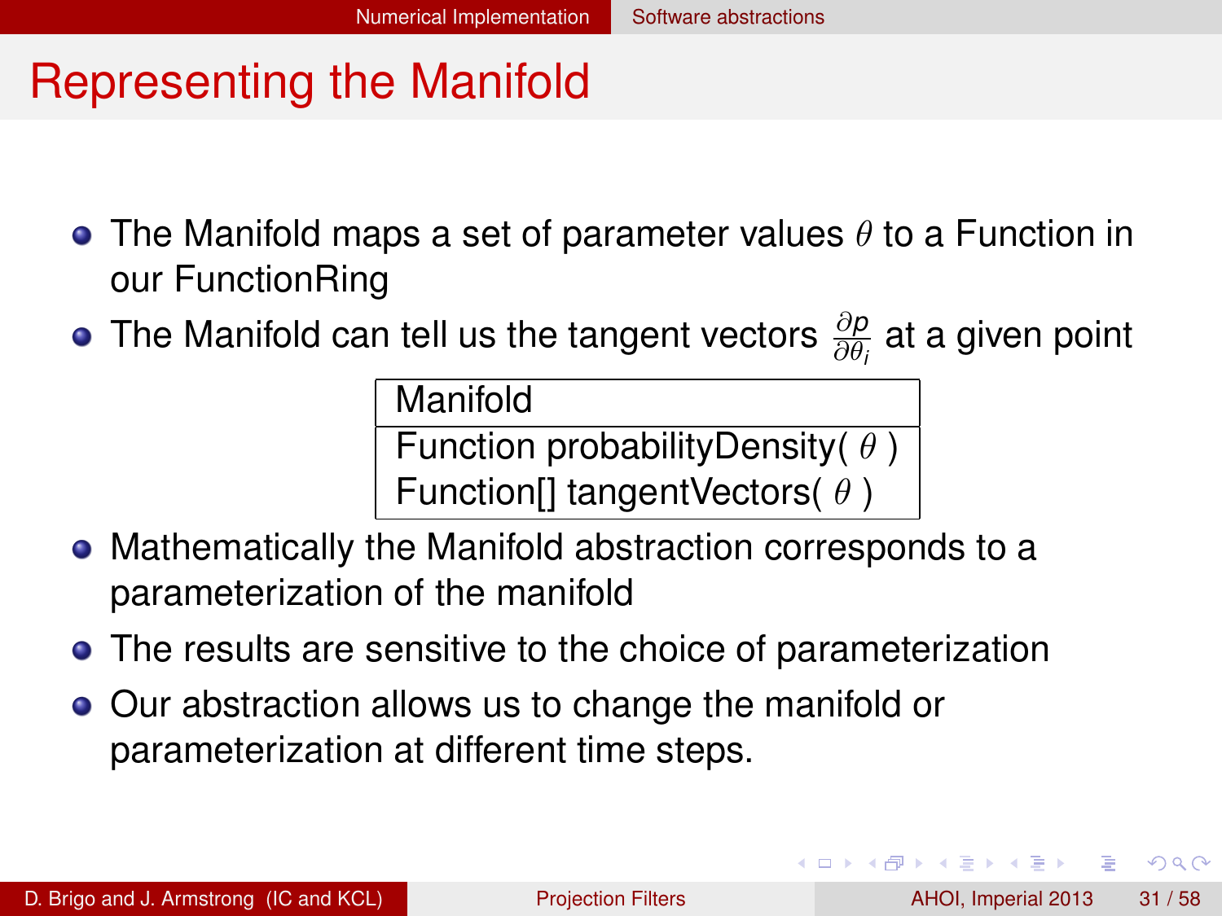# Representing the Manifold

- The Manifold maps a set of parameter values $\theta$ to a Function in our FunctionRing
- The Manifold can tell us the tangent vectors $\frac{\partial p}{\partial \theta_i}$ at a given point

| Manifold |
|---|
| Function probabilityDensity( $\theta$ )<br>Function[] tangentVectors( $\theta$ ) |

- Mathematically the Manifold abstraction corresponds to a parameterization of the manifold
- The results are sensitive to the choice of parameterization
- Our abstraction allows us to change the manifold or parameterization at different time steps.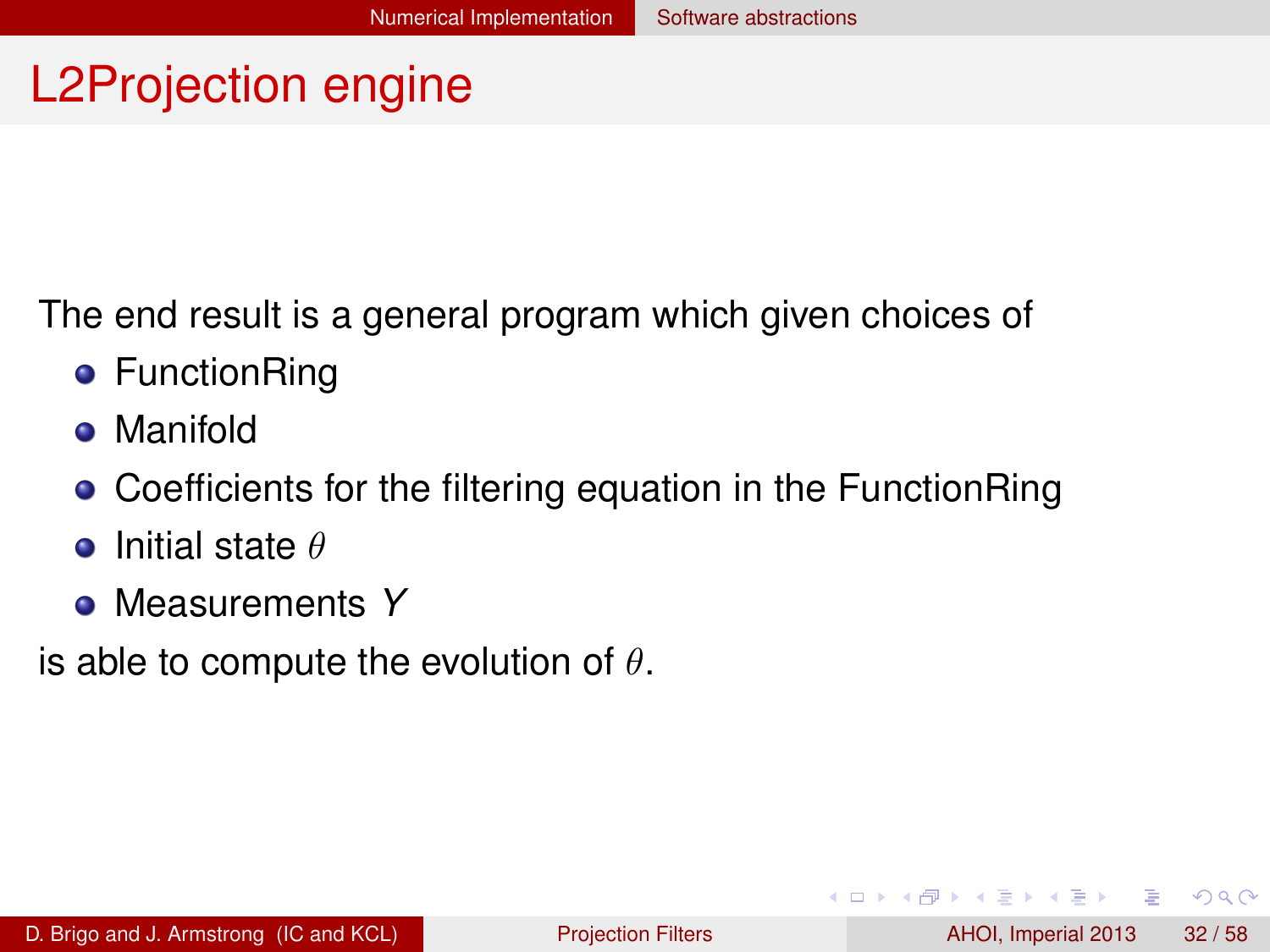# L2Projection engine

The end result is a general program which given choices of

- FunctionRing
- Manifold
- Coefficients for the filtering equation in the FunctionRing
- Initial state $\theta$
- Measurements $Y$

is able to compute the evolution of $\theta$.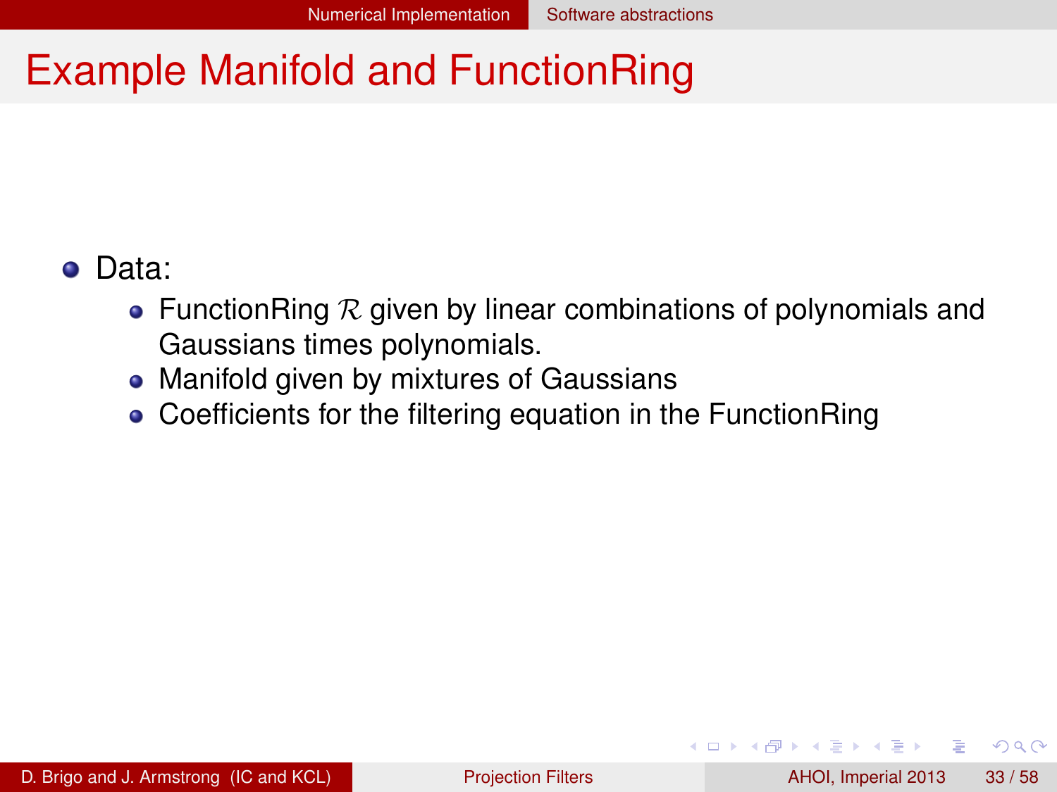# Example Manifold and FunctionRing

- Data:
  - FunctionRing $\mathcal{R}$ given by linear combinations of polynomials and Gaussians times polynomials.
  - Manifold given by mixtures of Gaussians
  - Coefficients for the filtering equation in the FunctionRing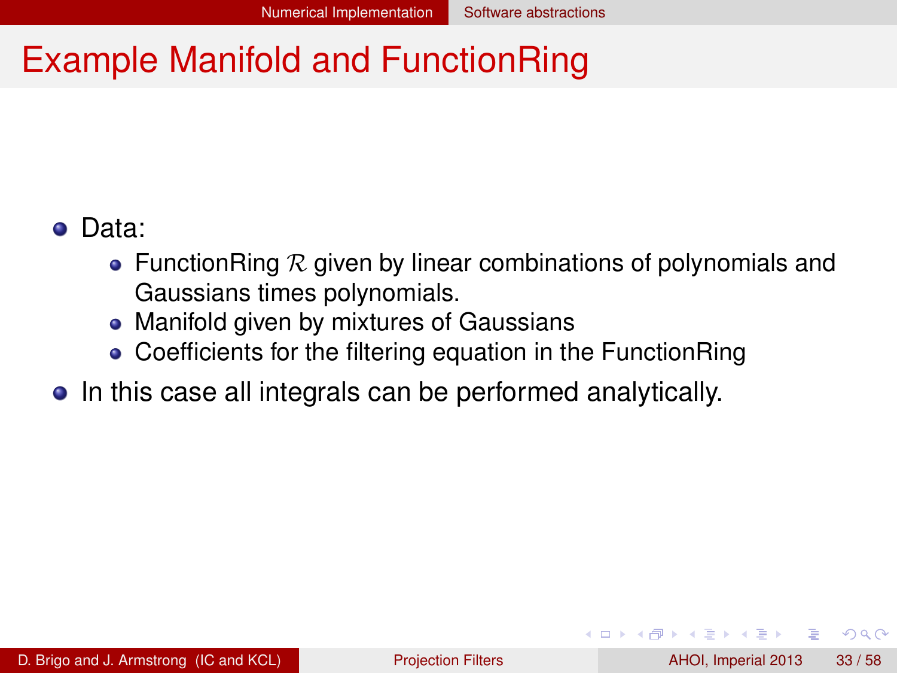# Example Manifold and FunctionRing

- Data:
  - FunctionRing $\mathcal{R}$ given by linear combinations of polynomials and Gaussians times polynomials.
  - Manifold given by mixtures of Gaussians
  - Coefficients for the filtering equation in the FunctionRing
- In this case all integrals can be performed analytically.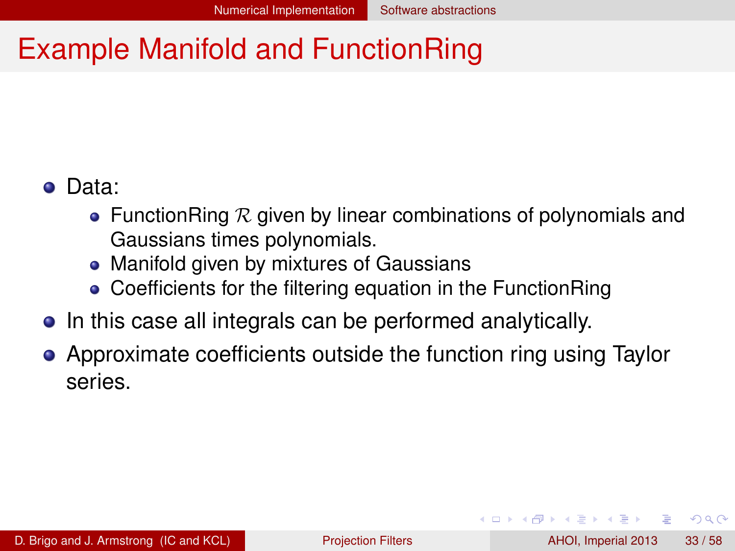# Example Manifold and FunctionRing

- Data:
  - FunctionRing $\mathcal{R}$ given by linear combinations of polynomials and Gaussians times polynomials.
  - Manifold given by mixtures of Gaussians
  - Coefficients for the filtering equation in the FunctionRing
- In this case all integrals can be performed analytically.
- Approximate coefficients outside the function ring using Taylor series.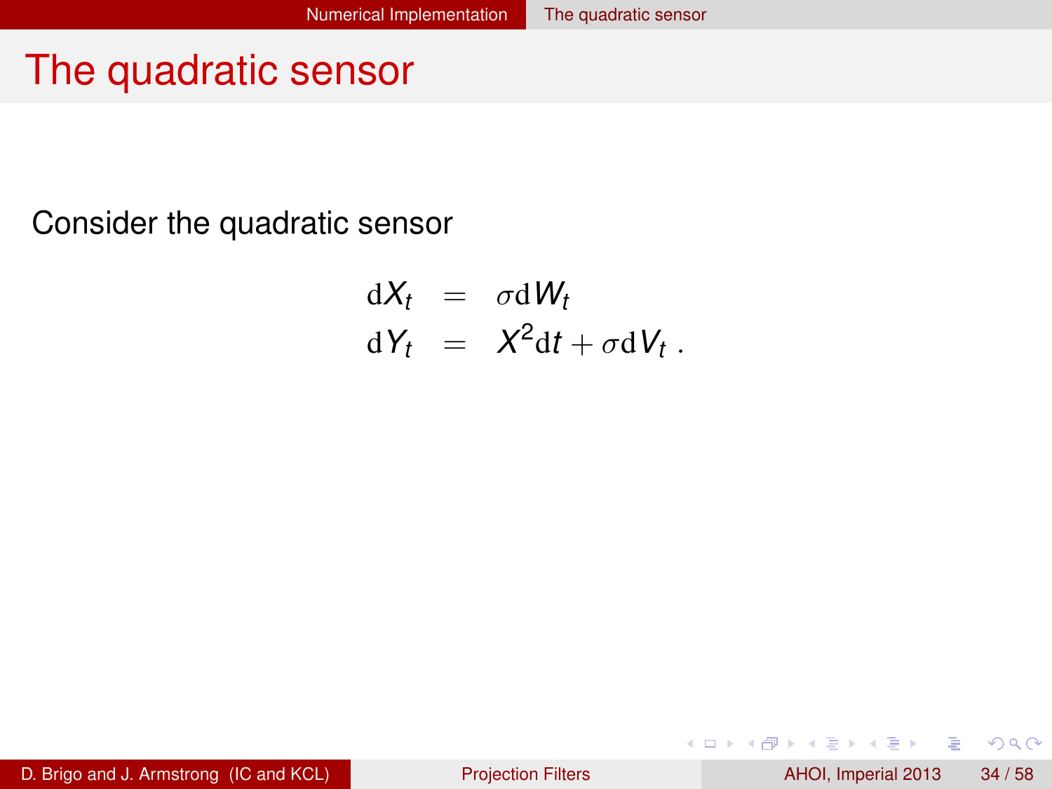# The quadratic sensor

Consider the quadratic sensor

$$
\begin{aligned}
\mathrm{d}X_t &= \sigma \mathrm{d}W_t \\
\mathrm{d}Y_t &= X^2 \mathrm{d}t + \sigma \mathrm{d}V_t \ .
\end{aligned}
$$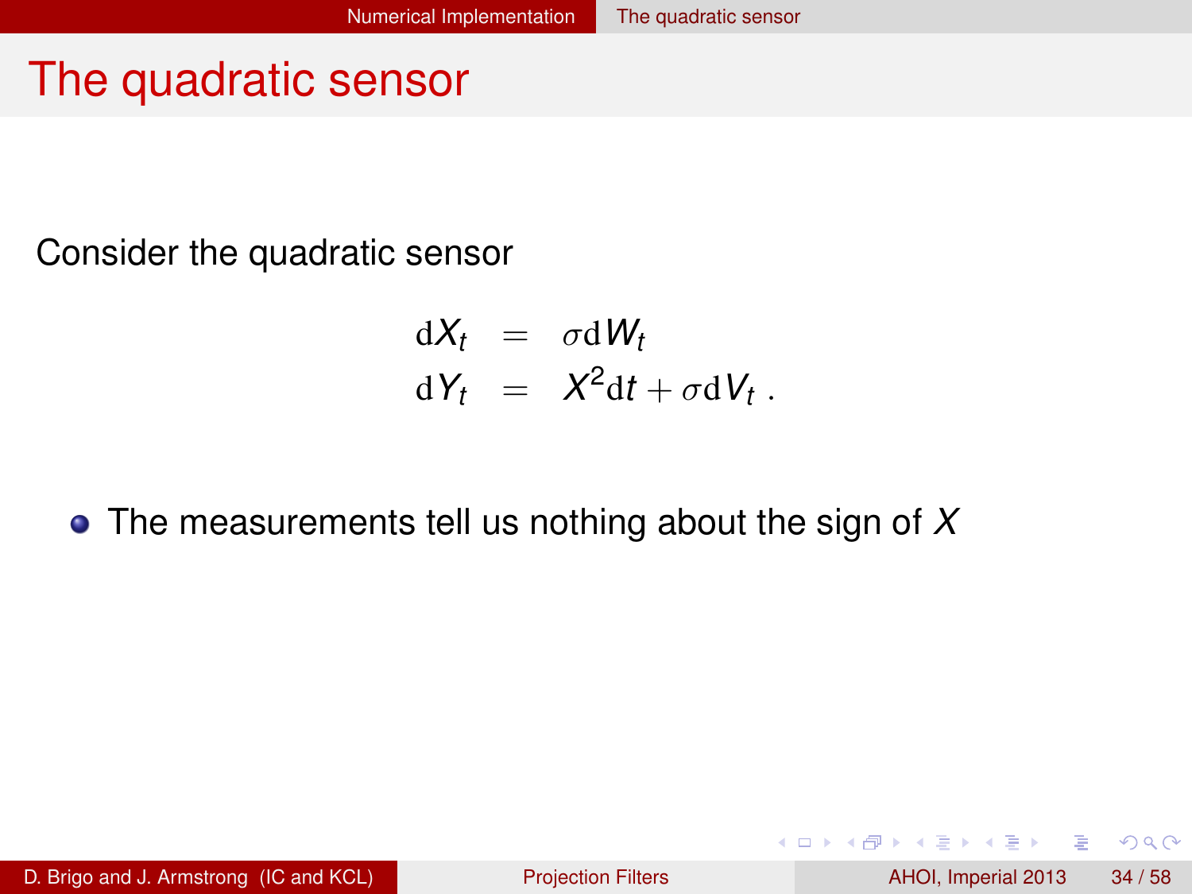# The quadratic sensor

Consider the quadratic sensor

$$
\begin{aligned}
\mathrm{d}X_t &= \sigma \mathrm{d}W_t \\
\mathrm{d}Y_t &= X^2 \mathrm{d}t + \sigma \mathrm{d}V_t \, .
\end{aligned}
$$

- The measurements tell us nothing about the sign of $X$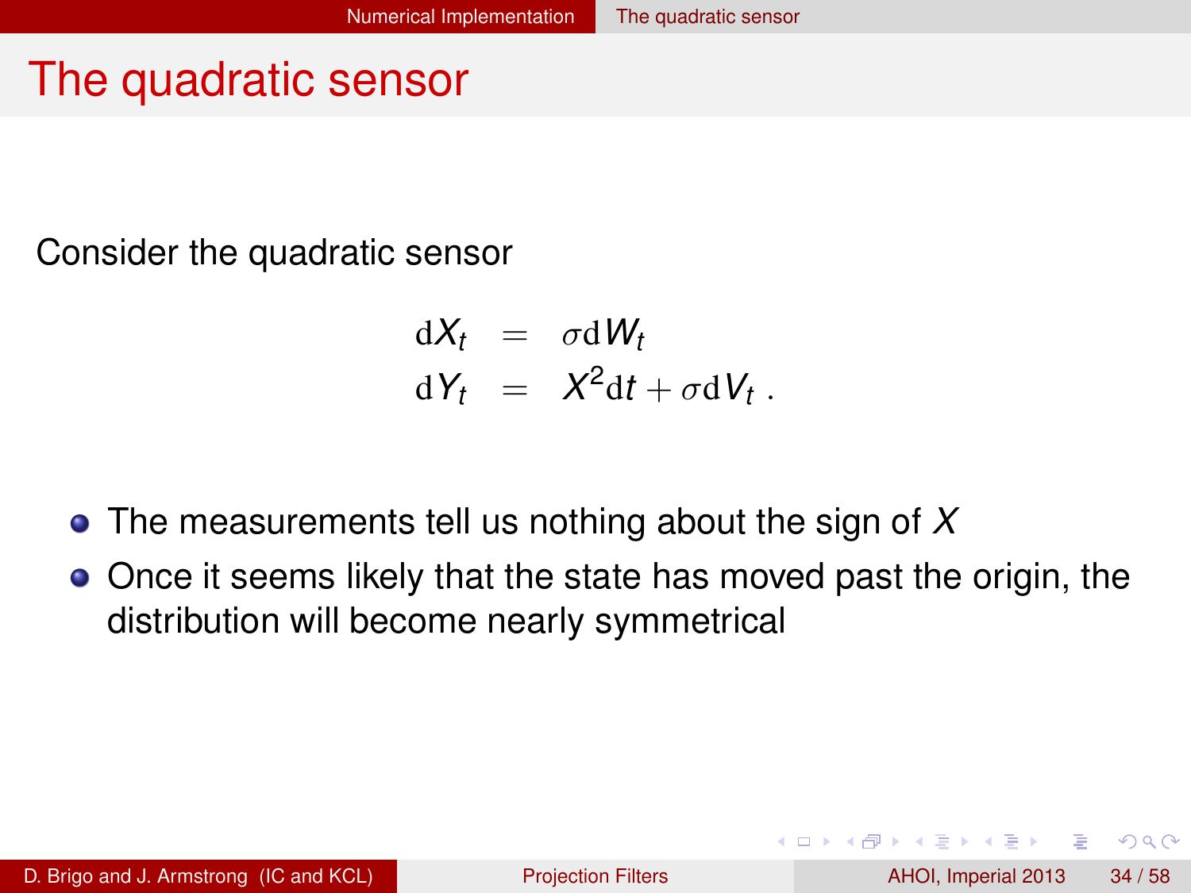# The quadratic sensor

Consider the quadratic sensor

$$
\begin{aligned}
\mathrm{d}X_t &= \sigma \mathrm{d}W_t \\
\mathrm{d}Y_t &= X^2 \mathrm{d}t + \sigma \mathrm{d}V_t \; .
\end{aligned}
$$

- The measurements tell us nothing about the sign of $X$
- Once it seems likely that the state has moved past the origin, the distribution will become nearly symmetrical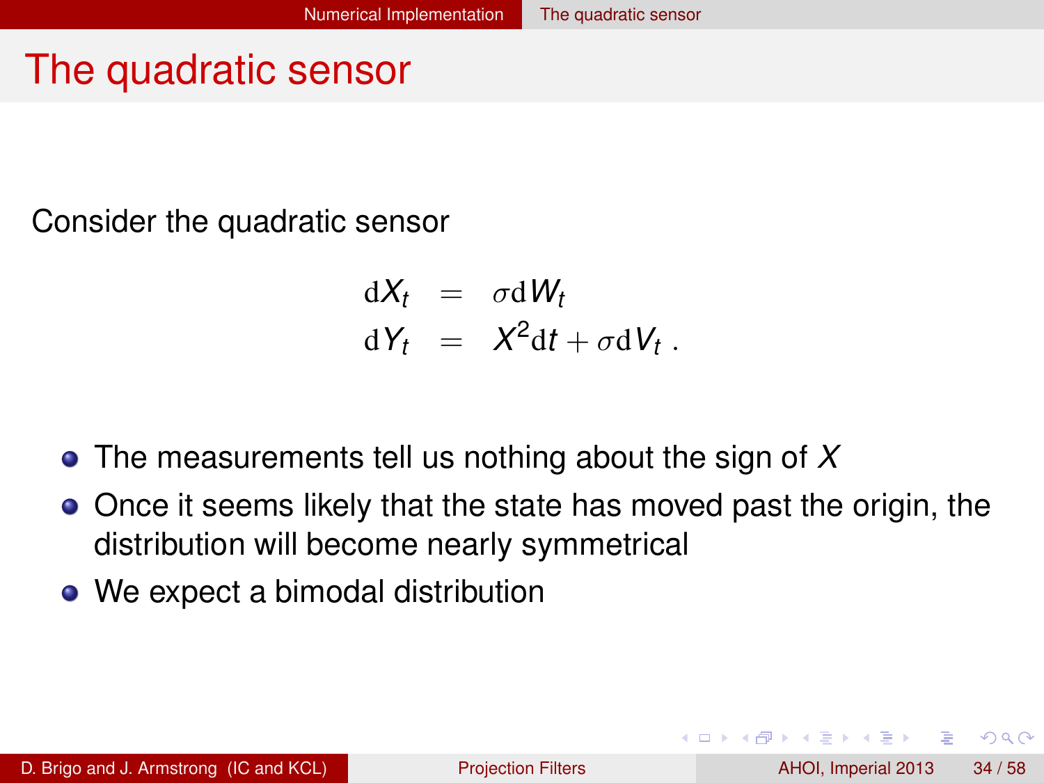# The quadratic sensor

Consider the quadratic sensor

$$
\begin{aligned}
\mathrm{d}X_t &= \sigma \mathrm{d}W_t \\
\mathrm{d}Y_t &= X^2 \mathrm{d}t + \sigma \mathrm{d}V_t \ .
\end{aligned}
$$

- The measurements tell us nothing about the sign of $X$
- Once it seems likely that the state has moved past the origin, the distribution will become nearly symmetrical
- We expect a bimodal distribution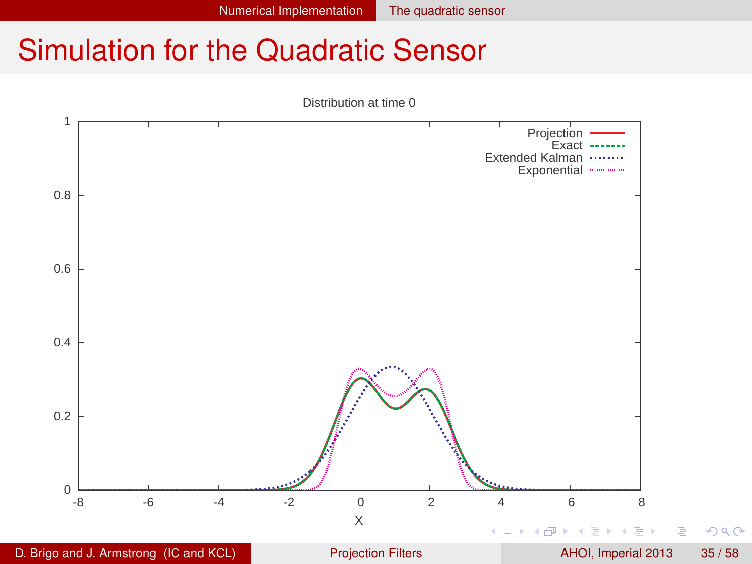# Simulation for the Quadratic Sensor

Distribution at time 0

| Legend |
|---|
| Projection |
| Exact |
| Extended Kalman |
| Exponential |

X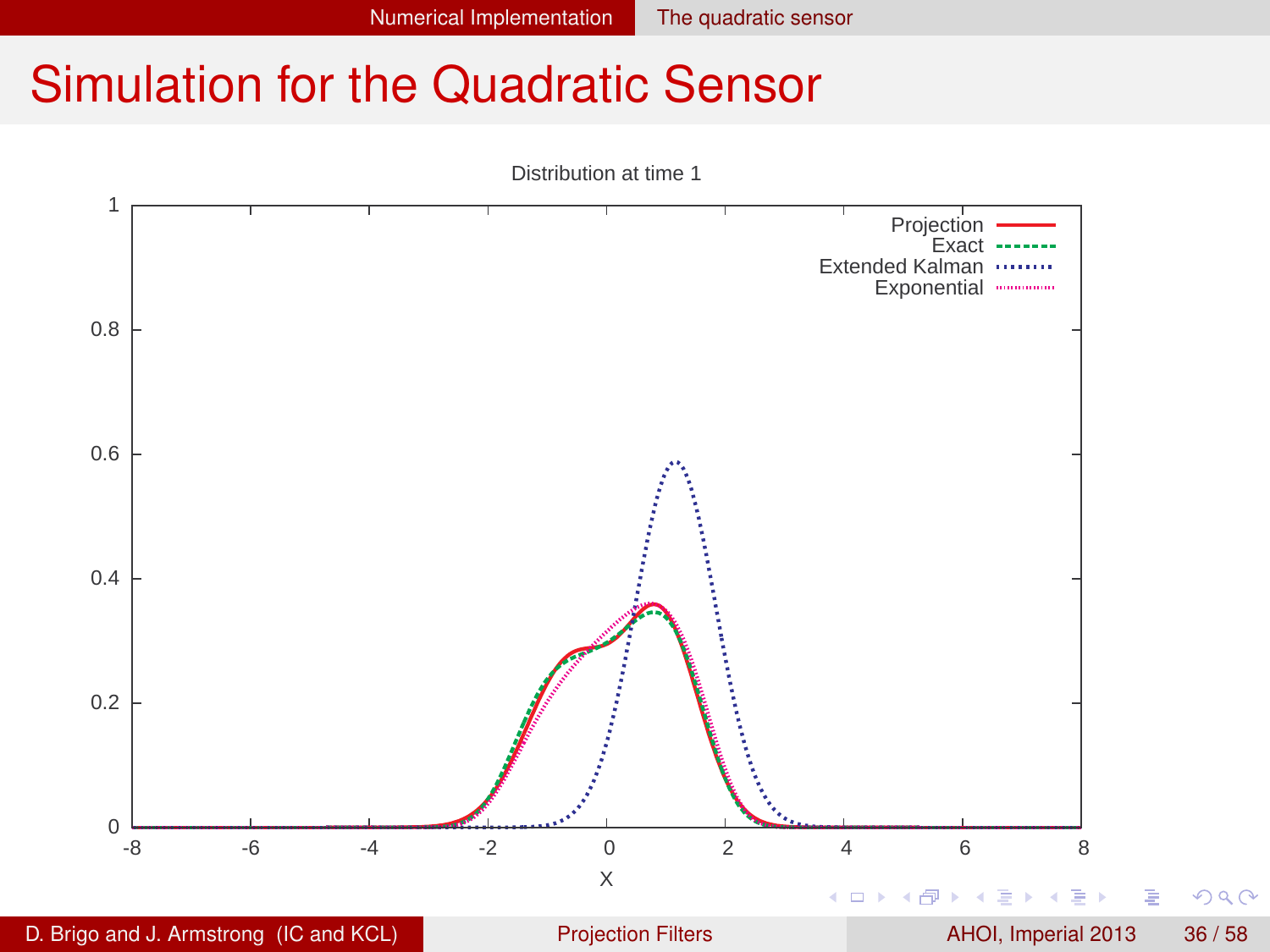# Simulation for the Quadratic Sensor

Distribution at time 1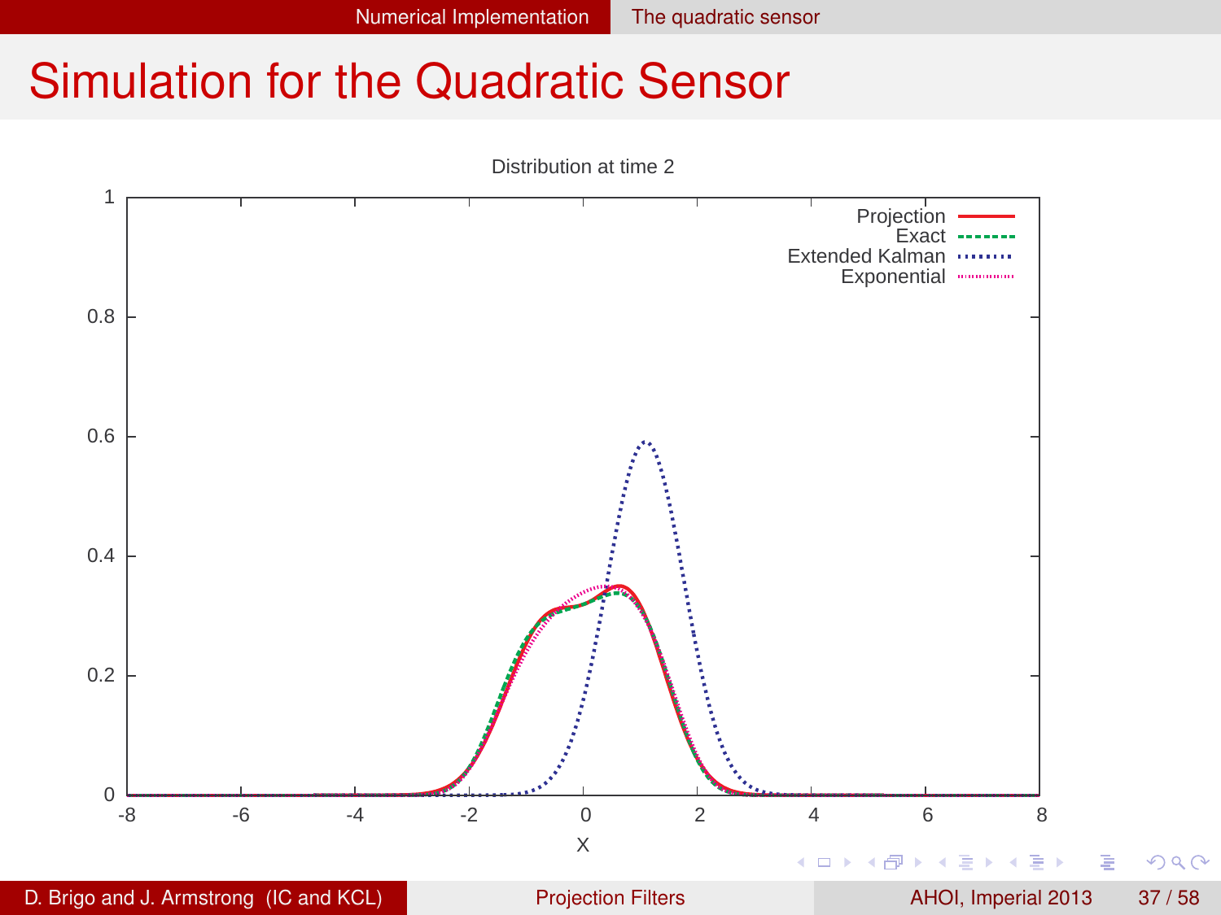# Simulation for the Quadratic Sensor

Distribution at time 2

| Legend |
| --- |
| Projection |
| Exact |
| Extended Kalman |
| Exponential |

X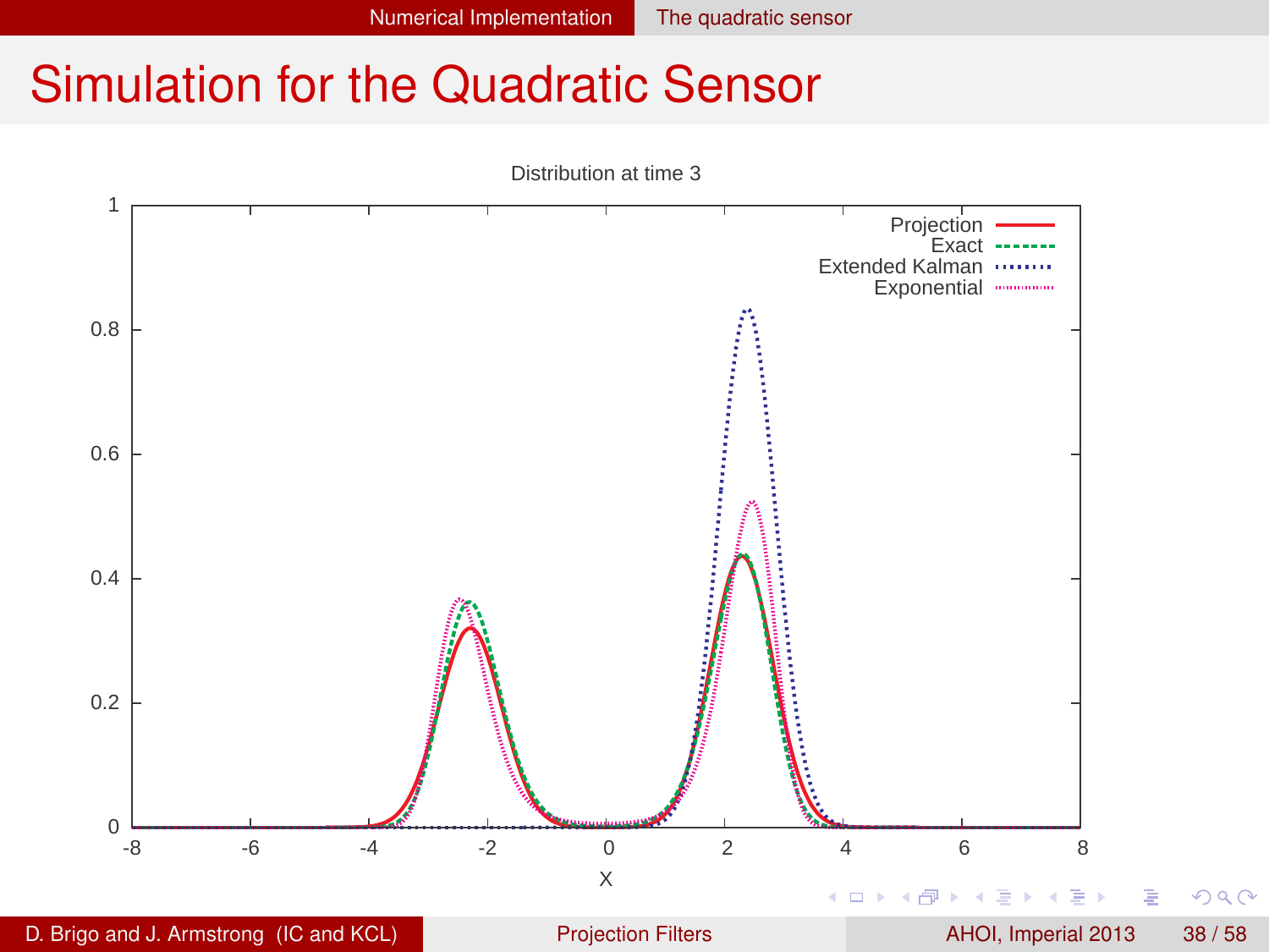# Simulation for the Quadratic Sensor

Distribution at time 3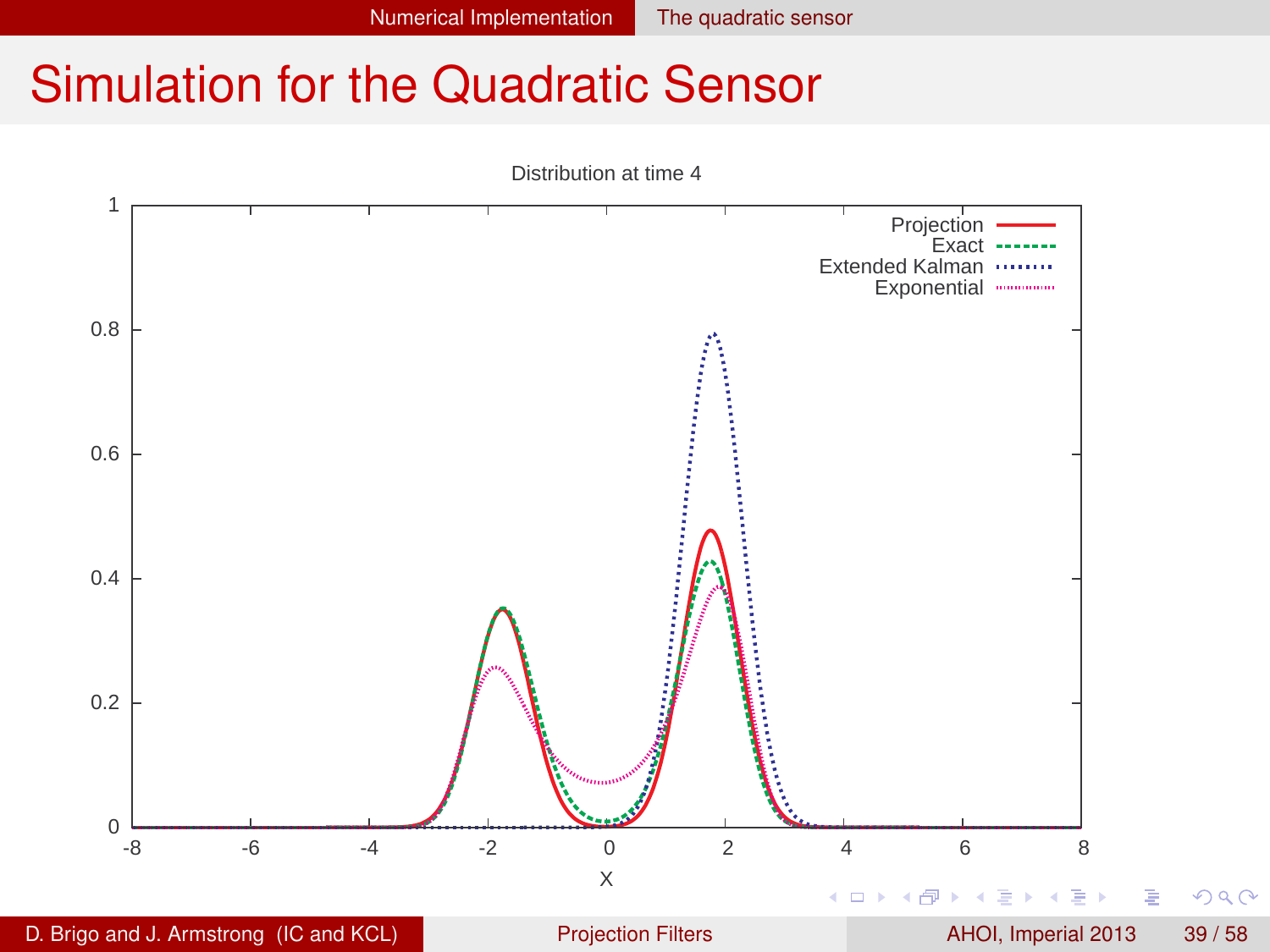# Simulation for the Quadratic Sensor

Distribution at time 4

Projection
Exact
Extended Kalman
Exponential

X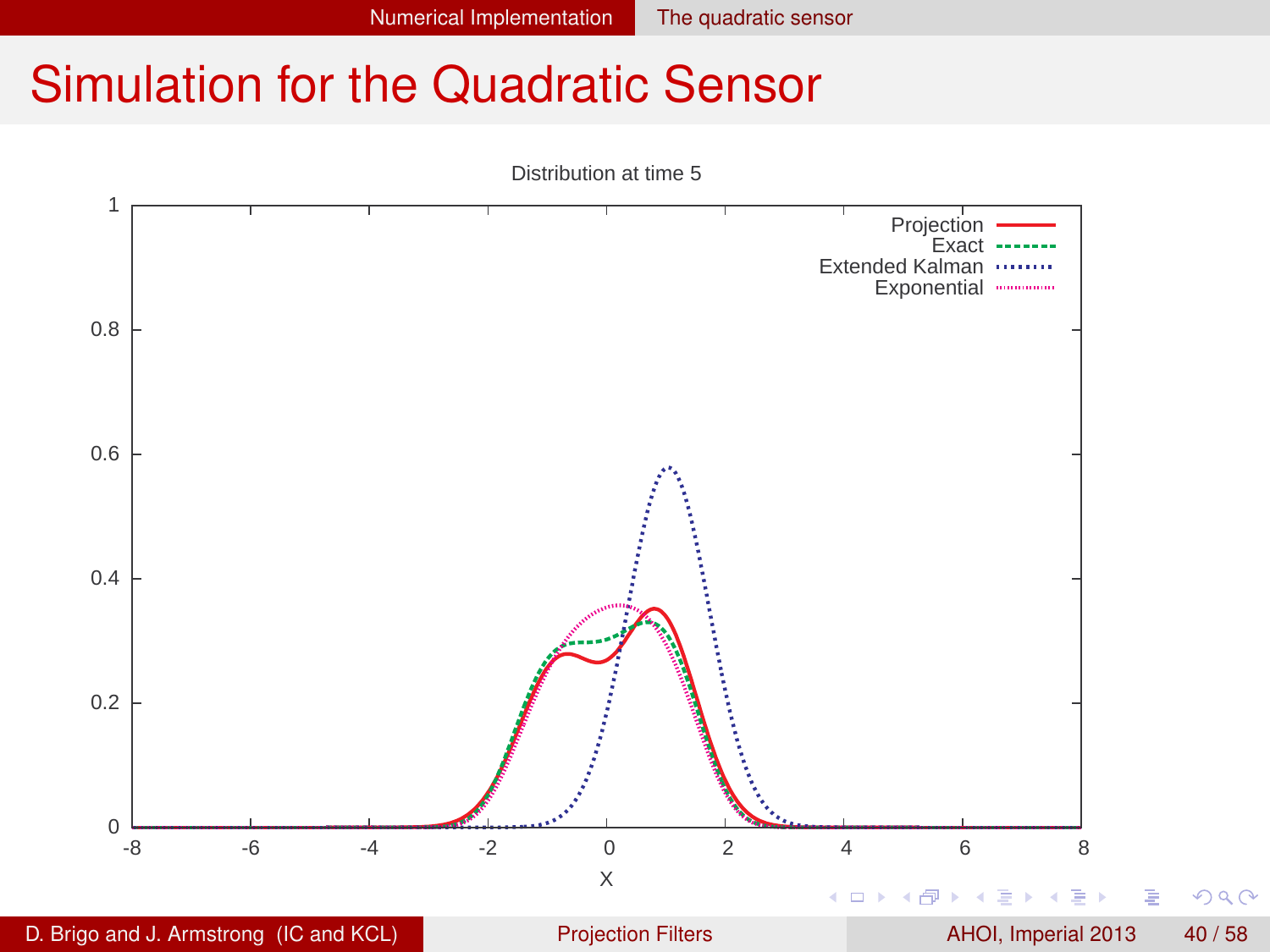# Simulation for the Quadratic Sensor

Distribution at time 5

Projection
Exact
Extended Kalman
Exponential

X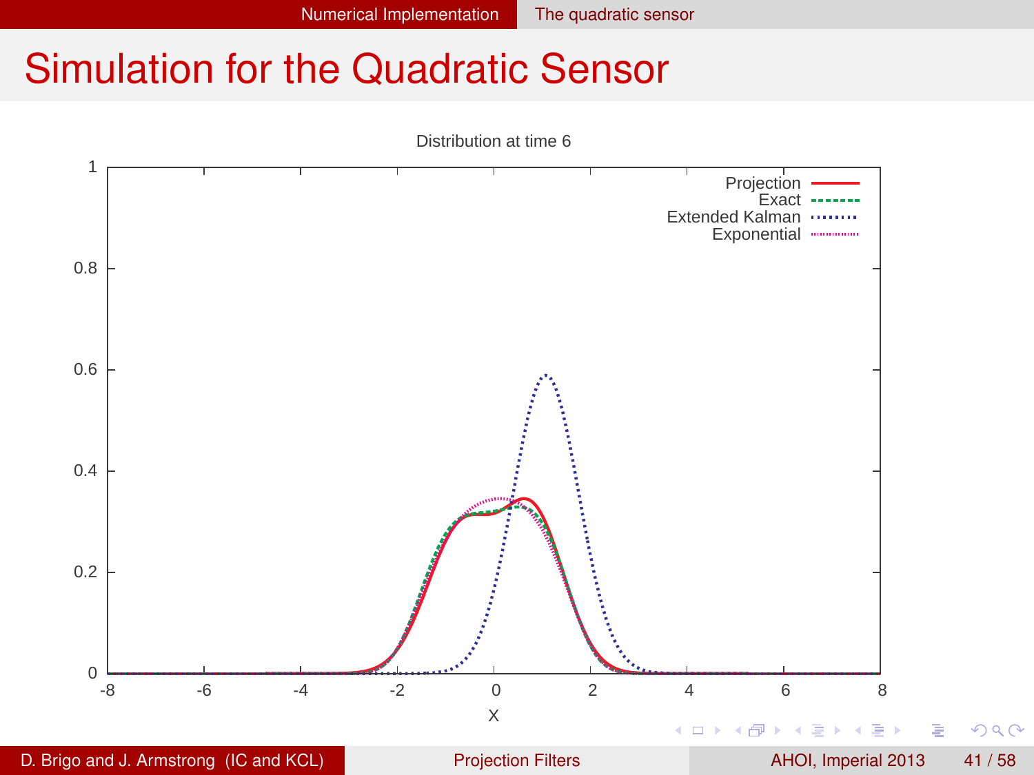# Simulation for the Quadratic Sensor

Distribution at time 6

Projection
Exact
Extended Kalman
Exponential

X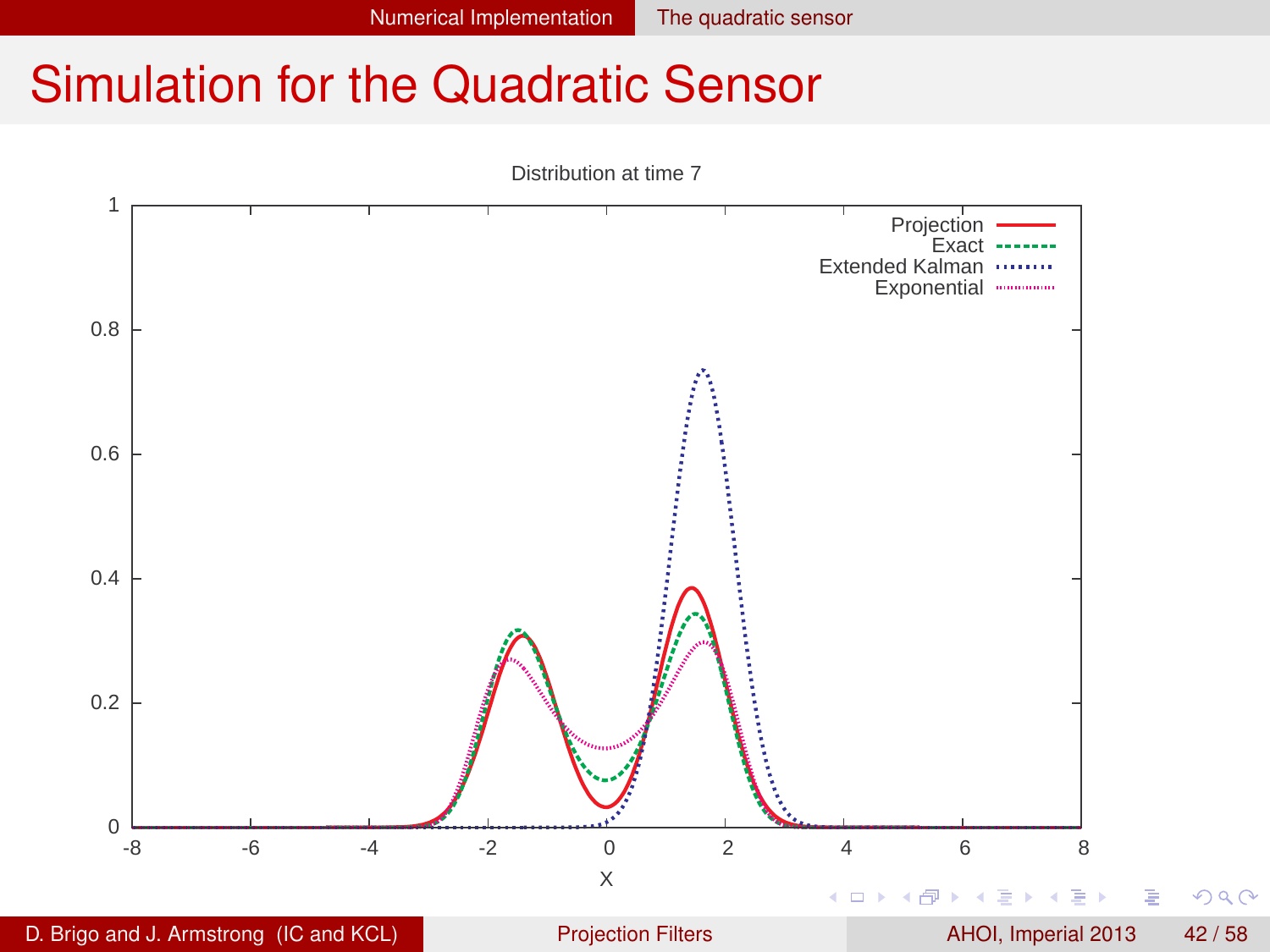# Simulation for the Quadratic Sensor

Distribution at time 7

| Legend |
|---|
| Projection |
| Exact |
| Extended Kalman |
| Exponential |

X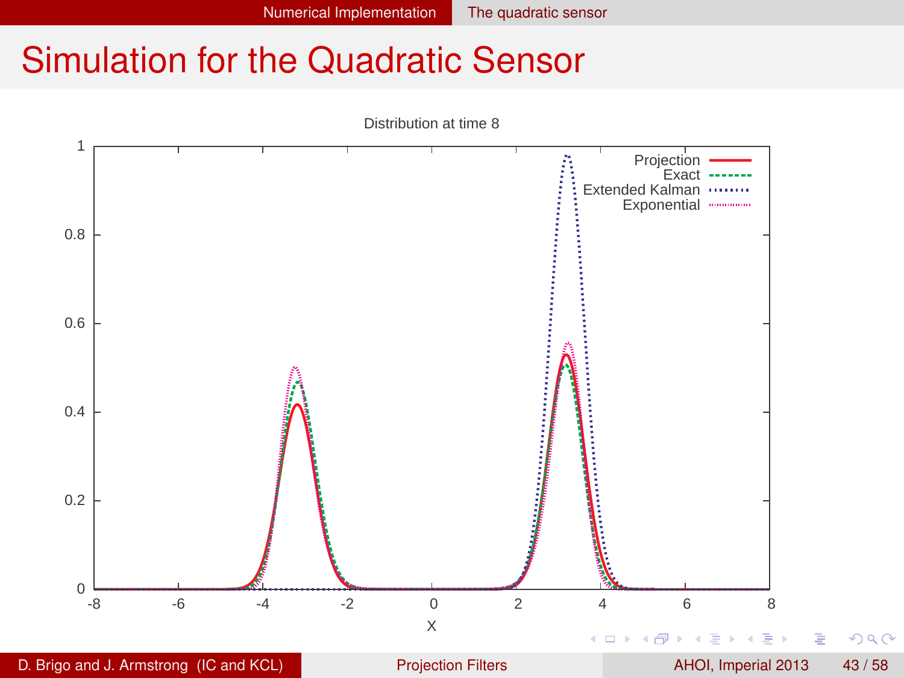# Simulation for the Quadratic Sensor

Distribution at time 8

| | |
|---|---|
| Projection | |
| Exact | |
| Extended Kalman | |
| Exponential | |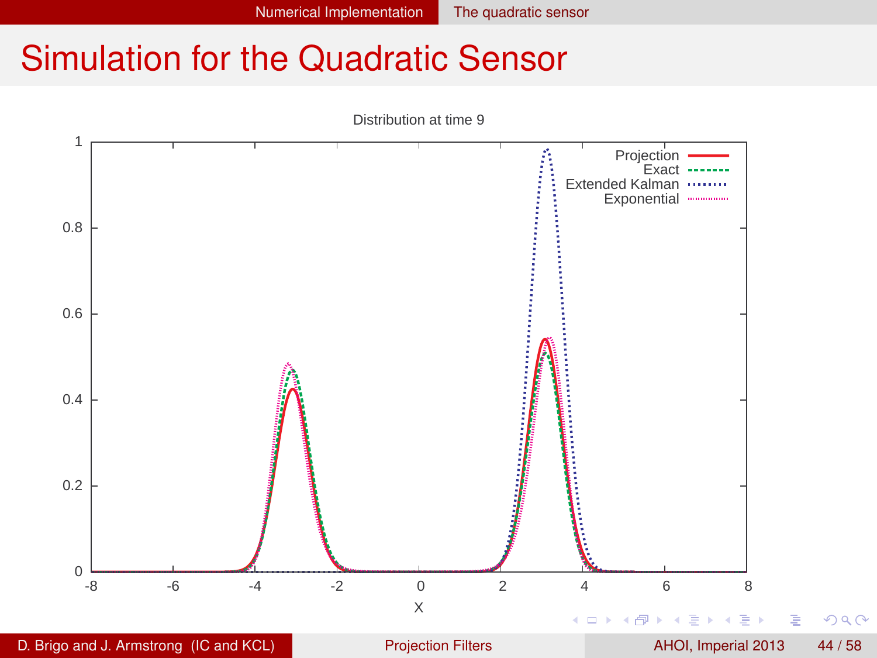# Simulation for the Quadratic Sensor

Distribution at time 9

Projection
Exact
Extended Kalman
Exponential

X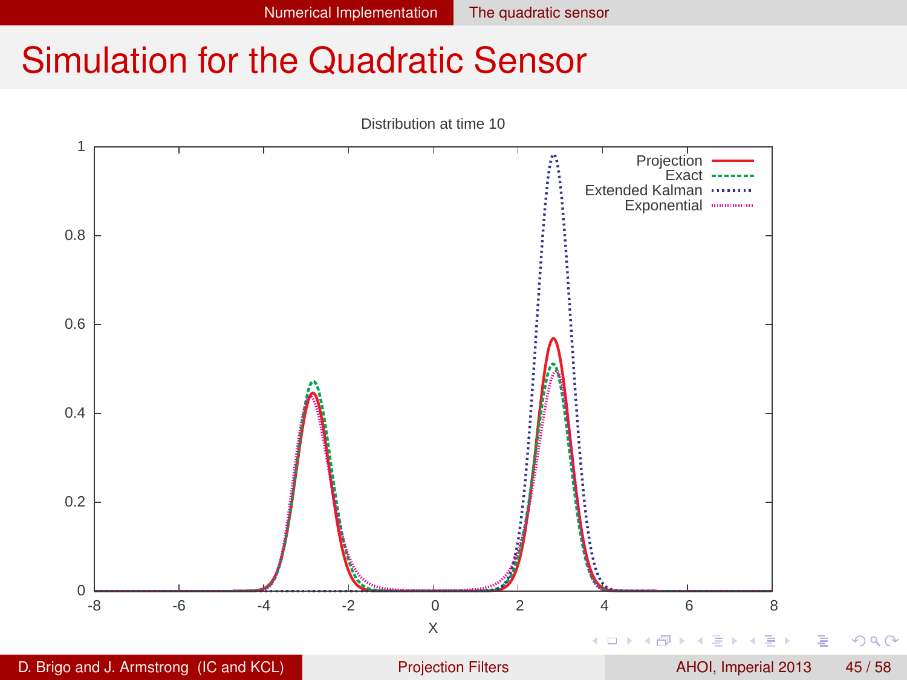# Simulation for the Quadratic Sensor

Distribution at time 10

Projection
Exact
Extended Kalman
Exponential

X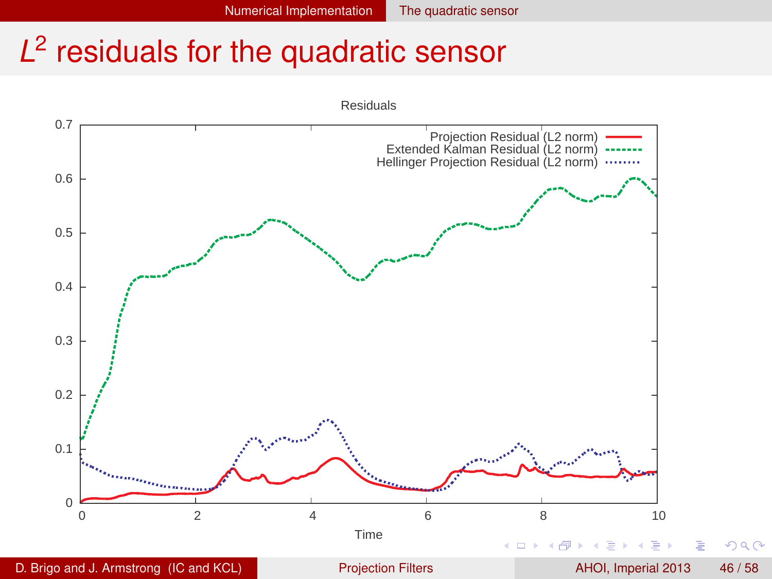# $L^2$ residuals for the quadratic sensor

Residuals

| Time | 0 | 2 | 4 | 6 | 8 | 10 |
|---|---|---|---|---|---|---|

Projection Residual (L2 norm)
Extended Kalman Residual (L2 norm)
Hellinger Projection Residual (L2 norm)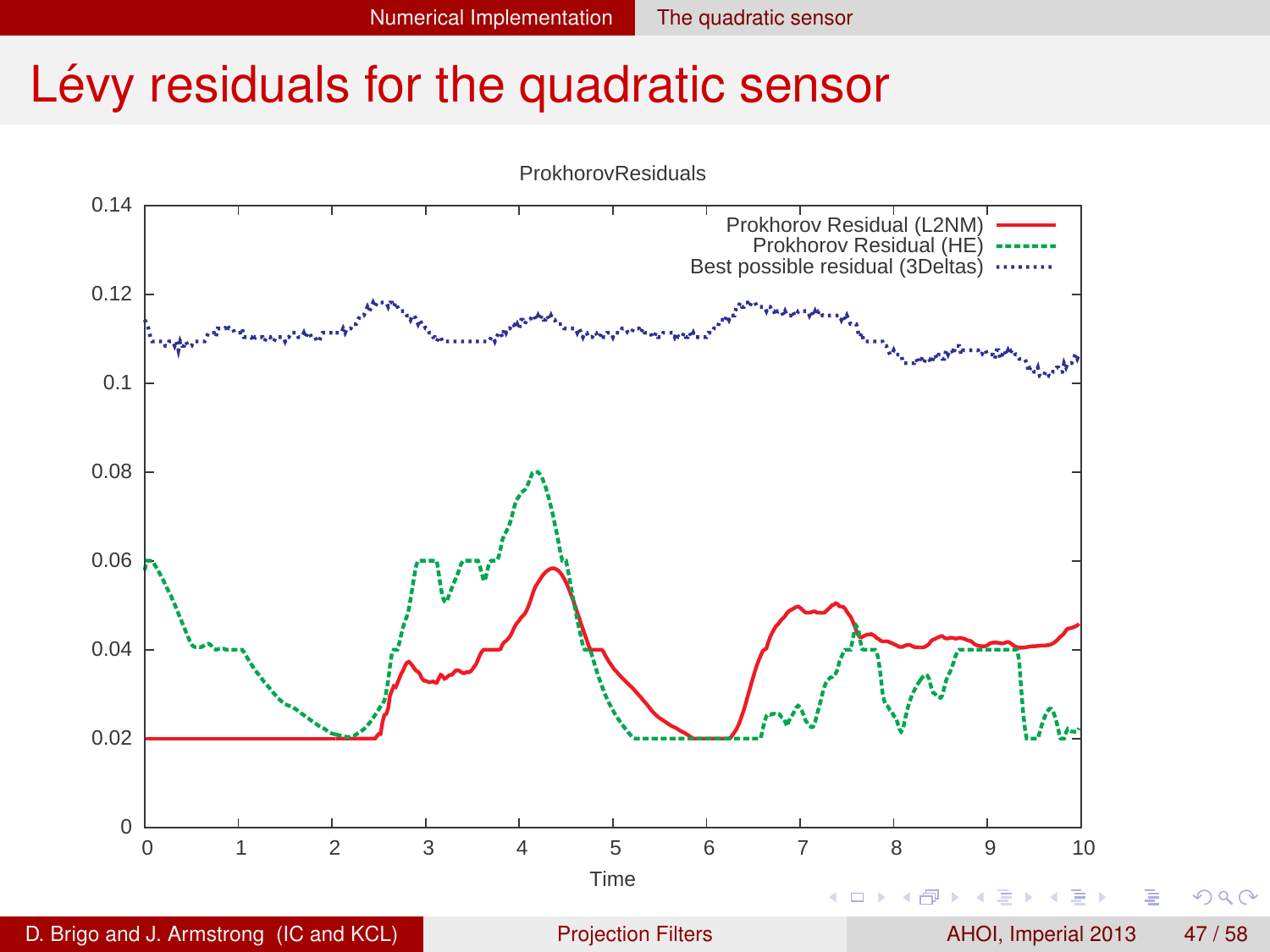# Lévy residuals for the quadratic sensor

ProkhorovResiduals

Prokhorov Residual (L2NM)
Prokhorov Residual (HE)
Best possible residual (3Deltas)

Time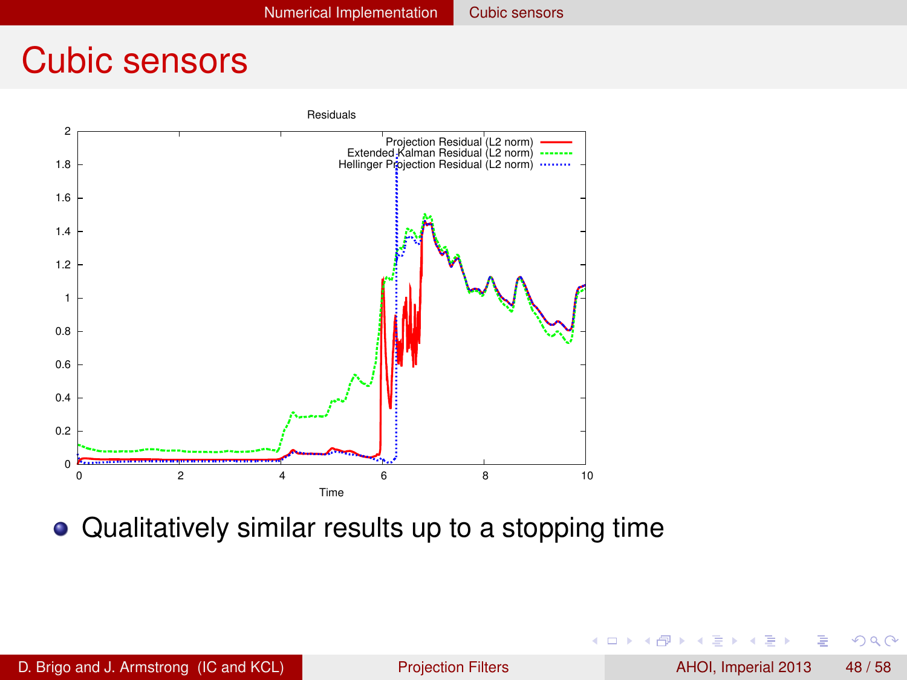# Cubic sensors

- Qualitatively similar results up to a stopping time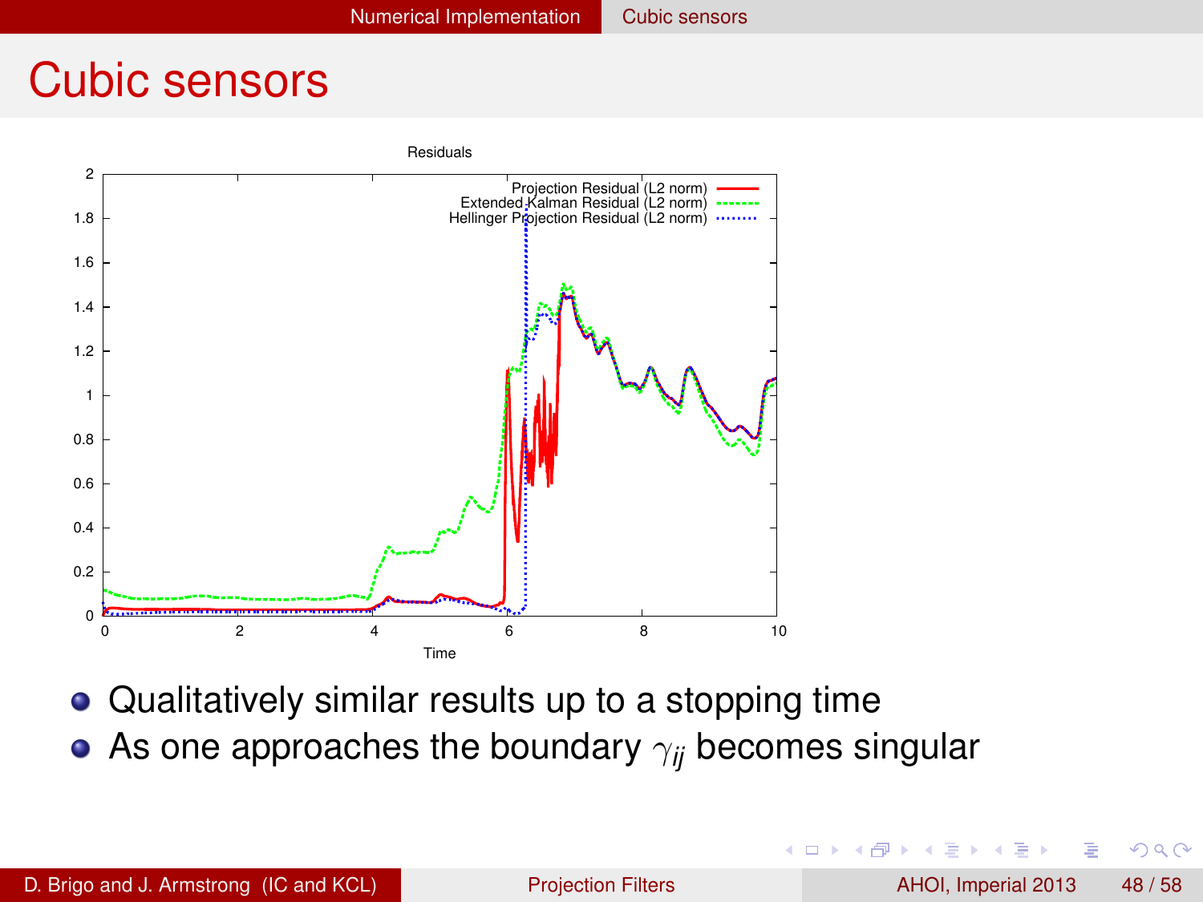# Cubic sensors

Residuals

- Qualitatively similar results up to a stopping time
- As one approaches the boundary $\gamma_{ij}$ becomes singular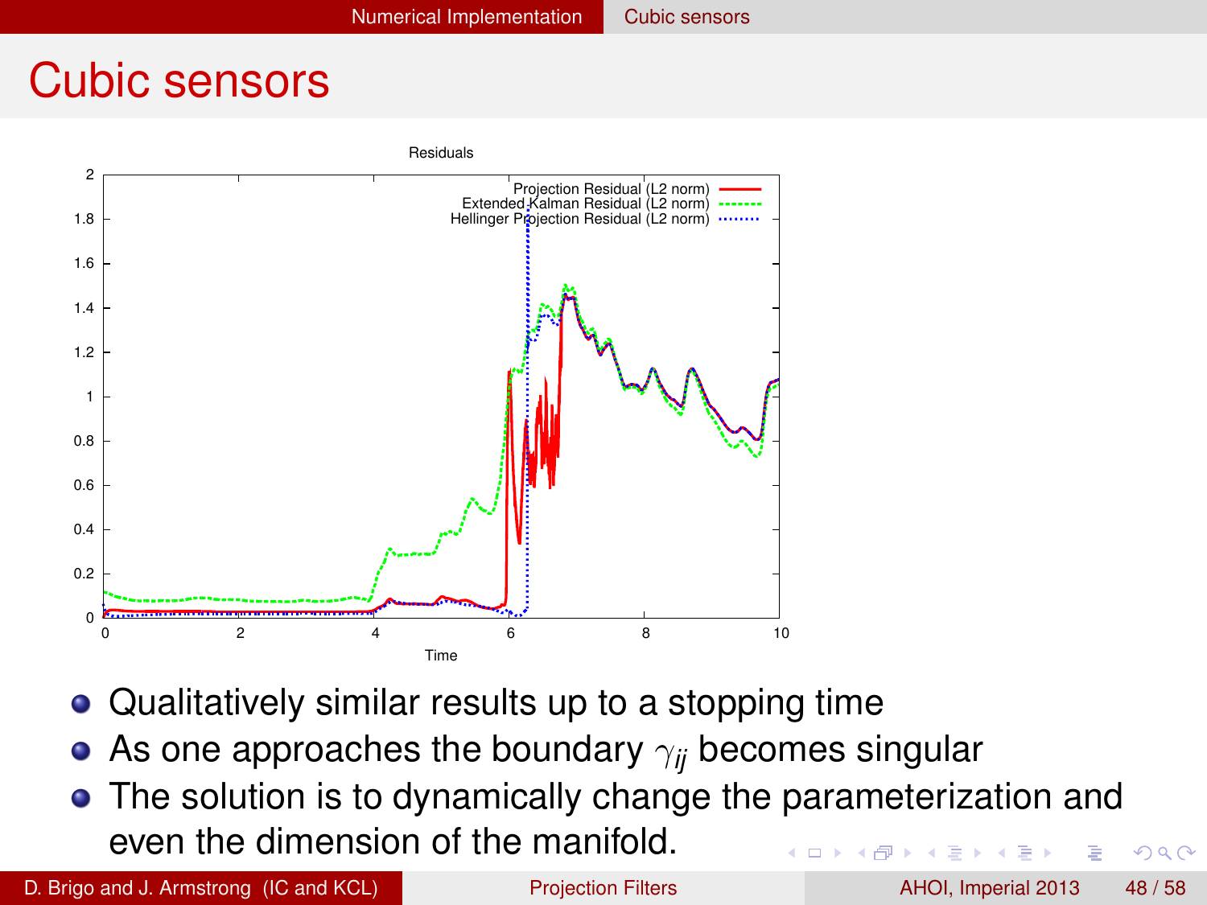# Cubic sensors

- Qualitatively similar results up to a stopping time
- As one approaches the boundary $\gamma_{ij}$ becomes singular
- The solution is to dynamically change the parameterization and even the dimension of the manifold.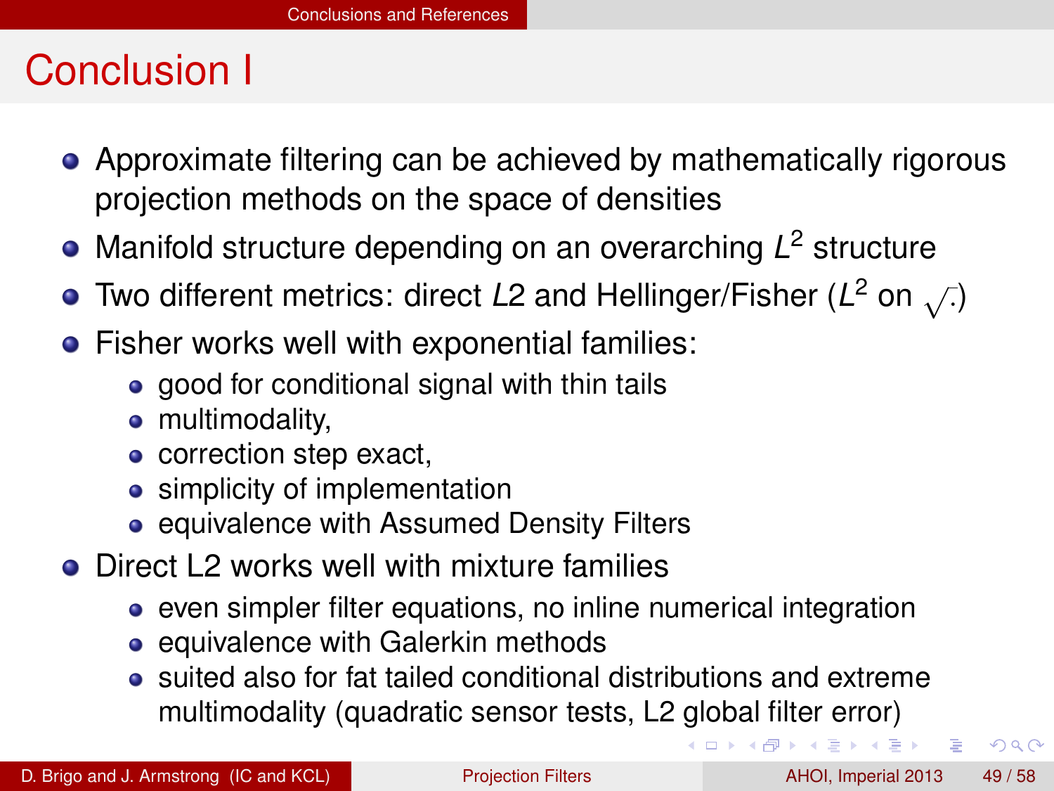# Conclusion I

- Approximate filtering can be achieved by mathematically rigorous projection methods on the space of densities
- Manifold structure depending on an overarching $L^2$ structure
- Two different metrics: direct $L2$ and Hellinger/Fisher ($L^2$ on $\sqrt{\cdot}$)
- Fisher works well with exponential families:
  - good for conditional signal with thin tails
  - multimodality,
  - correction step exact,
  - simplicity of implementation
  - equivalence with Assumed Density Filters
- Direct L2 works well with mixture families
  - even simpler filter equations, no inline numerical integration
  - equivalence with Galerkin methods
  - suited also for fat tailed conditional distributions and extreme multimodality (quadratic sensor tests, L2 global filter error)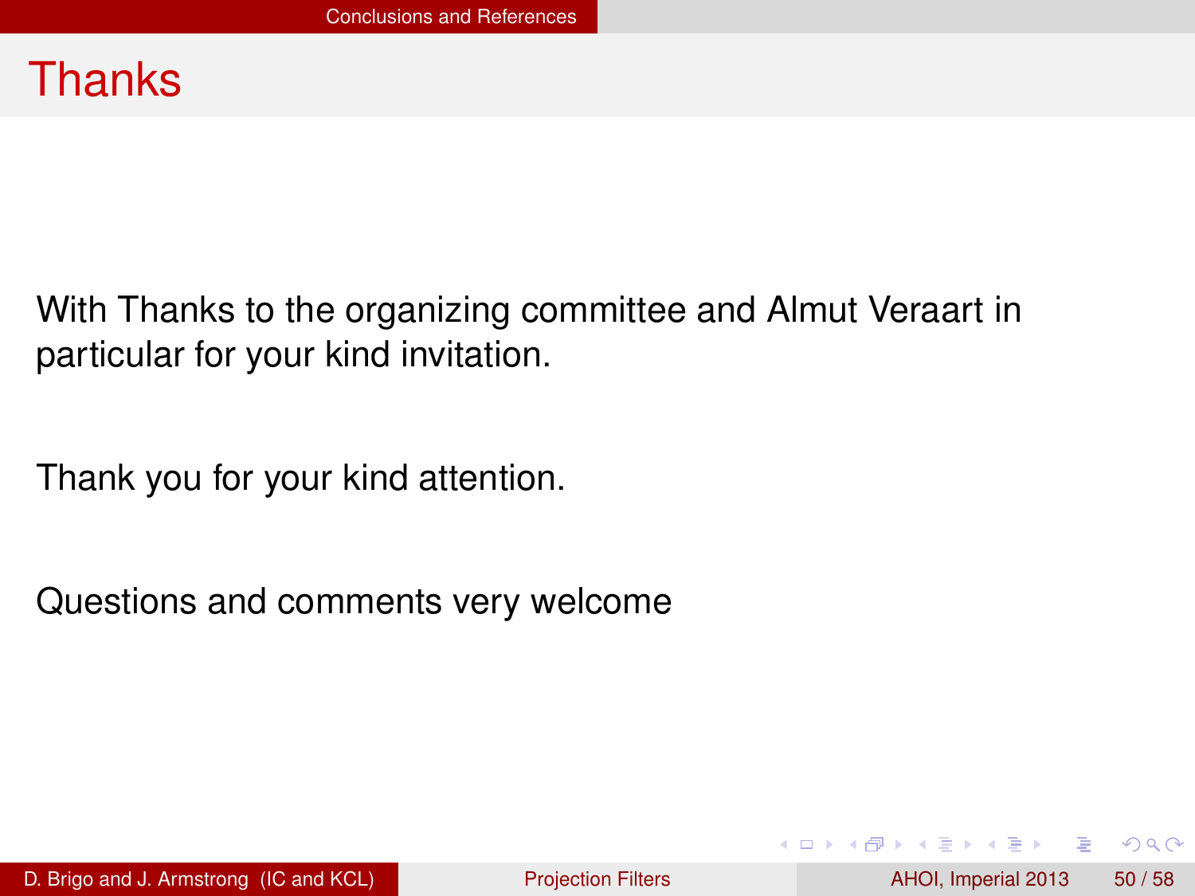# Thanks

With Thanks to the organizing committee and Almut Veraart in particular for your kind invitation.

Thank you for your kind attention.

Questions and comments very welcome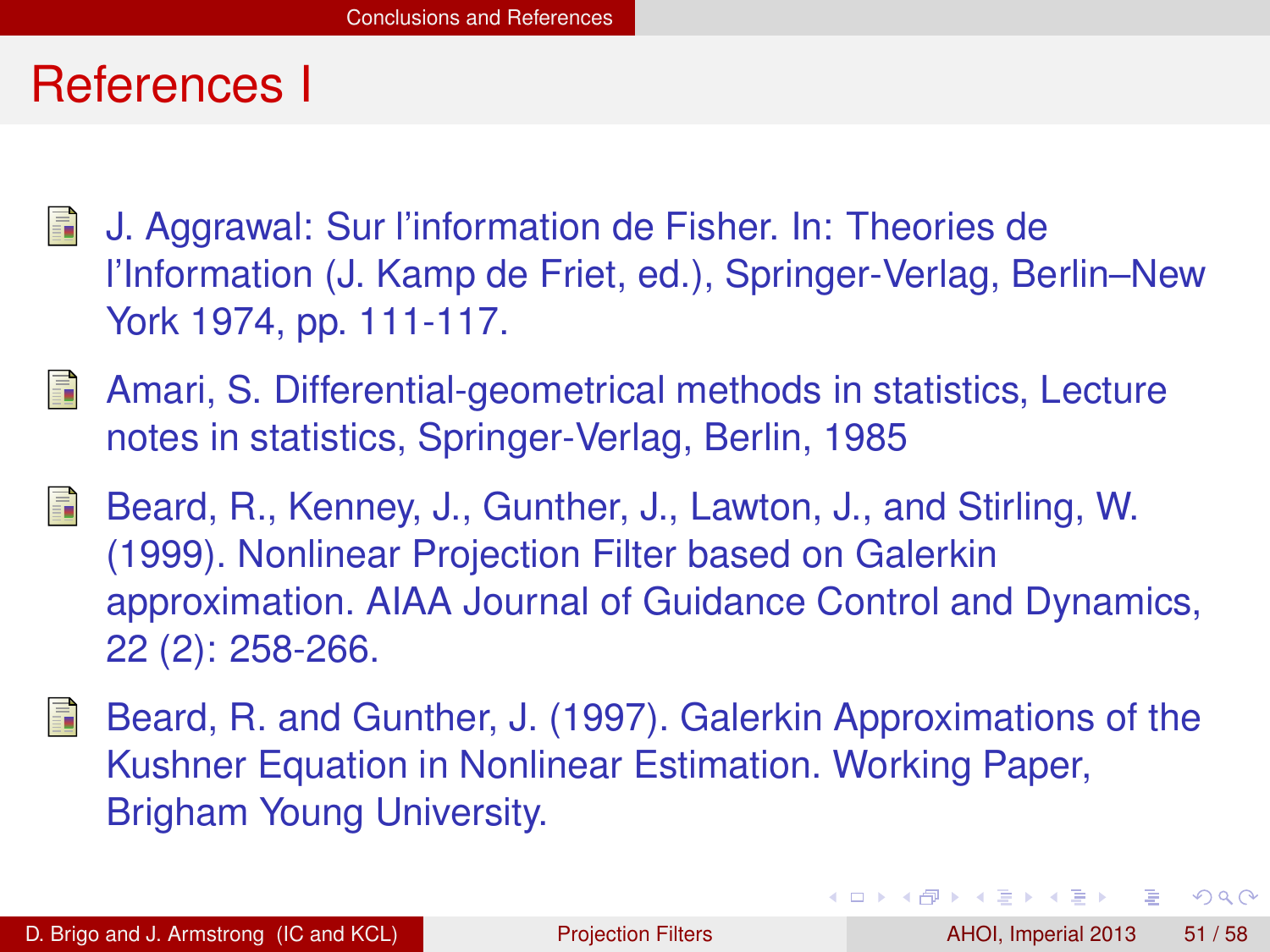# References I

- J. Aggrawal: Sur l'information de Fisher. In: Theories de l'Information (J. Kamp de Friet, ed.), Springer-Verlag, Berlin–New York 1974, pp. 111-117.
- Amari, S. Differential-geometrical methods in statistics, Lecture notes in statistics, Springer-Verlag, Berlin, 1985
- Beard, R., Kenney, J., Gunther, J., Lawton, J., and Stirling, W. (1999). Nonlinear Projection Filter based on Galerkin approximation. AIAA Journal of Guidance Control and Dynamics, 22 (2): 258-266.
- Beard, R. and Gunther, J. (1997). Galerkin Approximations of the Kushner Equation in Nonlinear Estimation. Working Paper, Brigham Young University.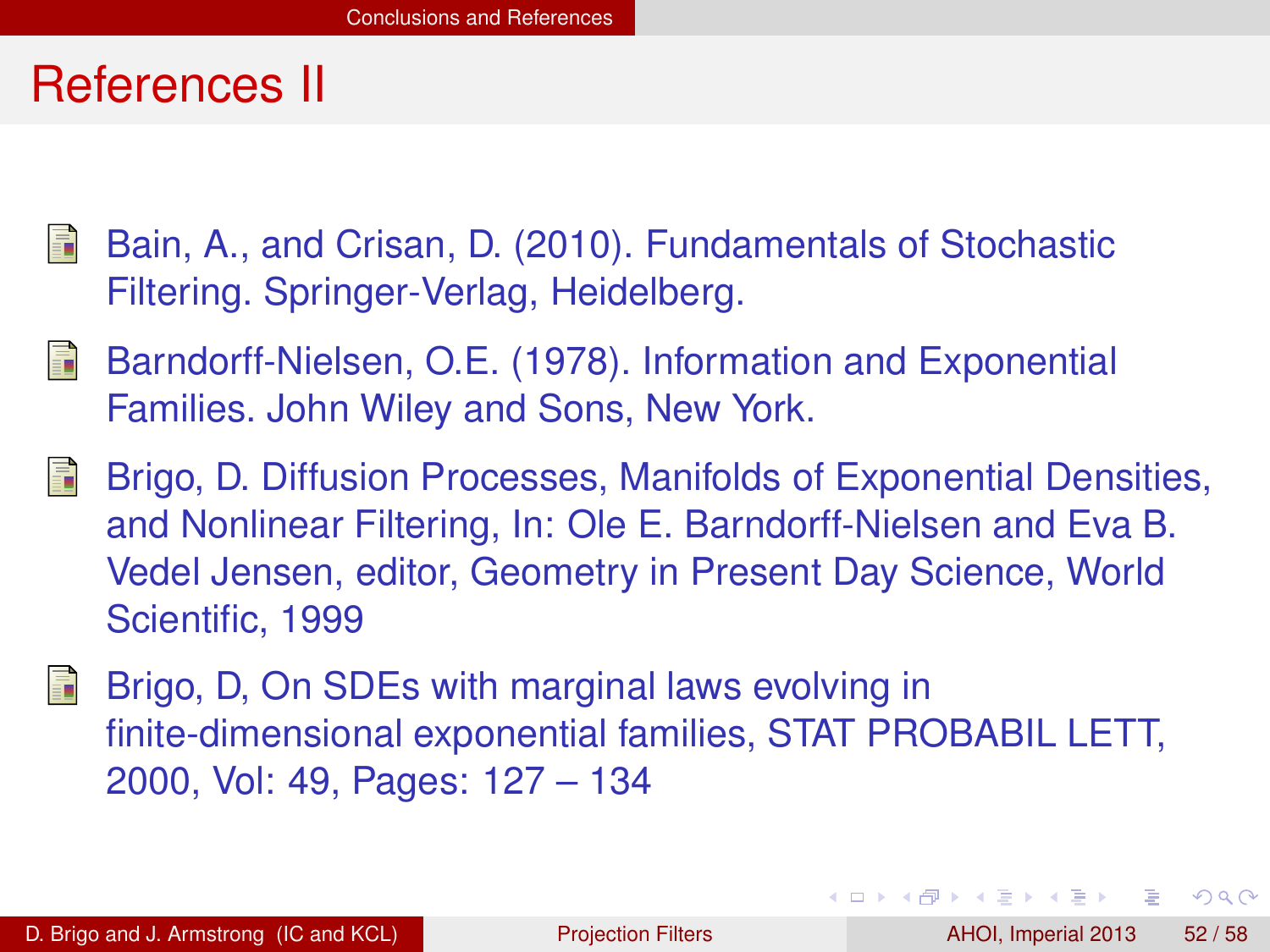# References II

- Bain, A., and Crisan, D. (2010). Fundamentals of Stochastic Filtering. Springer-Verlag, Heidelberg.
- Barndorff-Nielsen, O.E. (1978). Information and Exponential Families. John Wiley and Sons, New York.
- Brigo, D. Diffusion Processes, Manifolds of Exponential Densities, and Nonlinear Filtering, In: Ole E. Barndorff-Nielsen and Eva B. Vedel Jensen, editor, Geometry in Present Day Science, World Scientific, 1999
- Brigo, D, On SDEs with marginal laws evolving in finite-dimensional exponential families, STAT PROBABIL LETT, 2000, Vol: 49, Pages: 127 – 134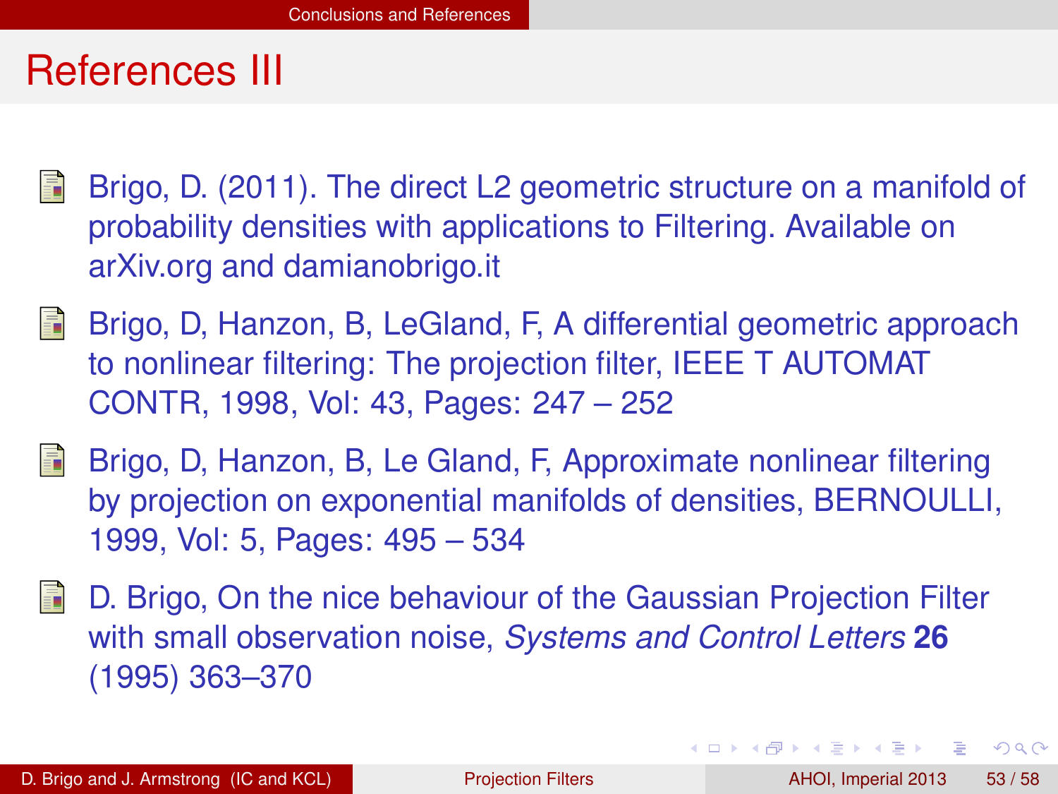# References III

- Brigo, D. (2011). The direct L2 geometric structure on a manifold of probability densities with applications to Filtering. Available on arXiv.org and damianobrigo.it
- Brigo, D, Hanzon, B, LeGland, F, A differential geometric approach to nonlinear filtering: The projection filter, IEEE T AUTOMAT CONTR, 1998, Vol: 43, Pages: 247 – 252
- Brigo, D, Hanzon, B, Le Gland, F, Approximate nonlinear filtering by projection on exponential manifolds of densities, BERNOULLI, 1999, Vol: 5, Pages: 495 – 534
- D. Brigo, On the nice behaviour of the Gaussian Projection Filter with small observation noise, *Systems and Control Letters* **26** (1995) 363–370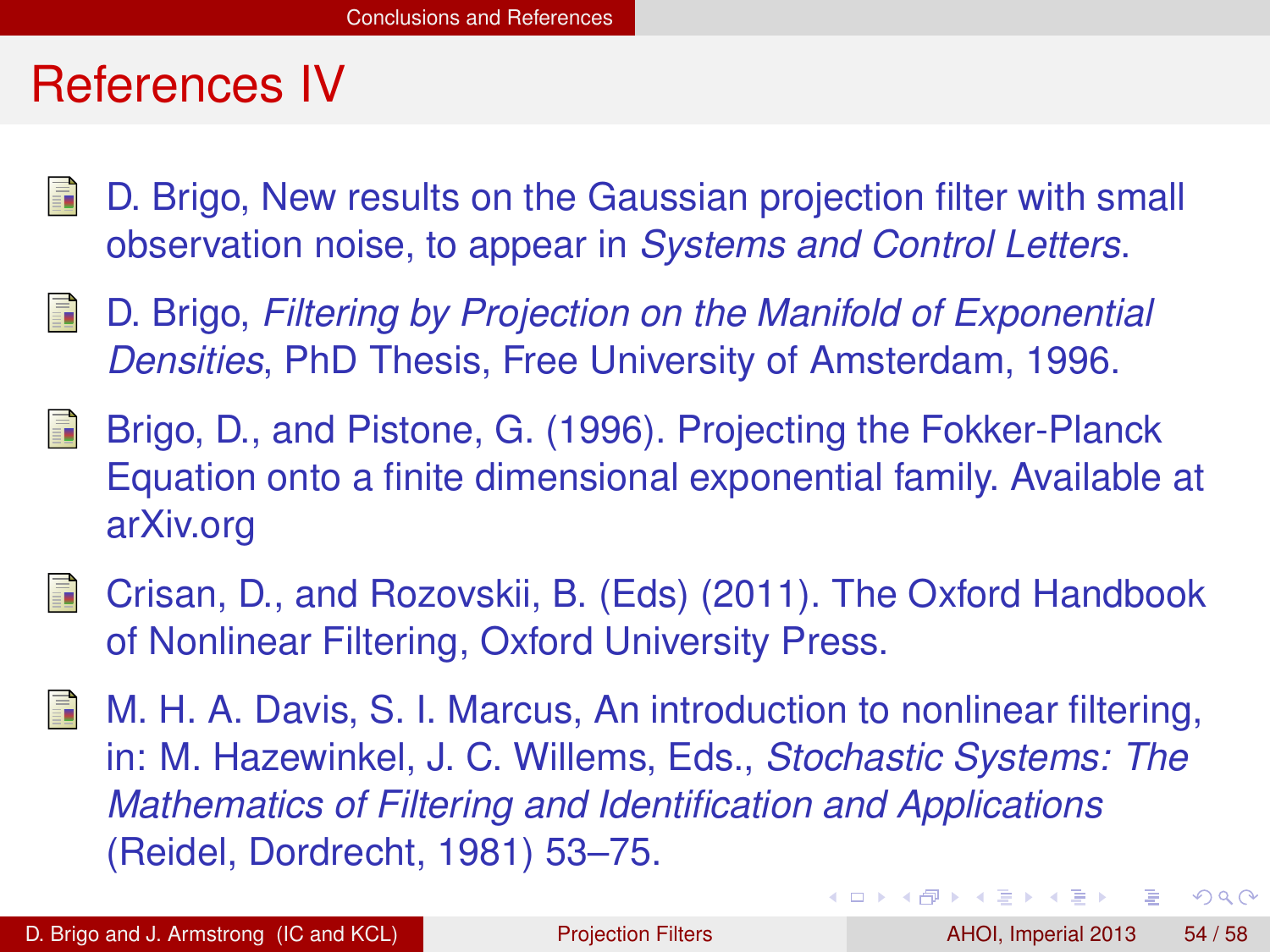# References IV

- D. Brigo, New results on the Gaussian projection filter with small observation noise, to appear in *Systems and Control Letters*.
- D. Brigo, *Filtering by Projection on the Manifold of Exponential Densities*, PhD Thesis, Free University of Amsterdam, 1996.
- Brigo, D., and Pistone, G. (1996). Projecting the Fokker-Planck Equation onto a finite dimensional exponential family. Available at arXiv.org
- Crisan, D., and Rozovskii, B. (Eds) (2011). The Oxford Handbook of Nonlinear Filtering, Oxford University Press.
- M. H. A. Davis, S. I. Marcus, An introduction to nonlinear filtering, in: M. Hazewinkel, J. C. Willems, Eds., *Stochastic Systems: The Mathematics of Filtering and Identification and Applications* (Reidel, Dordrecht, 1981) 53–75.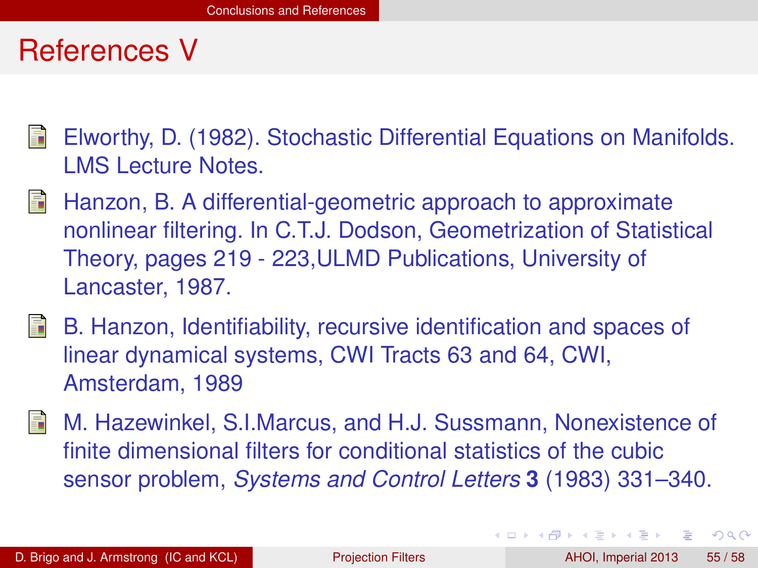# References V

- Elworthy, D. (1982). Stochastic Differential Equations on Manifolds. LMS Lecture Notes.
- Hanzon, B. A differential-geometric approach to approximate nonlinear filtering. In C.T.J. Dodson, Geometrization of Statistical Theory, pages 219 - 223,ULMD Publications, University of Lancaster, 1987.
- B. Hanzon, Identifiability, recursive identification and spaces of linear dynamical systems, CWI Tracts 63 and 64, CWI, Amsterdam, 1989
- M. Hazewinkel, S.I.Marcus, and H.J. Sussmann, Nonexistence of finite dimensional filters for conditional statistics of the cubic sensor problem, *Systems and Control Letters* **3** (1983) 331–340.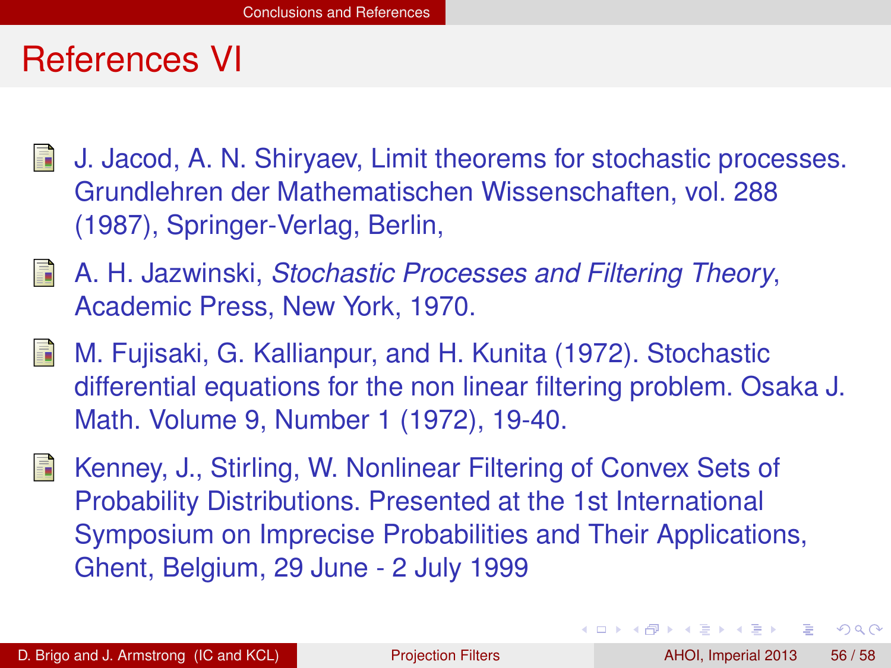# References VI

- J. Jacod, A. N. Shiryaev, Limit theorems for stochastic processes. Grundlehren der Mathematischen Wissenschaften, vol. 288 (1987), Springer-Verlag, Berlin,
- A. H. Jazwinski, *Stochastic Processes and Filtering Theory*, Academic Press, New York, 1970.
- M. Fujisaki, G. Kallianpur, and H. Kunita (1972). Stochastic differential equations for the non linear filtering problem. Osaka J. Math. Volume 9, Number 1 (1972), 19-40.
- Kenney, J., Stirling, W. Nonlinear Filtering of Convex Sets of Probability Distributions. Presented at the 1st International Symposium on Imprecise Probabilities and Their Applications, Ghent, Belgium, 29 June - 2 July 1999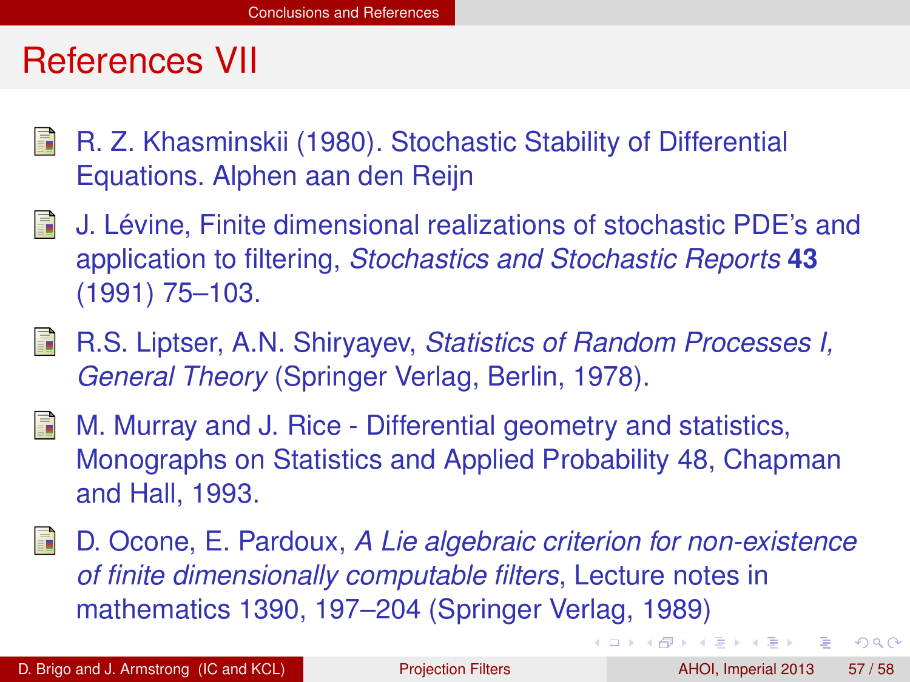# References VII

- R. Z. Khasminskii (1980). Stochastic Stability of Differential Equations. Alphen aan den Reijn
- J. Lévine, Finite dimensional realizations of stochastic PDE's and application to filtering, *Stochastics and Stochastic Reports* **43** (1991) 75–103.
- R.S. Liptser, A.N. Shiryayev, *Statistics of Random Processes I, General Theory* (Springer Verlag, Berlin, 1978).
- M. Murray and J. Rice - Differential geometry and statistics, Monographs on Statistics and Applied Probability 48, Chapman and Hall, 1993.
- D. Ocone, E. Pardoux, *A Lie algebraic criterion for non-existence of finite dimensionally computable filters*, Lecture notes in mathematics 1390, 197–204 (Springer Verlag, 1989)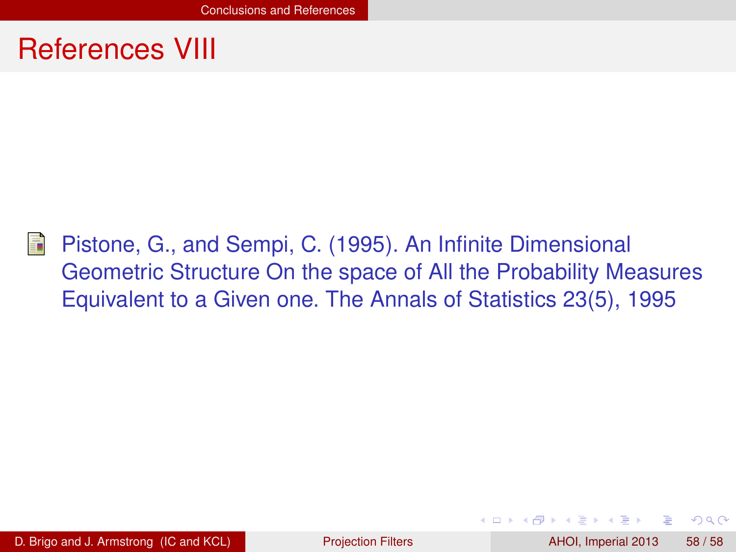# References VIII

- Pistone, G., and Sempi, C. (1995). An Infinite Dimensional Geometric Structure On the space of All the Probability Measures Equivalent to a Given one. The Annals of Statistics 23(5), 1995